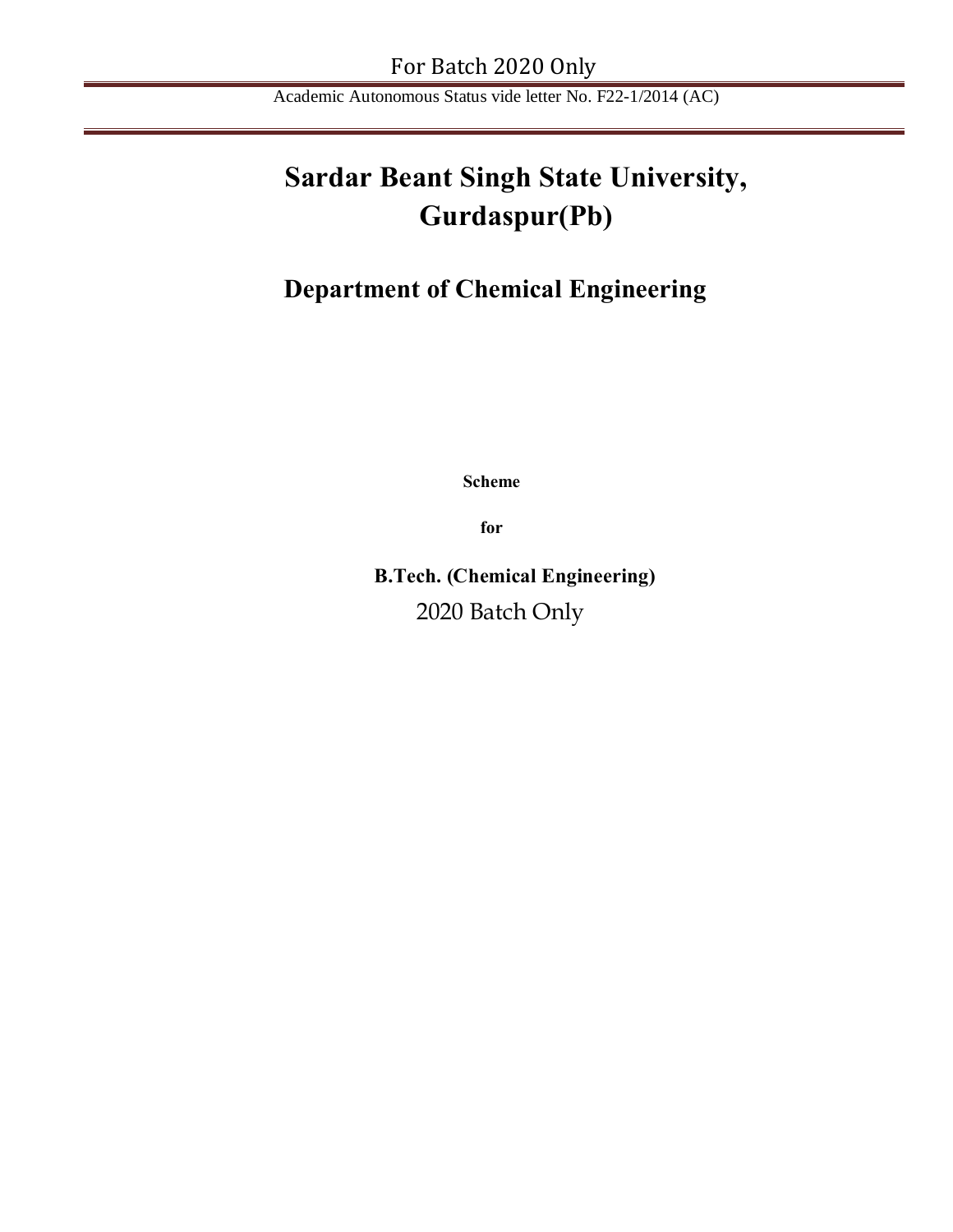Academic Autonomous Status vide letter No. F22-1/2014 (AC)

# Sardar Beant Singh State University, Gurdaspur(Pb)

## Department of Chemical Engineering

**Scheme**

**for**

**B.Tech. (Chemical Engineering)**

2020 Batch Only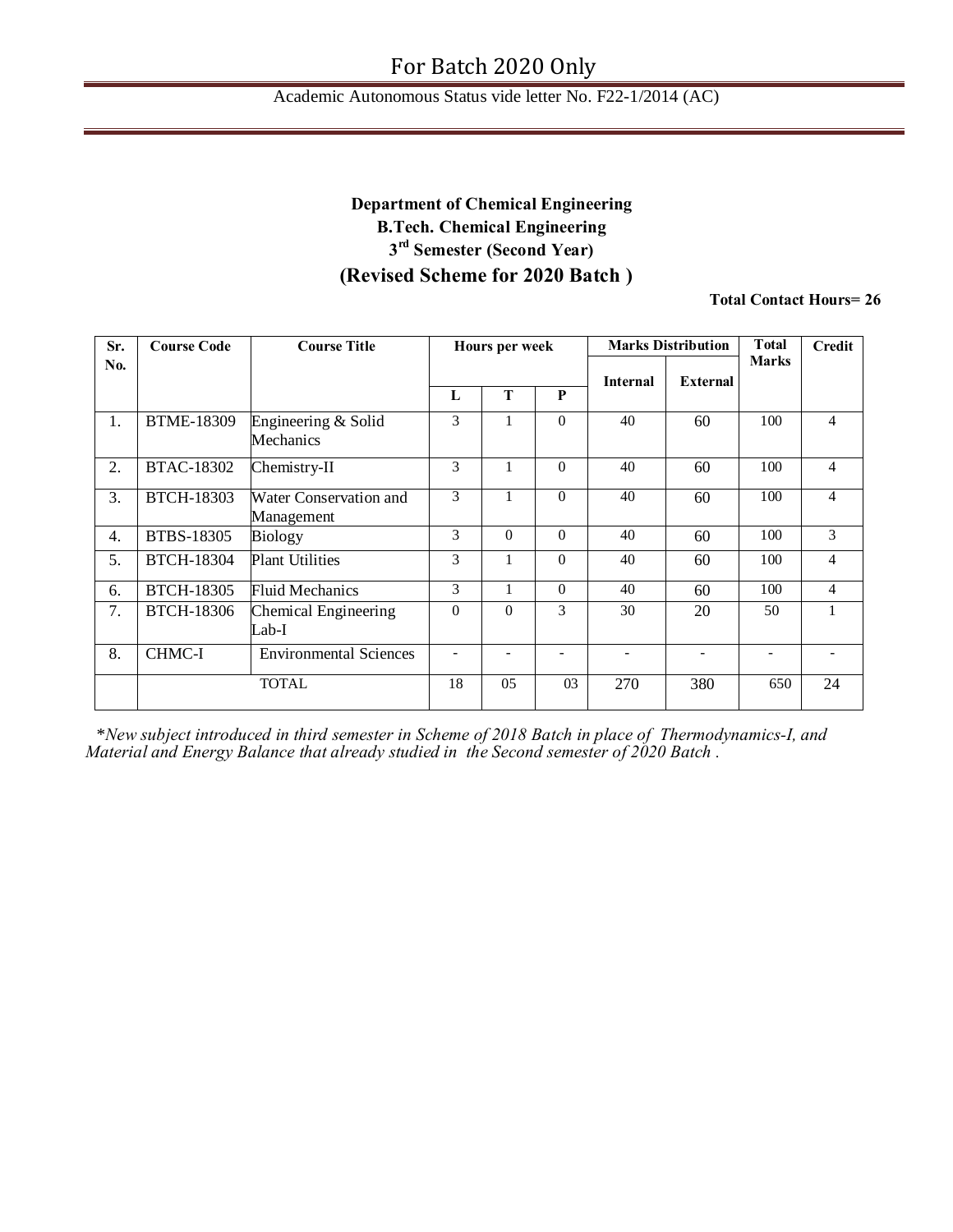For Batch 2020 Only

Academic Autonomous Status vide letter No. F22-1/2014 (AC)

**Department of Chemical Engineering**
**B.Tech. Chemical Engineering**
**3rd Semester (Second Year)**

## (Revised Scheme for 2020 Batch )

**Total Contact Hours= 26**

| Sr. No. | Course Code | Course Title | Hours per week | | | Marks Distribution | | Total Marks | Credit |
|---|---|---|---|---|---|---|---|---|---|
| | | | L | T | P | Internal | External | | |
| 1. | BTME-18309 | Engineering & Solid Mechanics | 3 | 1 | 0 | 40 | 60 | 100 | 4 |
| 2. | BTAC-18302 | Chemistry-II | 3 | 1 | 0 | 40 | 60 | 100 | 4 |
| 3. | BTCH-18303 | Water Conservation and Management | 3 | 1 | 0 | 40 | 60 | 100 | 4 |
| 4. | BTBS-18305 | Biology | 3 | 0 | 0 | 40 | 60 | 100 | 3 |
| 5. | BTCH-18304 | Plant Utilities | 3 | 1 | 0 | 40 | 60 | 100 | 4 |
| 6. | BTCH-18305 | Fluid Mechanics | 3 | 1 | 0 | 40 | 60 | 100 | 4 |
| 7. | BTCH-18306 | Chemical Engineering Lab-I | 0 | 0 | 3 | 30 | 20 | 50 | 1 |
| 8. | CHMC-I | Environmental Sciences | - | - | - | - | - | - | - |
| | TOTAL | | 18 | 05 | 03 | 270 | 380 | 650 | 24 |

*\*New subject introduced in third semester in Scheme of 2018 Batch in place of Thermodynamics-I, and Material and Energy Balance that already studied in the Second semester of 2020 Batch .*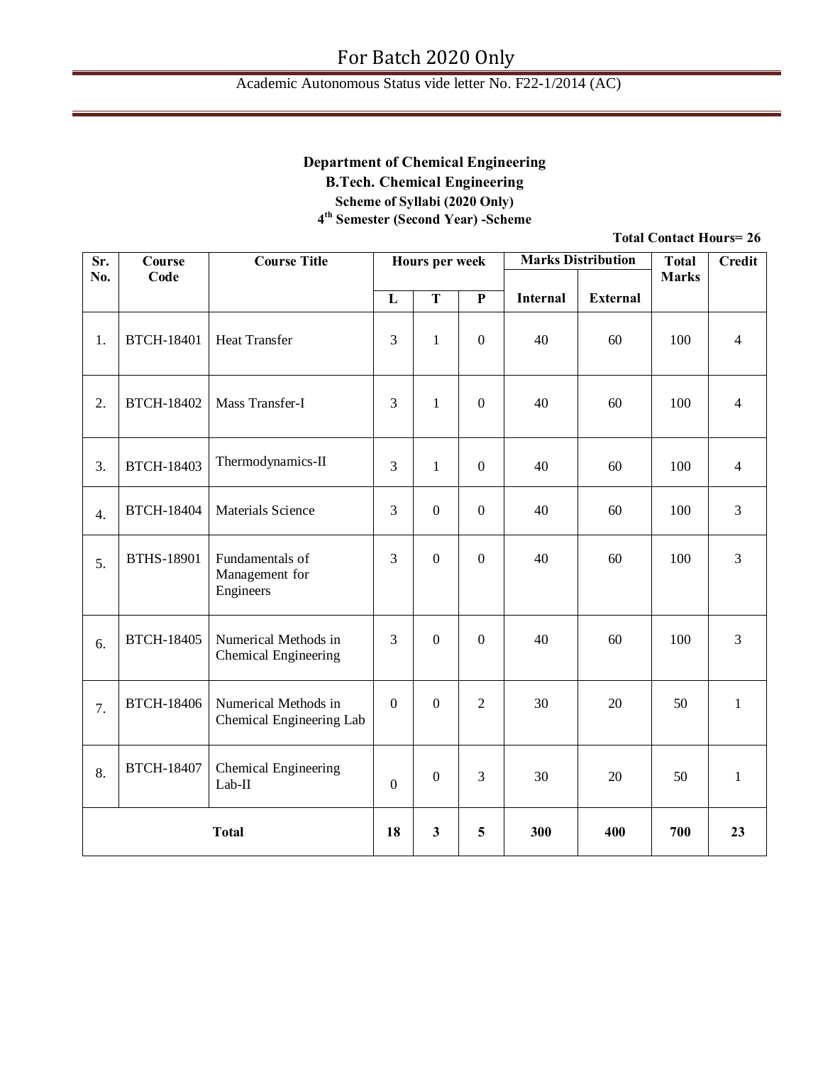# Department of Chemical Engineering

## B.Tech. Chemical Engineering

### Scheme of Syllabi (2020 Only)

### 4th Semester (Second Year) -Scheme

**Total Contact Hours= 26**

| Sr. No. | Course Code | Course Title | Hours per week | | | Marks Distribution | | Total Marks | Credit |
|---|---|---|---|---|---|---|---|---|---|
| | | | L | T | P | Internal | External | | |
| 1. | BTCH-18401 | Heat Transfer | 3 | 1 | 0 | 40 | 60 | 100 | 4 |
| 2. | BTCH-18402 | Mass Transfer-I | 3 | 1 | 0 | 40 | 60 | 100 | 4 |
| 3. | BTCH-18403 | Thermodynamics-II | 3 | 1 | 0 | 40 | 60 | 100 | 4 |
| 4. | BTCH-18404 | Materials Science | 3 | 0 | 0 | 40 | 60 | 100 | 3 |
| 5. | BTHS-18901 | Fundamentals of Management for Engineers | 3 | 0 | 0 | 40 | 60 | 100 | 3 |
| 6. | BTCH-18405 | Numerical Methods in Chemical Engineering | 3 | 0 | 0 | 40 | 60 | 100 | 3 |
| 7. | BTCH-18406 | Numerical Methods in Chemical Engineering Lab | 0 | 0 | 2 | 30 | 20 | 50 | 1 |
| 8. | BTCH-18407 | Chemical Engineering Lab-II | 0 | 0 | 3 | 30 | 20 | 50 | 1 |
| **Total** | | | **18** | **3** | **5** | **300** | **400** | **700** | **23** |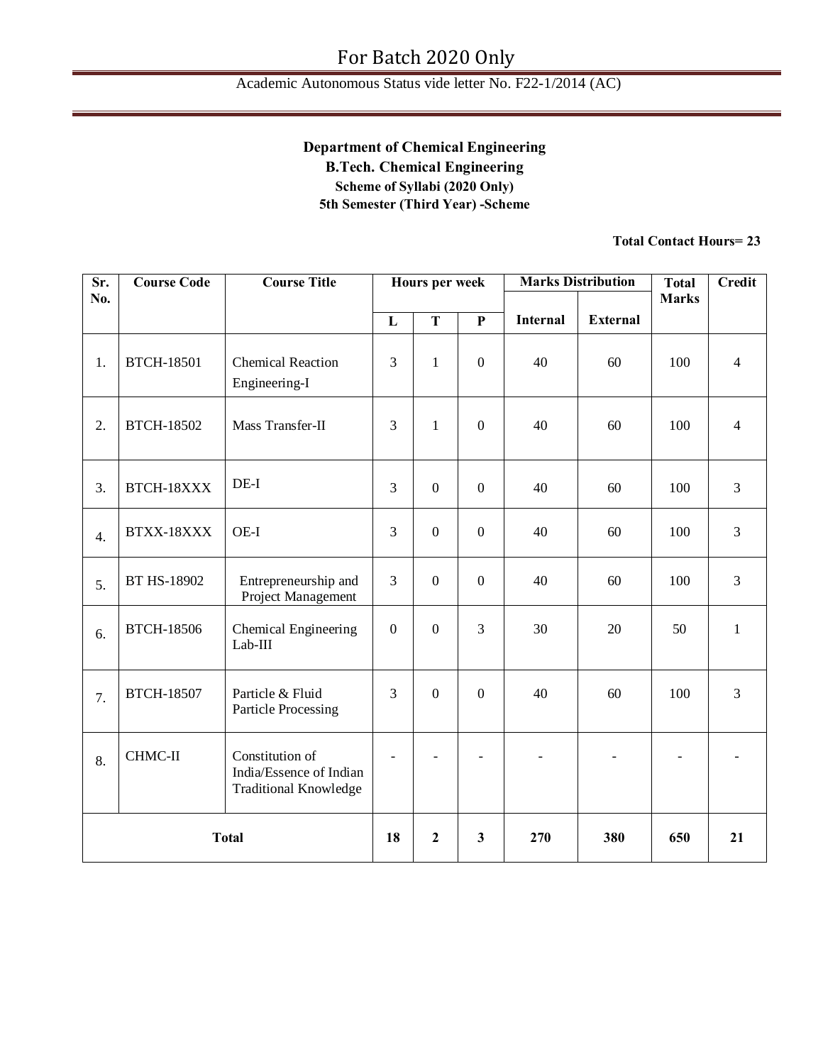For Batch 2020 Only

Academic Autonomous Status vide letter No. F22-1/2014 (AC)

**Department of Chemical Engineering**

**B.Tech. Chemical Engineering**

**Scheme of Syllabi (2020 Only)**

**5th Semester (Third Year) -Scheme**

**Total Contact Hours= 23**

| Sr. No. | Course Code | Course Title | Hours per week | | | Marks Distribution | | Total Marks | Credit |
|---|---|---|---|---|---|---|---|---|---|
| | | | L | T | P | Internal | External | | |
| 1. | BTCH-18501 | Chemical Reaction Engineering-I | 3 | 1 | 0 | 40 | 60 | 100 | 4 |
| 2. | BTCH-18502 | Mass Transfer-II | 3 | 1 | 0 | 40 | 60 | 100 | 4 |
| 3. | BTCH-18XXX | DE-I | 3 | 0 | 0 | 40 | 60 | 100 | 3 |
| 4. | BTXX-18XXX | OE-I | 3 | 0 | 0 | 40 | 60 | 100 | 3 |
| 5. | BT HS-18902 | Entrepreneurship and Project Management | 3 | 0 | 0 | 40 | 60 | 100 | 3 |
| 6. | BTCH-18506 | Chemical Engineering Lab-III | 0 | 0 | 3 | 30 | 20 | 50 | 1 |
| 7. | BTCH-18507 | Particle & Fluid Particle Processing | 3 | 0 | 0 | 40 | 60 | 100 | 3 |
| 8. | CHMC-II | Constitution of India/Essence of Indian Traditional Knowledge | - | - | - | - | - | - | - |
| **Total** | | | **18** | **2** | **3** | **270** | **380** | **650** | **21** |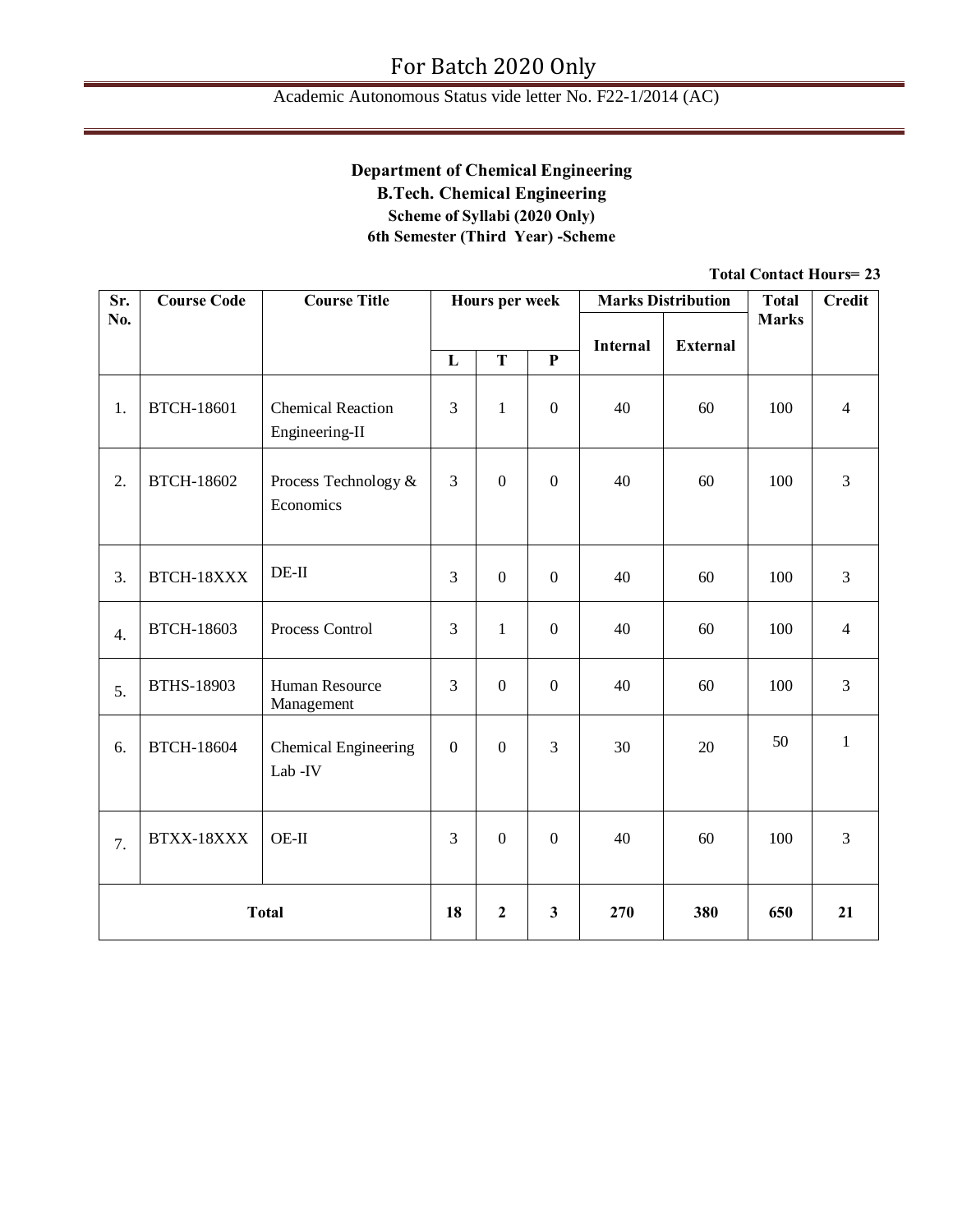For Batch 2020 Only

Academic Autonomous Status vide letter No. F22-1/2014 (AC)

**Department of Chemical Engineering**

**B.Tech. Chemical Engineering**

**Scheme of Syllabi (2020 Only)**

**6th Semester (Third Year) -Scheme**

**Total Contact Hours= 23**

| Sr. No. | Course Code | Course Title | Hours per week | | | Marks Distribution | | Total Marks | Credit |
|---|---|---|---|---|---|---|---|---|---|
| | | | L | T | P | Internal | External | | |
| 1. | BTCH-18601 | Chemical Reaction Engineering-II | 3 | 1 | 0 | 40 | 60 | 100 | 4 |
| 2. | BTCH-18602 | Process Technology & Economics | 3 | 0 | 0 | 40 | 60 | 100 | 3 |
| 3. | BTCH-18XXX | DE-II | 3 | 0 | 0 | 40 | 60 | 100 | 3 |
| 4. | BTCH-18603 | Process Control | 3 | 1 | 0 | 40 | 60 | 100 | 4 |
| 5. | BTHS-18903 | Human Resource Management | 3 | 0 | 0 | 40 | 60 | 100 | 3 |
| 6. | BTCH-18604 | Chemical Engineering Lab -IV | 0 | 0 | 3 | 30 | 20 | 50 | 1 |
| 7. | BTXX-18XXX | OE-II | 3 | 0 | 0 | 40 | 60 | 100 | 3 |
| **Total** | | | **18** | **2** | **3** | **270** | **380** | **650** | **21** |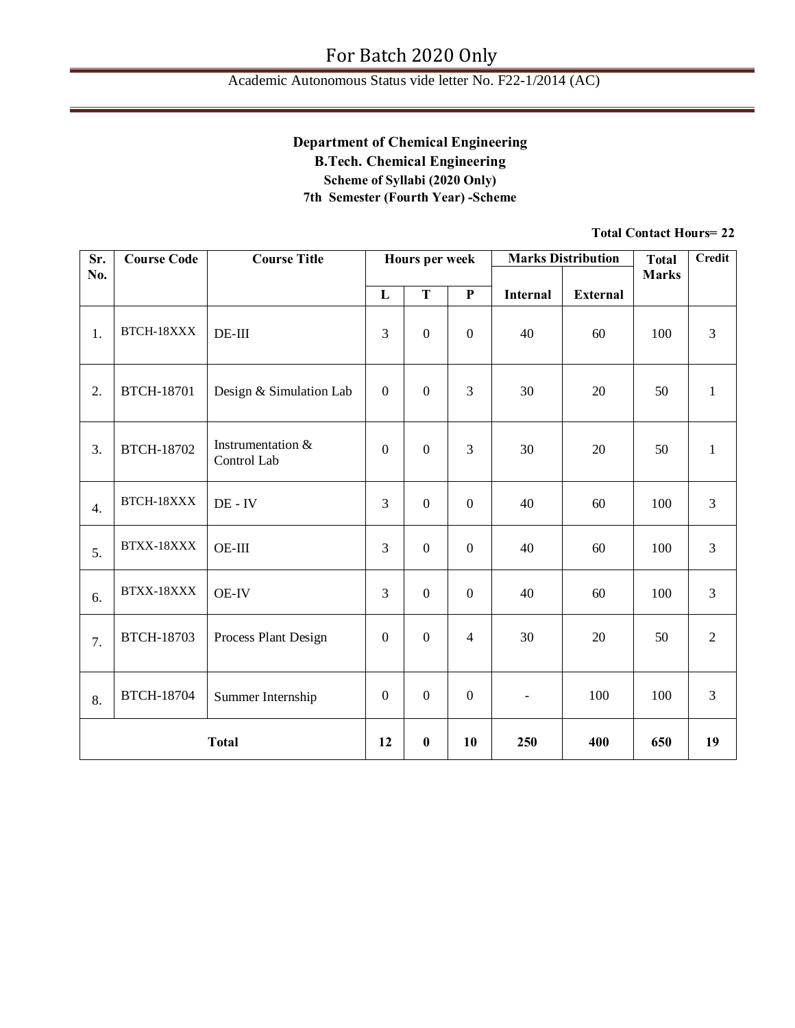**Department of Chemical Engineering**

**B.Tech. Chemical Engineering**

**Scheme of Syllabi (2020 Only)**

**7th Semester (Fourth Year) -Scheme**

**Total Contact Hours= 22**

| Sr. No. | Course Code | Course Title | Hours per week | | | Marks Distribution | | Total Marks | Credit |
|---|---|---|---|---|---|---|---|---|---|
| | | | L | T | P | Internal | External | | |
| 1. | BTCH-18XXX | DE-III | 3 | 0 | 0 | 40 | 60 | 100 | 3 |
| 2. | BTCH-18701 | Design & Simulation Lab | 0 | 0 | 3 | 30 | 20 | 50 | 1 |
| 3. | BTCH-18702 | Instrumentation & Control Lab | 0 | 0 | 3 | 30 | 20 | 50 | 1 |
| 4. | BTCH-18XXX | DE - IV | 3 | 0 | 0 | 40 | 60 | 100 | 3 |
| 5. | BTXX-18XXX | OE-III | 3 | 0 | 0 | 40 | 60 | 100 | 3 |
| 6. | BTXX-18XXX | OE-IV | 3 | 0 | 0 | 40 | 60 | 100 | 3 |
| 7. | BTCH-18703 | Process Plant Design | 0 | 0 | 4 | 30 | 20 | 50 | 2 |
| 8. | BTCH-18704 | Summer Internship | 0 | 0 | 0 | - | 100 | 100 | 3 |
| **Total** | | | **12** | **0** | **10** | **250** | **400** | **650** | **19** |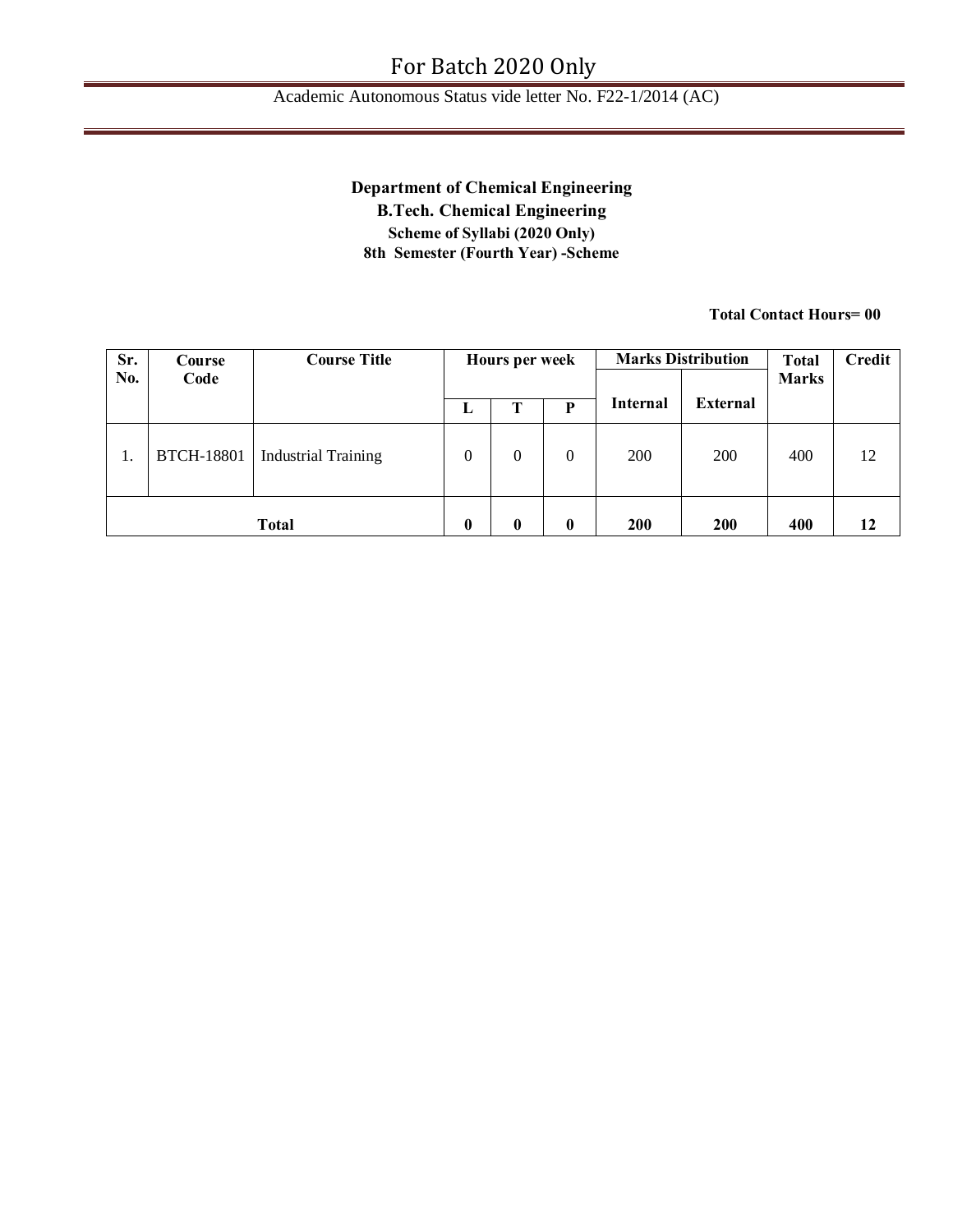**Department of Chemical Engineering**
**B.Tech. Chemical Engineering**
**Scheme of Syllabi (2020 Only)**
**8th Semester (Fourth Year) -Scheme**

**Total Contact Hours= 00**

| Sr. No. | Course Code | Course Title | Hours per week | | | Marks Distribution | | Total Marks | Credit |
|---|---|---|---|---|---|---|---|---|---|
| | | | L | T | P | Internal | External | | |
| 1. | BTCH-18801 | Industrial Training | 0 | 0 | 0 | 200 | 200 | 400 | 12 |
| **Total** | | | **0** | **0** | **0** | **200** | **200** | **400** | **12** |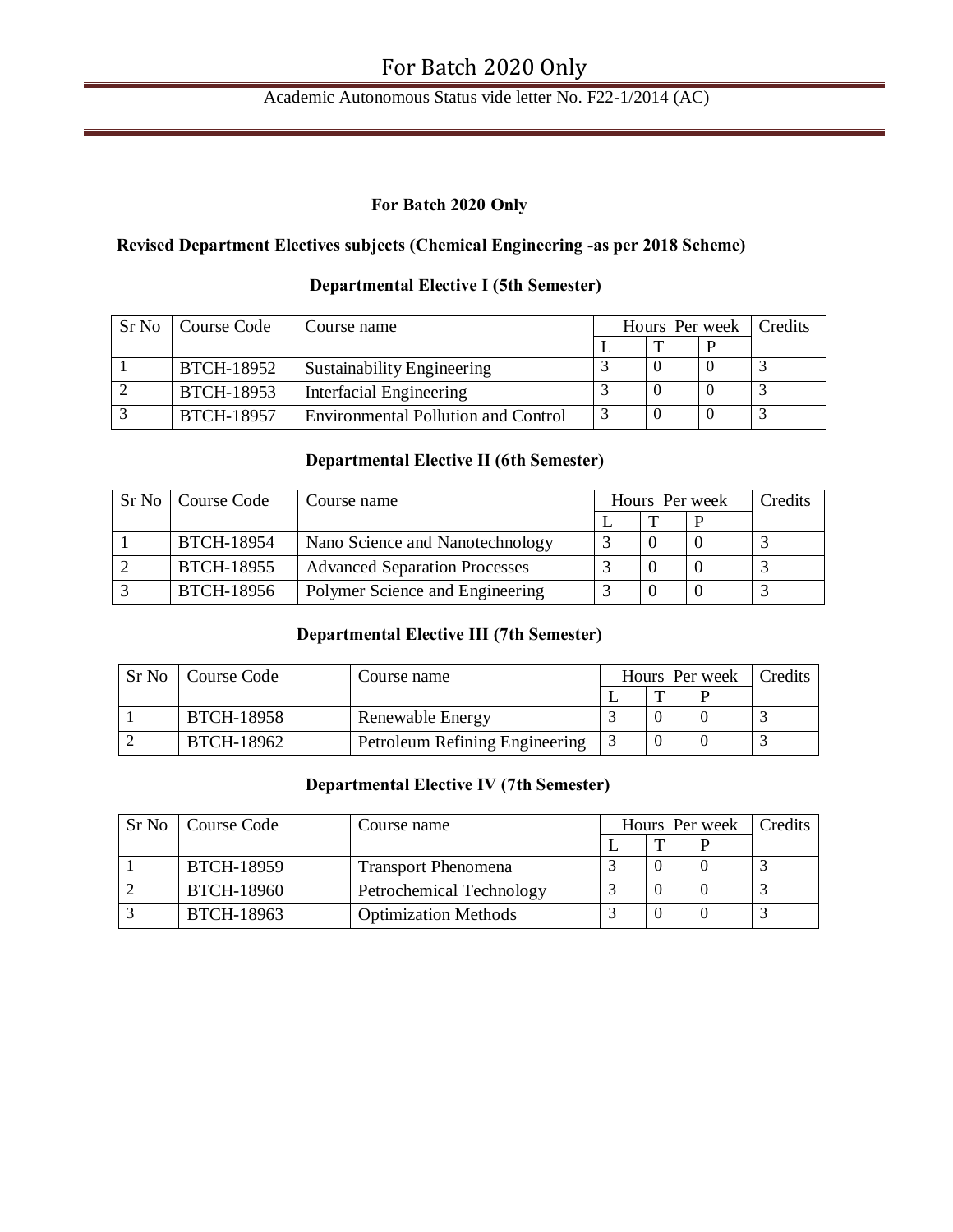**For Batch 2020 Only**

**Revised Department Electives subjects (Chemical Engineering -as per 2018 Scheme)**

**Departmental Elective I (5th Semester)**

| Sr No | Course Code | Course name | Hours Per week | | | Credits |
|---|---|---|---|---|---|---|
| | | | L | T | P | |
| 1 | BTCH-18952 | Sustainability Engineering | 3 | 0 | 0 | 3 |
| 2 | BTCH-18953 | Interfacial Engineering | 3 | 0 | 0 | 3 |
| 3 | BTCH-18957 | Environmental Pollution and Control | 3 | 0 | 0 | 3 |

**Departmental Elective II (6th Semester)**

| Sr No | Course Code | Course name | Hours Per week | | | Credits |
|---|---|---|---|---|---|---|
| | | | L | T | P | |
| 1 | BTCH-18954 | Nano Science and Nanotechnology | 3 | 0 | 0 | 3 |
| 2 | BTCH-18955 | Advanced Separation Processes | 3 | 0 | 0 | 3 |
| 3 | BTCH-18956 | Polymer Science and Engineering | 3 | 0 | 0 | 3 |

**Departmental Elective III (7th Semester)**

| Sr No | Course Code | Course name | Hours Per week | | | Credits |
|---|---|---|---|---|---|---|
| | | | L | T | P | |
| 1 | BTCH-18958 | Renewable Energy | 3 | 0 | 0 | 3 |
| 2 | BTCH-18962 | Petroleum Refining Engineering | 3 | 0 | 0 | 3 |

**Departmental Elective IV (7th Semester)**

| Sr No | Course Code | Course name | Hours Per week | | | Credits |
|---|---|---|---|---|---|---|
| | | | L | T | P | |
| 1 | BTCH-18959 | Transport Phenomena | 3 | 0 | 0 | 3 |
| 2 | BTCH-18960 | Petrochemical Technology | 3 | 0 | 0 | 3 |
| 3 | BTCH-18963 | Optimization Methods | 3 | 0 | 0 | 3 |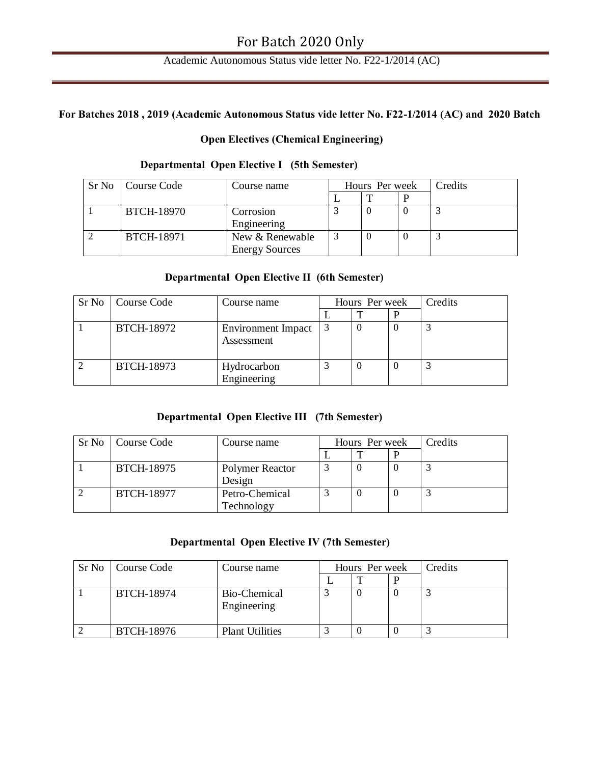**For Batches 2018 , 2019 (Academic Autonomous Status vide letter No. F22-1/2014 (AC) and 2020 Batch**

**Open Electives (Chemical Engineering)**

**Departmental Open Elective I (5th Semester)**

| Sr No | Course Code | Course name | Hours Per week | | | Credits |
|---|---|---|---|---|---|---|
| | | | L | T | P | |
| 1 | BTCH-18970 | Corrosion Engineering | 3 | 0 | 0 | 3 |
| 2 | BTCH-18971 | New & Renewable Energy Sources | 3 | 0 | 0 | 3 |

**Departmental Open Elective II (6th Semester)**

| Sr No | Course Code | Course name | Hours Per week | | | Credits |
|---|---|---|---|---|---|---|
| | | | L | T | P | |
| 1 | BTCH-18972 | Environment Impact Assessment | 3 | 0 | 0 | 3 |
| 2 | BTCH-18973 | Hydrocarbon Engineering | 3 | 0 | 0 | 3 |

**Departmental Open Elective III (7th Semester)**

| Sr No | Course Code | Course name | Hours Per week | | | Credits |
|---|---|---|---|---|---|---|
| | | | L | T | P | |
| 1 | BTCH-18975 | Polymer Reactor Design | 3 | 0 | 0 | 3 |
| 2 | BTCH-18977 | Petro-Chemical Technology | 3 | 0 | 0 | 3 |

**Departmental Open Elective IV (7th Semester)**

| Sr No | Course Code | Course name | Hours Per week | | | Credits |
|---|---|---|---|---|---|---|
| | | | L | T | P | |
| 1 | BTCH-18974 | Bio-Chemical Engineering | 3 | 0 | 0 | 3 |
| 2 | BTCH-18976 | Plant Utilities | 3 | 0 | 0 | 3 |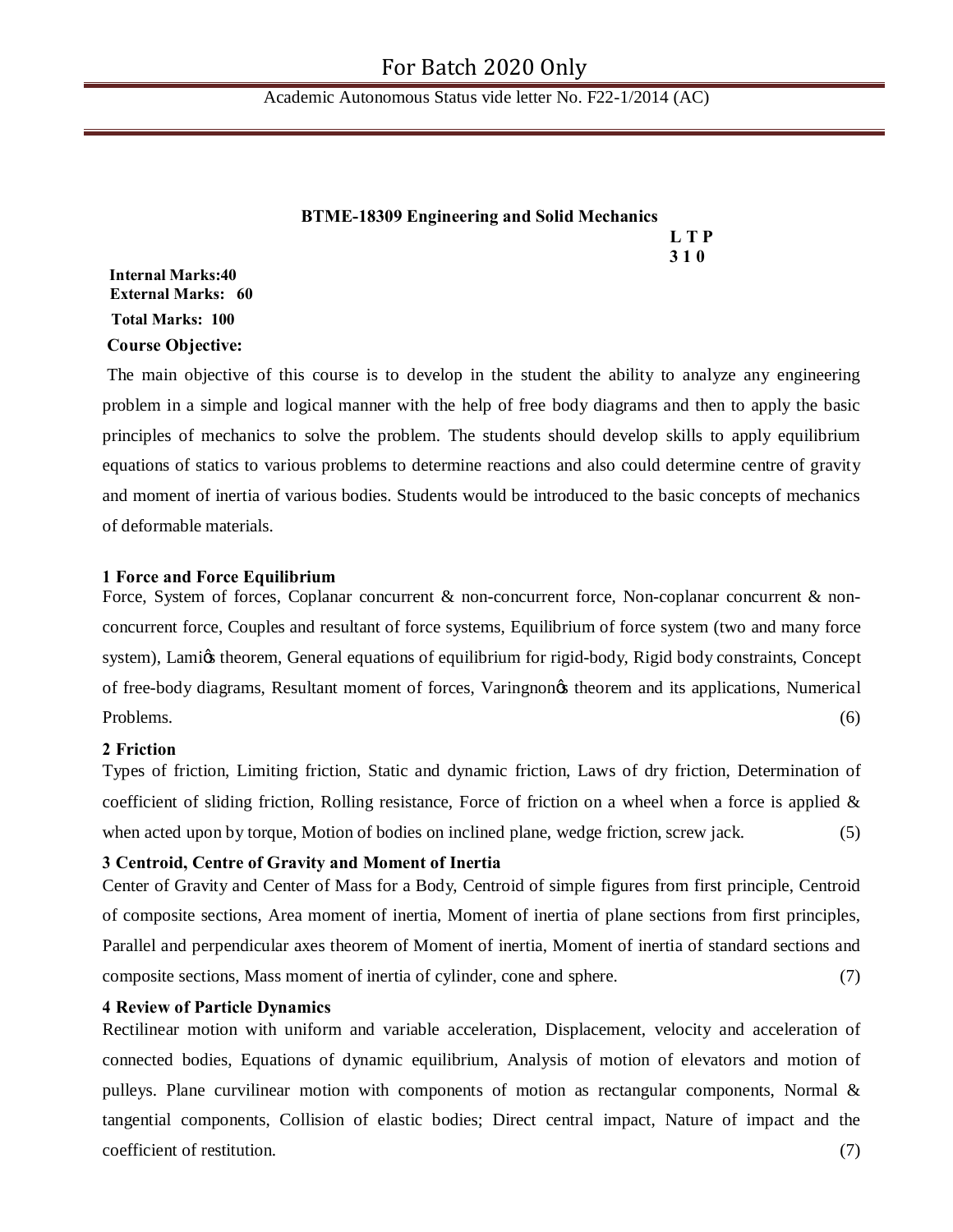## BTME-18309 Engineering and Solid Mechanics

**L T P**
**3 1 0**

**Internal Marks:40**
**External Marks: 60**
**Total Marks: 100**

**Course Objective:**

The main objective of this course is to develop in the student the ability to analyze any engineering problem in a simple and logical manner with the help of free body diagrams and then to apply the basic principles of mechanics to solve the problem. The students should develop skills to apply equilibrium equations of statics to various problems to determine reactions and also could determine centre of gravity and moment of inertia of various bodies. Students would be introduced to the basic concepts of mechanics of deformable materials.

### 1 Force and Force Equilibrium

Force, System of forces, Coplanar concurrent & non-concurrent force, Non-coplanar concurrent & non-concurrent force, Couples and resultant of force systems, Equilibrium of force system (two and many force system), Lamiõs theorem, General equations of equilibrium for rigid-body, Rigid body constraints, Concept of free-body diagrams, Resultant moment of forces, Varingnonõs theorem and its applications, Numerical Problems. (6)

### 2 Friction

Types of friction, Limiting friction, Static and dynamic friction, Laws of dry friction, Determination of coefficient of sliding friction, Rolling resistance, Force of friction on a wheel when a force is applied & when acted upon by torque, Motion of bodies on inclined plane, wedge friction, screw jack. (5)

### 3 Centroid, Centre of Gravity and Moment of Inertia

Center of Gravity and Center of Mass for a Body, Centroid of simple figures from first principle, Centroid of composite sections, Area moment of inertia, Moment of inertia of plane sections from first principles, Parallel and perpendicular axes theorem of Moment of inertia, Moment of inertia of standard sections and composite sections, Mass moment of inertia of cylinder, cone and sphere. (7)

### 4 Review of Particle Dynamics

Rectilinear motion with uniform and variable acceleration, Displacement, velocity and acceleration of connected bodies, Equations of dynamic equilibrium, Analysis of motion of elevators and motion of pulleys. Plane curvilinear motion with components of motion as rectangular components, Normal & tangential components, Collision of elastic bodies; Direct central impact, Nature of impact and the coefficient of restitution. (7)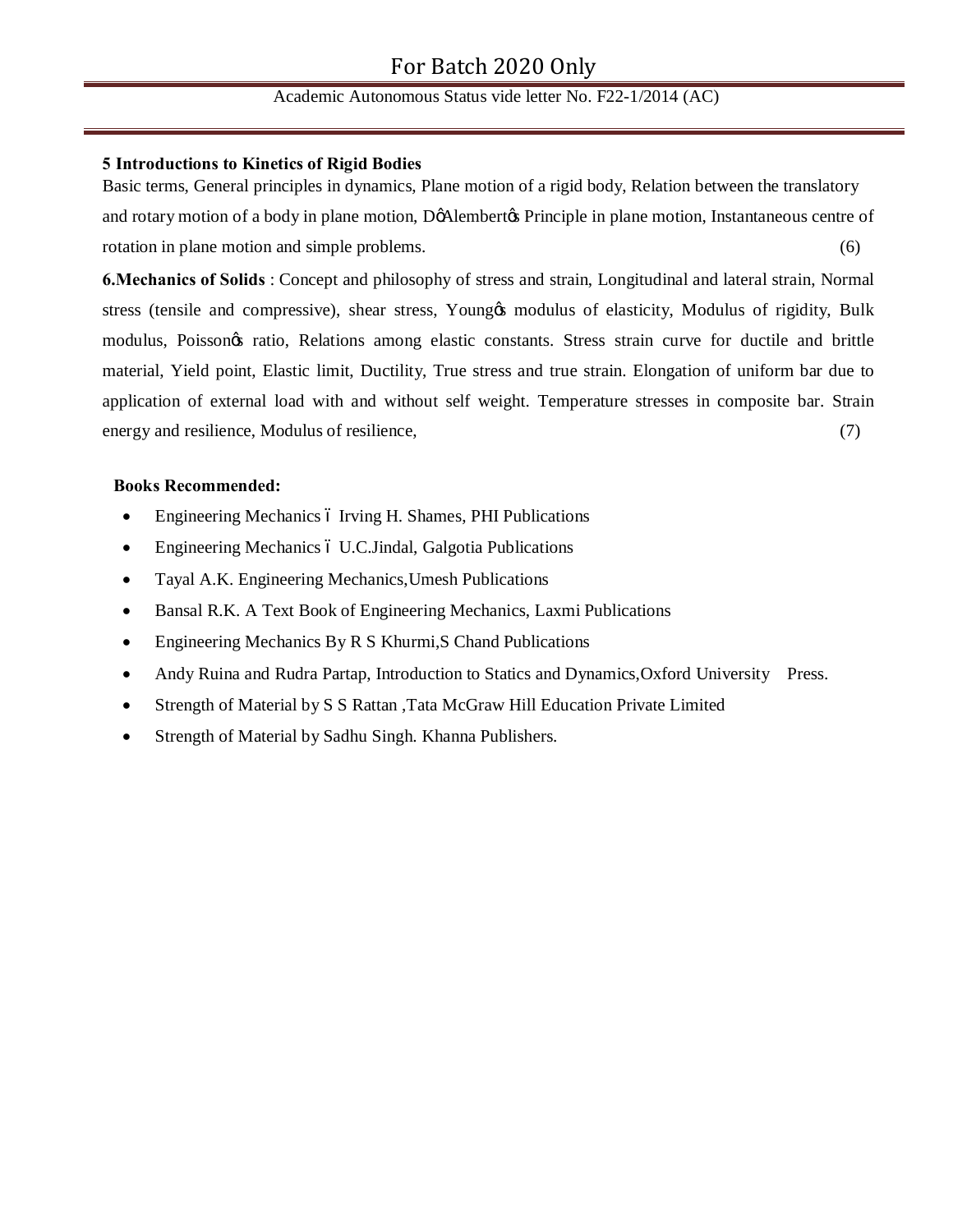**5 Introductions to Kinetics of Rigid Bodies**

Basic terms, General principles in dynamics, Plane motion of a rigid body, Relation between the translatory and rotary motion of a body in plane motion, D'Alembert's Principle in plane motion, Instantaneous centre of rotation in plane motion and simple problems. (6)

**6.Mechanics of Solids** : Concept and philosophy of stress and strain, Longitudinal and lateral strain, Normal stress (tensile and compressive), shear stress, Young's modulus of elasticity, Modulus of rigidity, Bulk modulus, Poisson's ratio, Relations among elastic constants. Stress strain curve for ductile and brittle material, Yield point, Elastic limit, Ductility, True stress and true strain. Elongation of uniform bar due to application of external load with and without self weight. Temperature stresses in composite bar. Strain energy and resilience, Modulus of resilience, (7)

**Books Recommended:**

- Engineering Mechanics – Irving H. Shames, PHI Publications
- Engineering Mechanics – U.C.Jindal, Galgotia Publications
- Tayal A.K. Engineering Mechanics,Umesh Publications
- Bansal R.K. A Text Book of Engineering Mechanics, Laxmi Publications
- Engineering Mechanics By R S Khurmi,S Chand Publications
- Andy Ruina and Rudra Partap, Introduction to Statics and Dynamics,Oxford University Press.
- Strength of Material by S S Rattan ,Tata McGraw Hill Education Private Limited
- Strength of Material by Sadhu Singh. Khanna Publishers.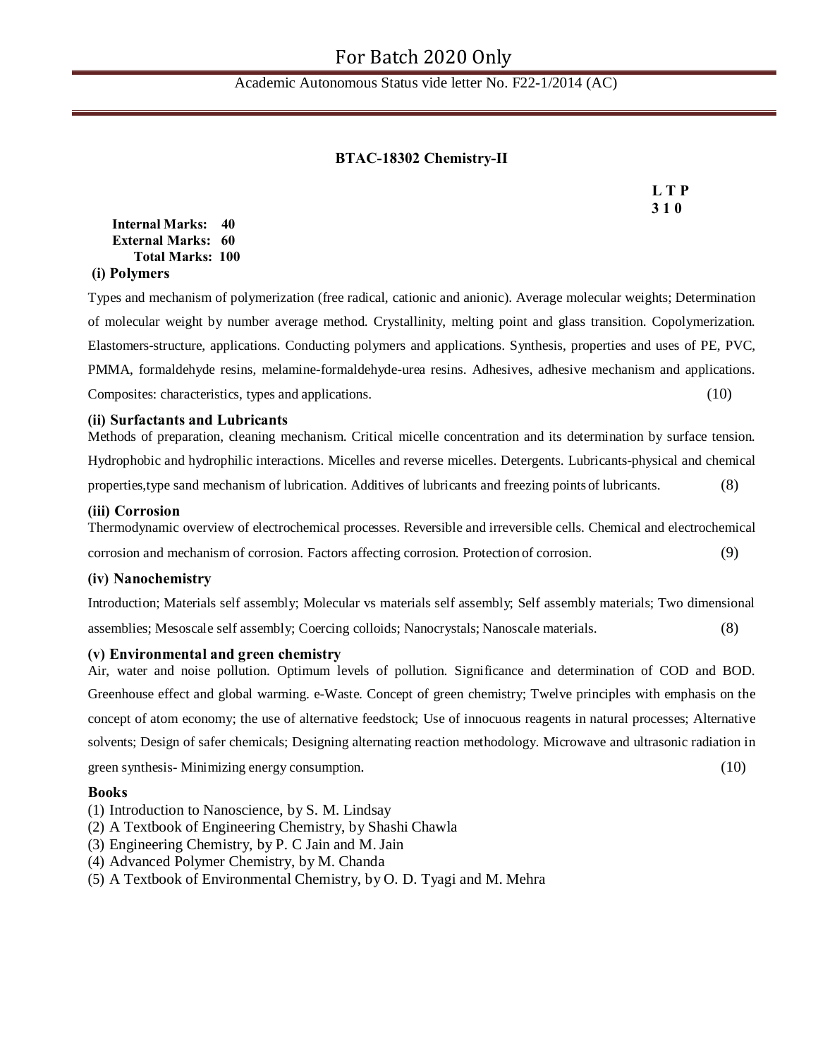## BTAC-18302 Chemistry-II

**L T P**
**3 1 0**

**Internal Marks: 40**
**External Marks: 60**
**Total Marks: 100**

### (i) Polymers

Types and mechanism of polymerization (free radical, cationic and anionic). Average molecular weights; Determination of molecular weight by number average method. Crystallinity, melting point and glass transition. Copolymerization. Elastomers-structure, applications. Conducting polymers and applications. Synthesis, properties and uses of PE, PVC, PMMA, formaldehyde resins, melamine-formaldehyde-urea resins. Adhesives, adhesive mechanism and applications. Composites: characteristics, types and applications. (10)

### (ii) Surfactants and Lubricants

Methods of preparation, cleaning mechanism. Critical micelle concentration and its determination by surface tension. Hydrophobic and hydrophilic interactions. Micelles and reverse micelles. Detergents. Lubricants-physical and chemical properties,type sand mechanism of lubrication. Additives of lubricants and freezing points of lubricants. (8)

### (iii) Corrosion

Thermodynamic overview of electrochemical processes. Reversible and irreversible cells. Chemical and electrochemical corrosion and mechanism of corrosion. Factors affecting corrosion. Protection of corrosion. (9)

### (iv) Nanochemistry

Introduction; Materials self assembly; Molecular vs materials self assembly; Self assembly materials; Two dimensional assemblies; Mesoscale self assembly; Coercing colloids; Nanocrystals; Nanoscale materials. (8)

### (v) Environmental and green chemistry

Air, water and noise pollution. Optimum levels of pollution. Significance and determination of COD and BOD. Greenhouse effect and global warming. e-Waste. Concept of green chemistry; Twelve principles with emphasis on the concept of atom economy; the use of alternative feedstock; Use of innocuous reagents in natural processes; Alternative solvents; Design of safer chemicals; Designing alternating reaction methodology. Microwave and ultrasonic radiation in green synthesis- Minimizing energy consumption. (10)

### Books

(1) Introduction to Nanoscience, by S. M. Lindsay
(2) A Textbook of Engineering Chemistry, by Shashi Chawla
(3) Engineering Chemistry, by P. C Jain and M. Jain
(4) Advanced Polymer Chemistry, by M. Chanda
(5) A Textbook of Environmental Chemistry, by O. D. Tyagi and M. Mehra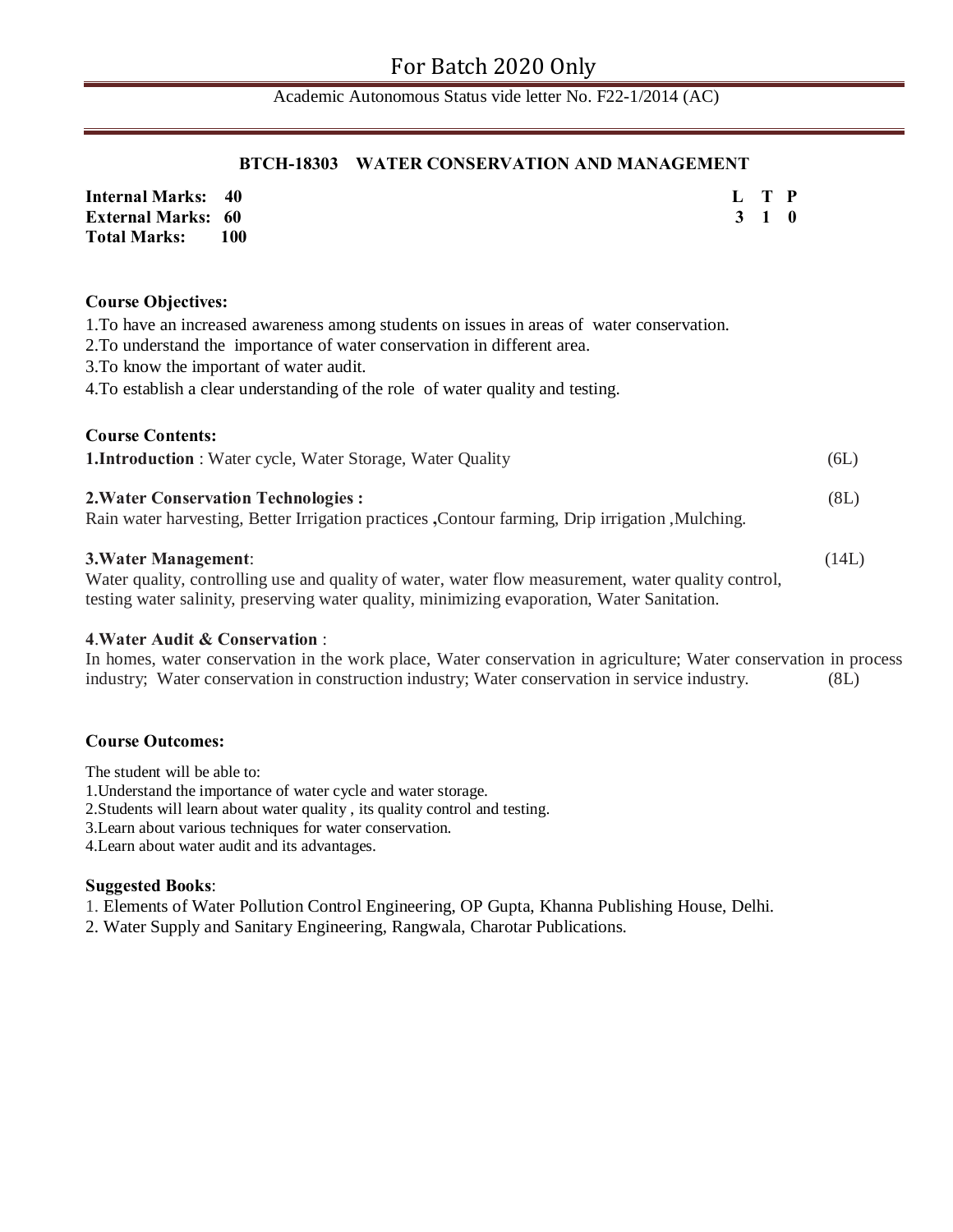## BTCH-18303 WATER CONSERVATION AND MANAGEMENT

**Internal Marks: 40**
**External Marks: 60**
**Total Marks: 100**

| L | T | P |
|---|---|---|
| 3 | 1 | 0 |

**Course Objectives:**

1. To have an increased awareness among students on issues in areas of water conservation.
2. To understand the importance of water conservation in different area.
3. To know the important of water audit.
4. To establish a clear understanding of the role of water quality and testing.

**Course Contents:**

**1.Introduction** : Water cycle, Water Storage, Water Quality (6L)

**2.Water Conservation Technologies :** (8L)
Rain water harvesting, Better Irrigation practices **,**Contour farming, Drip irrigation ,Mulching.

**3.Water Management**: (14L)
Water quality, controlling use and quality of water, water flow measurement, water quality control, testing water salinity, preserving water quality, minimizing evaporation, Water Sanitation.

4.**Water Audit & Conservation** :
In homes, water conservation in the work place, Water conservation in agriculture; Water conservation in process industry; Water conservation in construction industry; Water conservation in service industry. (8L)

**Course Outcomes:**

The student will be able to:

1. Understand the importance of water cycle and water storage.
2. Students will learn about water quality , its quality control and testing.
3. Learn about various techniques for water conservation.
4. Learn about water audit and its advantages.

**Suggested Books**:

1. Elements of Water Pollution Control Engineering, OP Gupta, Khanna Publishing House, Delhi.
2. Water Supply and Sanitary Engineering, Rangwala, Charotar Publications.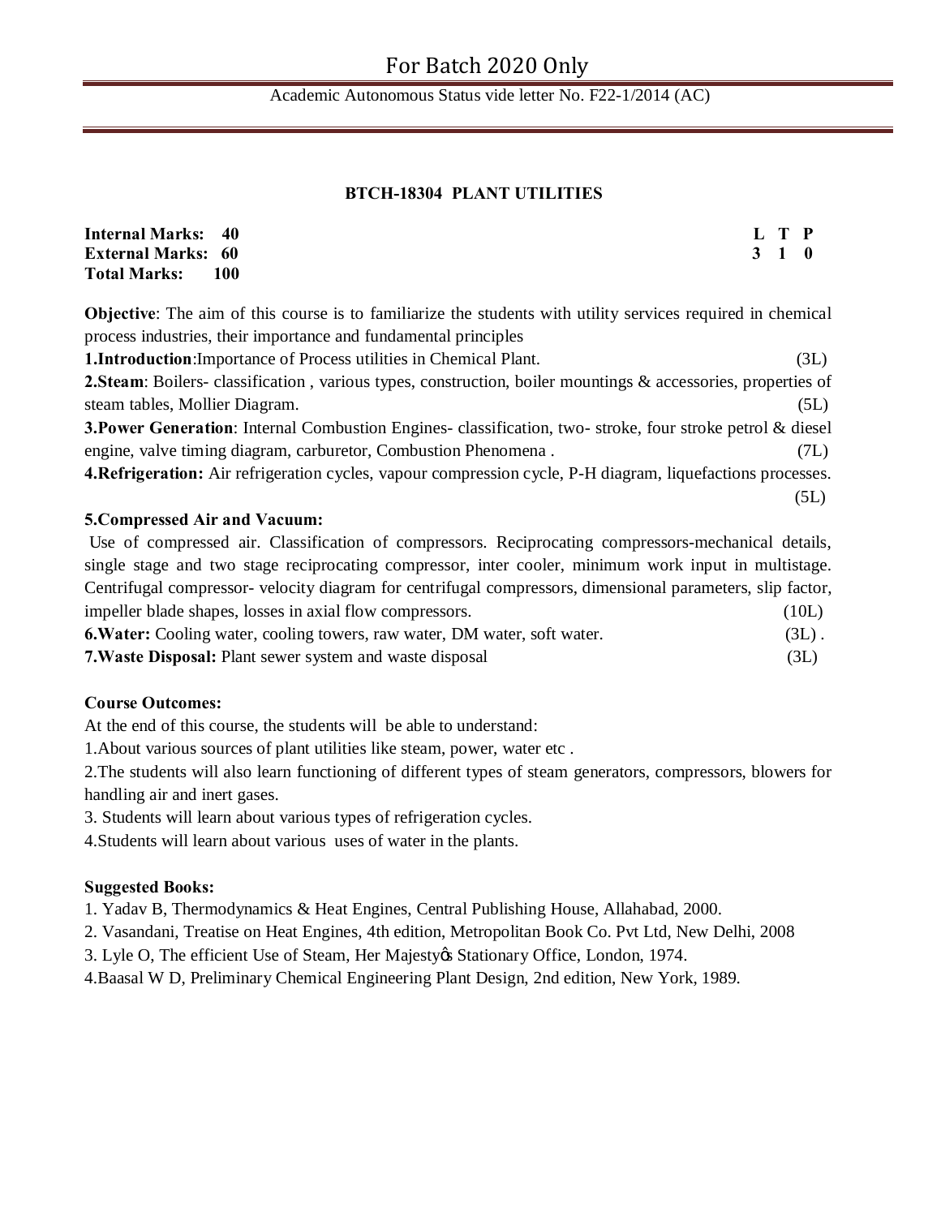## BTCH-18304 PLANT UTILITIES

**Internal Marks: 40**
**External Marks: 60**
**Total Marks: 100**

| L | T | P |
|---|---|---|
| 3 | 1 | 0 |

**Objective**: The aim of this course is to familiarize the students with utility services required in chemical process industries, their importance and fundamental principles

**1.Introduction**:Importance of Process utilities in Chemical Plant. (3L)

**2.Steam**: Boilers- classification , various types, construction, boiler mountings & accessories, properties of steam tables, Mollier Diagram. (5L)

**3.Power Generation**: Internal Combustion Engines- classification, two- stroke, four stroke petrol & diesel engine, valve timing diagram, carburetor, Combustion Phenomena . (7L)

**4.Refrigeration:** Air refrigeration cycles, vapour compression cycle, P-H diagram, liquefactions processes. (5L)

**5.Compressed Air and Vacuum:**

Use of compressed air. Classification of compressors. Reciprocating compressors-mechanical details, single stage and two stage reciprocating compressor, inter cooler, minimum work input in multistage. Centrifugal compressor- velocity diagram for centrifugal compressors, dimensional parameters, slip factor, impeller blade shapes, losses in axial flow compressors. (10L)

**6.Water:** Cooling water, cooling towers, raw water, DM water, soft water. (3L) .

**7.Waste Disposal:** Plant sewer system and waste disposal (3L)

**Course Outcomes:**

At the end of this course, the students will be able to understand:

1.About various sources of plant utilities like steam, power, water etc .

2.The students will also learn functioning of different types of steam generators, compressors, blowers for handling air and inert gases.

3. Students will learn about various types of refrigeration cycles.

4.Students will learn about various uses of water in the plants.

**Suggested Books:**

1. Yadav B, Thermodynamics & Heat Engines, Central Publishing House, Allahabad, 2000.
2. Vasandani, Treatise on Heat Engines, 4th edition, Metropolitan Book Co. Pvt Ltd, New Delhi, 2008
3. Lyle O, The efficient Use of Steam, Her Majestyǿs Stationary Office, London, 1974.
4. Baasal W D, Preliminary Chemical Engineering Plant Design, 2nd edition, New York, 1989.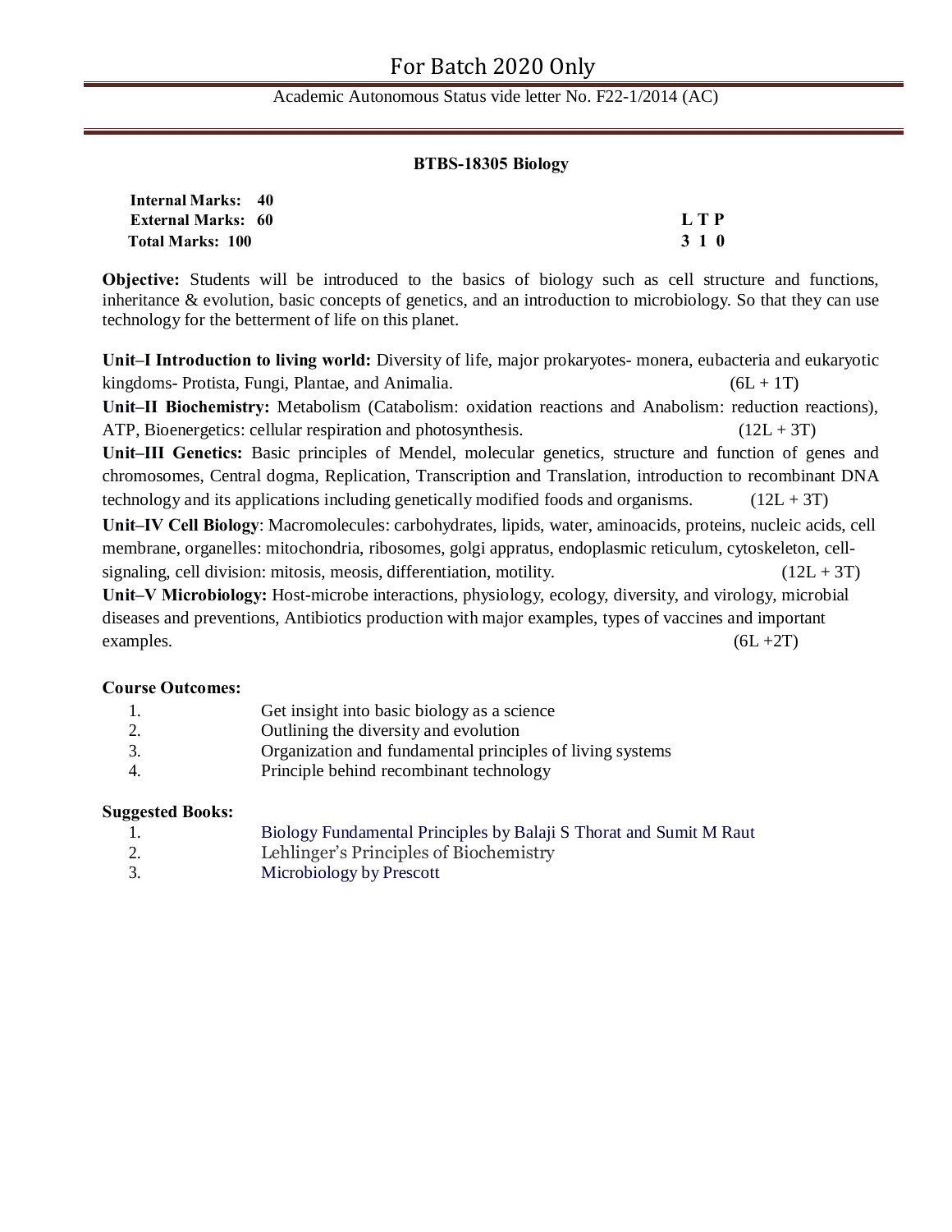## BTBS-18305 Biology

**Internal Marks: 40**
**External Marks: 60**
**Total Marks: 100**

| L | T | P |
|---|---|---|
| 3 | 1 | 0 |

**Objective:** Students will be introduced to the basics of biology such as cell structure and functions, inheritance & evolution, basic concepts of genetics, and an introduction to microbiology. So that they can use technology for the betterment of life on this planet.

**Unit–I Introduction to living world:** Diversity of life, major prokaryotes- monera, eubacteria and eukaryotic kingdoms- Protista, Fungi, Plantae, and Animalia. (6L + 1T)

**Unit–II Biochemistry:** Metabolism (Catabolism: oxidation reactions and Anabolism: reduction reactions), ATP, Bioenergetics: cellular respiration and photosynthesis. (12L + 3T)

**Unit–III Genetics:** Basic principles of Mendel, molecular genetics, structure and function of genes and chromosomes, Central dogma, Replication, Transcription and Translation, introduction to recombinant DNA technology and its applications including genetically modified foods and organisms. (12L + 3T)

**Unit–IV Cell Biology**: Macromolecules: carbohydrates, lipids, water, aminoacids, proteins, nucleic acids, cell membrane, organelles: mitochondria, ribosomes, golgi appratus, endoplasmic reticulum, cytoskeleton, cell-signaling, cell division: mitosis, meosis, differentiation, motility. (12L + 3T)

**Unit–V Microbiology:** Host-microbe interactions, physiology, ecology, diversity, and virology, microbial diseases and preventions, Antibiotics production with major examples, types of vaccines and important examples. (6L +2T)

**Course Outcomes:**

1. Get insight into basic biology as a science
2. Outlining the diversity and evolution
3. Organization and fundamental principles of living systems
4. Principle behind recombinant technology

**Suggested Books:**

1. Biology Fundamental Principles by Balaji S Thorat and Sumit M Raut
2. Lehlinger's Principles of Biochemistry
3. Microbiology by Prescott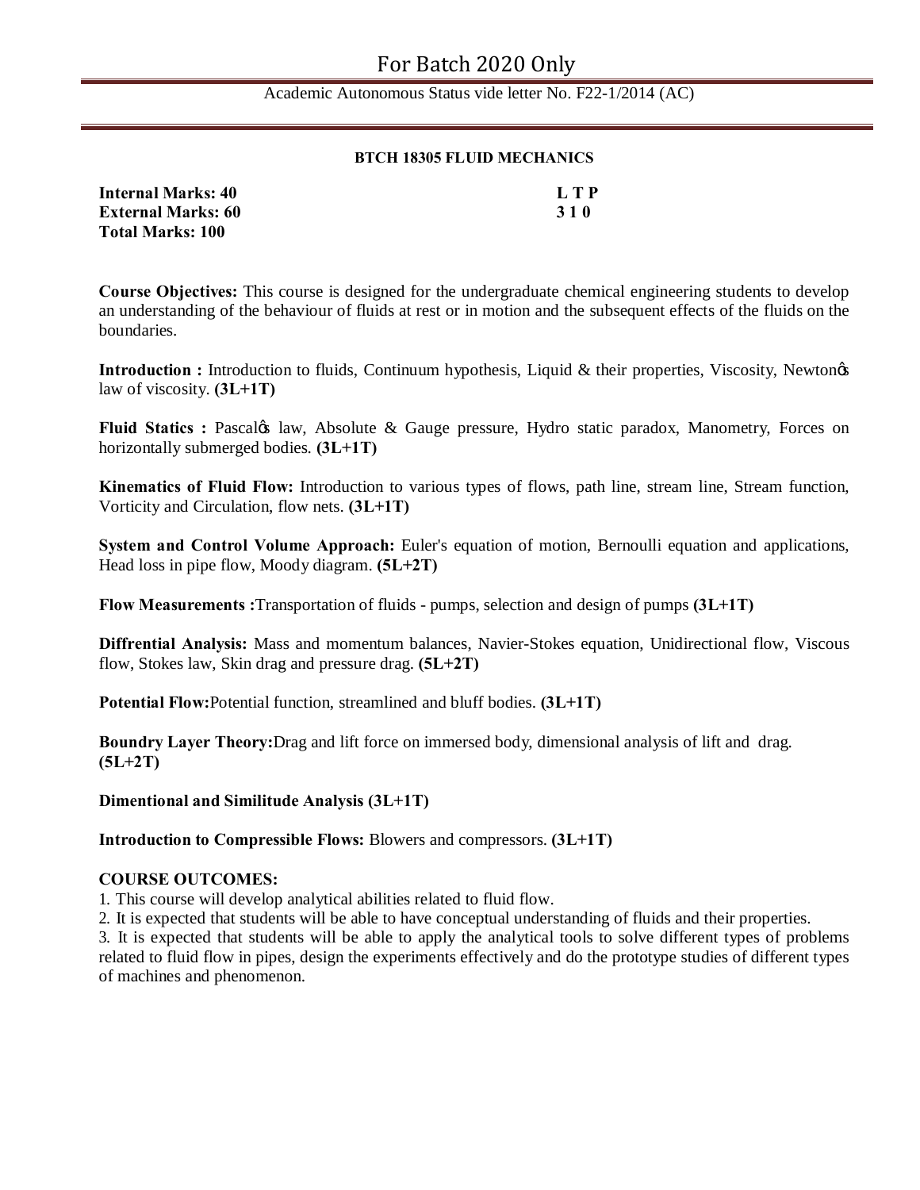## BTCH 18305 FLUID MECHANICS

| | |
|---|---|
| **Internal Marks: 40** | **L T P** |
| **External Marks: 60** | **3 1 0** |
| **Total Marks: 100** | |

**Course Objectives:** This course is designed for the undergraduate chemical engineering students to develop an understanding of the behaviour of fluids at rest or in motion and the subsequent effects of the fluids on the boundaries.

**Introduction :** Introduction to fluids, Continuum hypothesis, Liquid & their properties, Viscosity, Newtonǿs law of viscosity. **(3L+1T)**

**Fluid Statics :** Pascalǿs law, Absolute & Gauge pressure, Hydro static paradox, Manometry, Forces on horizontally submerged bodies. **(3L+1T)**

**Kinematics of Fluid Flow:** Introduction to various types of flows, path line, stream line, Stream function, Vorticity and Circulation, flow nets. **(3L+1T)**

**System and Control Volume Approach:** Euler's equation of motion, Bernoulli equation and applications, Head loss in pipe flow, Moody diagram. **(5L+2T)**

**Flow Measurements :**Transportation of fluids - pumps, selection and design of pumps **(3L+1T)**

**Diffrential Analysis:** Mass and momentum balances, Navier-Stokes equation, Unidirectional flow, Viscous flow, Stokes law, Skin drag and pressure drag. **(5L+2T)**

**Potential Flow:**Potential function, streamlined and bluff bodies. **(3L+1T)**

**Boundry Layer Theory:**Drag and lift force on immersed body, dimensional analysis of lift and drag. **(5L+2T)**

**Dimentional and Similitude Analysis (3L+1T)**

**Introduction to Compressible Flows:** Blowers and compressors. **(3L+1T)**

**COURSE OUTCOMES:**

1. This course will develop analytical abilities related to fluid flow.
2. It is expected that students will be able to have conceptual understanding of fluids and their properties.
3. It is expected that students will be able to apply the analytical tools to solve different types of problems related to fluid flow in pipes, design the experiments effectively and do the prototype studies of different types of machines and phenomenon.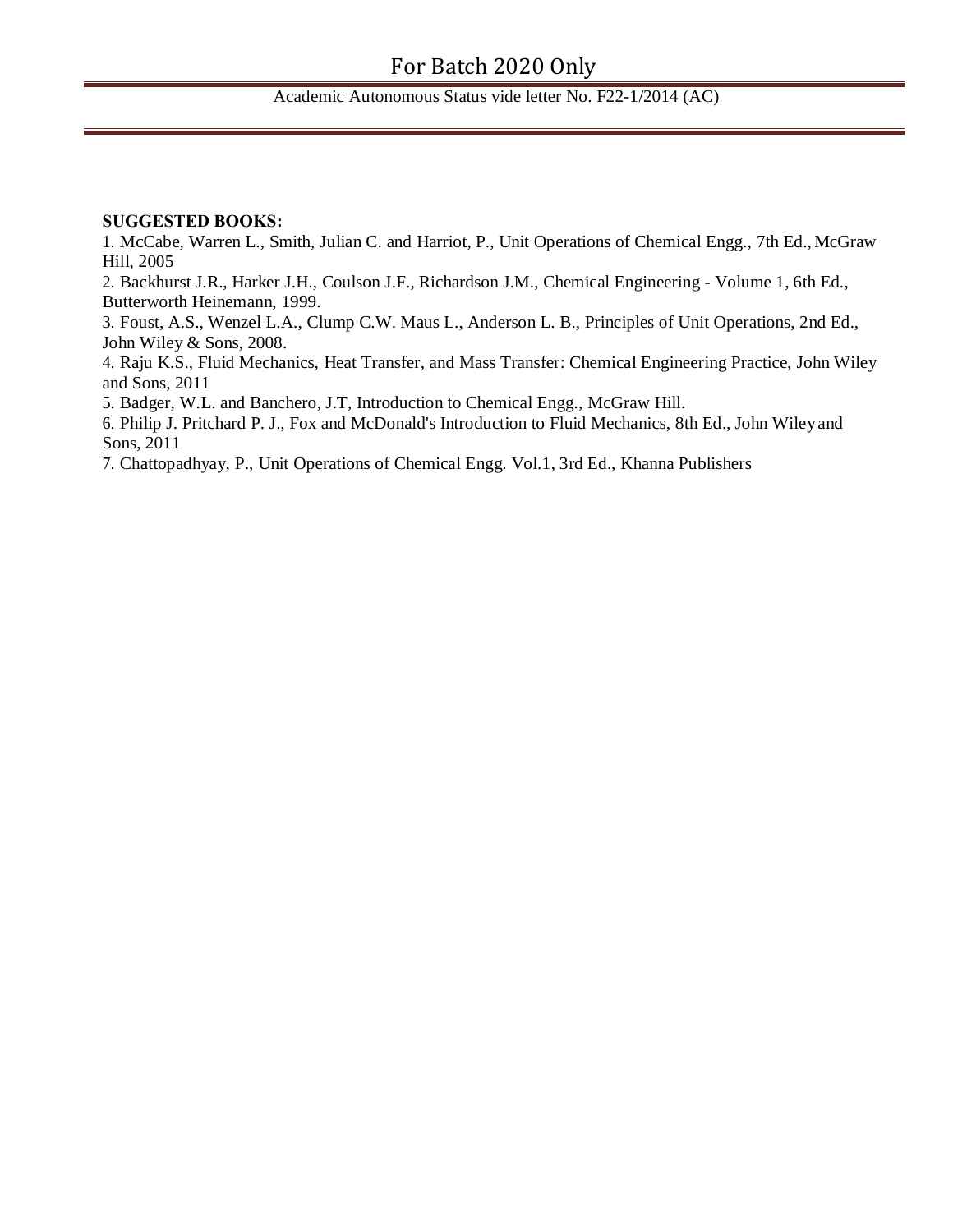**SUGGESTED BOOKS:**

1. McCabe, Warren L., Smith, Julian C. and Harriot, P., Unit Operations of Chemical Engg., 7th Ed., McGraw Hill, 2005
2. Backhurst J.R., Harker J.H., Coulson J.F., Richardson J.M., Chemical Engineering - Volume 1, 6th Ed., Butterworth Heinemann, 1999.
3. Foust, A.S., Wenzel L.A., Clump C.W. Maus L., Anderson L. B., Principles of Unit Operations, 2nd Ed., John Wiley & Sons, 2008.
4. Raju K.S., Fluid Mechanics, Heat Transfer, and Mass Transfer: Chemical Engineering Practice, John Wiley and Sons, 2011
5. Badger, W.L. and Banchero, J.T, Introduction to Chemical Engg., McGraw Hill.
6. Philip J. Pritchard P. J., Fox and McDonald's Introduction to Fluid Mechanics, 8th Ed., John Wiley and Sons, 2011
7. Chattopadhyay, P., Unit Operations of Chemical Engg. Vol.1, 3rd Ed., Khanna Publishers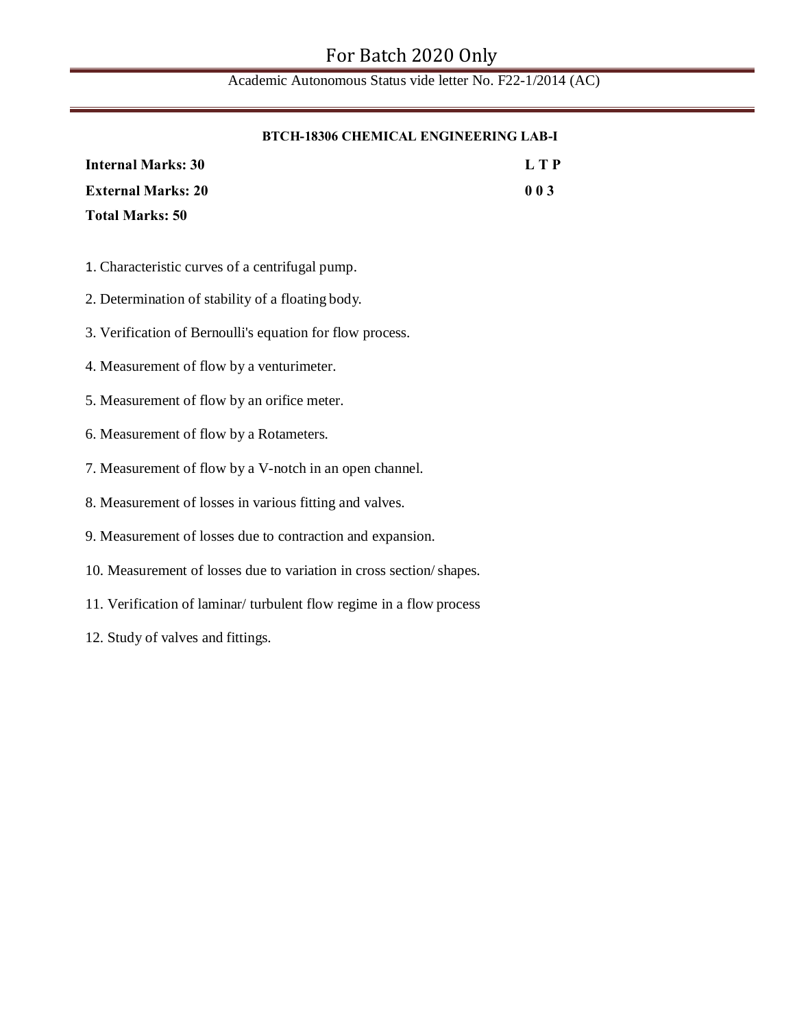### BTCH-18306 CHEMICAL ENGINEERING LAB-I

| | |
|---|---|
| **Internal Marks: 30** | **L T P** |
| **External Marks: 20** | **0 0 3** |
| **Total Marks: 50** | |

1. Characteristic curves of a centrifugal pump.
2. Determination of stability of a floating body.
3. Verification of Bernoulli's equation for flow process.
4. Measurement of flow by a venturimeter.
5. Measurement of flow by an orifice meter.
6. Measurement of flow by a Rotameters.
7. Measurement of flow by a V-notch in an open channel.
8. Measurement of losses in various fitting and valves.
9. Measurement of losses due to contraction and expansion.
10. Measurement of losses due to variation in cross section/ shapes.
11. Verification of laminar/ turbulent flow regime in a flow process
12. Study of valves and fittings.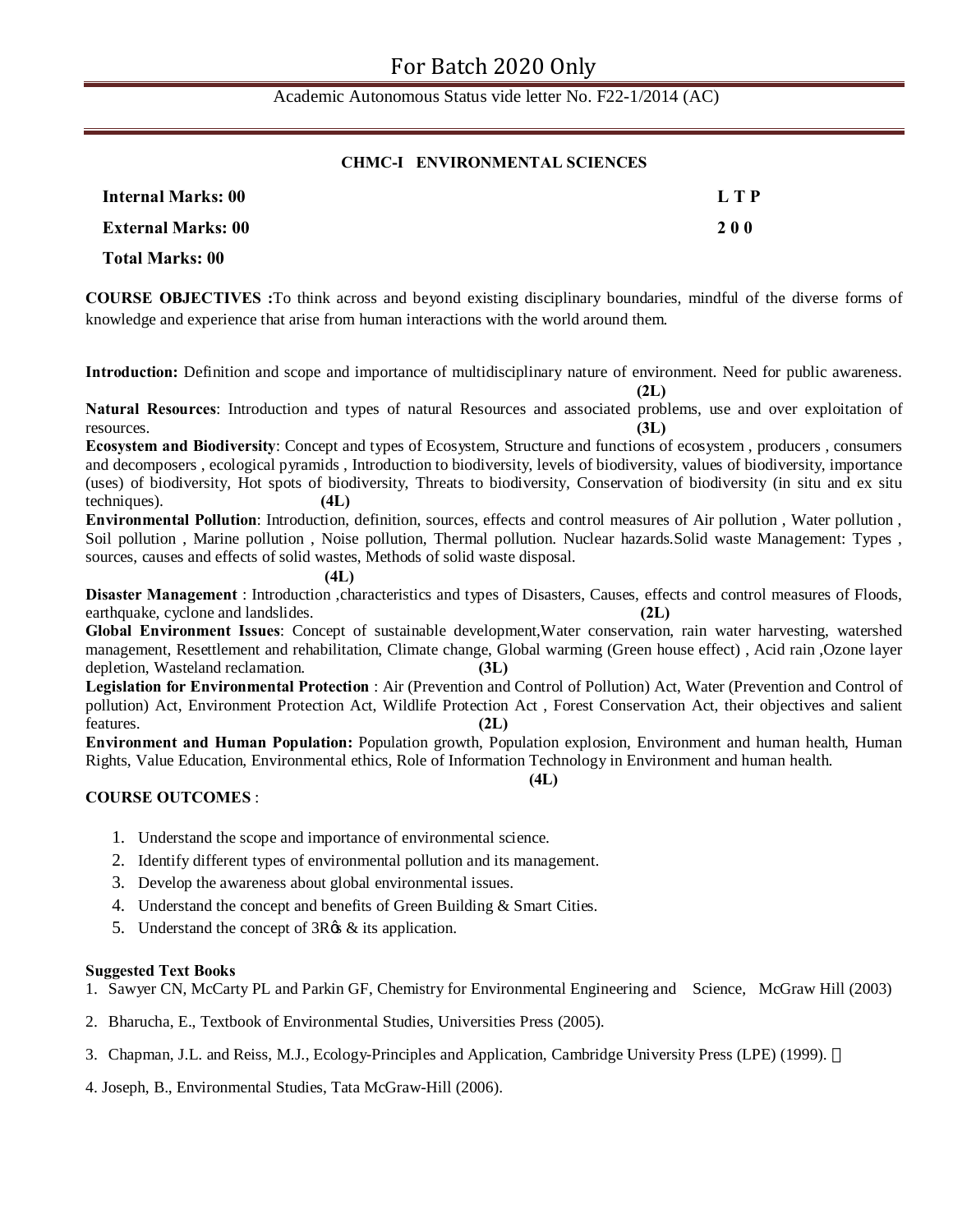# CHMC-I ENVIRONMENTAL SCIENCES

| | |
|---|---|
| **Internal Marks: 00** | **L T P** |
| **External Marks: 00** | **2 0 0** |
| **Total Marks: 00** | |

**COURSE OBJECTIVES :**To think across and beyond existing disciplinary boundaries, mindful of the diverse forms of knowledge and experience that arise from human interactions with the world around them.

**Introduction:** Definition and scope and importance of multidisciplinary nature of environment. Need for public awareness. **(2L)**

**Natural Resources**: Introduction and types of natural Resources and associated problems, use and over exploitation of resources. **(3L)**

**Ecosystem and Biodiversity**: Concept and types of Ecosystem, Structure and functions of ecosystem , producers , consumers and decomposers , ecological pyramids , Introduction to biodiversity, levels of biodiversity, values of biodiversity, importance (uses) of biodiversity, Hot spots of biodiversity, Threats to biodiversity, Conservation of biodiversity (in situ and ex situ techniques). **(4L)**

**Environmental Pollution**: Introduction, definition, sources, effects and control measures of Air pollution , Water pollution , Soil pollution , Marine pollution , Noise pollution, Thermal pollution. Nuclear hazards.Solid waste Management: Types , sources, causes and effects of solid wastes, Methods of solid waste disposal. **(4L)**

**Disaster Management** : Introduction ,characteristics and types of Disasters, Causes, effects and control measures of Floods, earthquake, cyclone and landslides. **(2L)**

**Global Environment Issues**: Concept of sustainable development,Water conservation, rain water harvesting, watershed management, Resettlement and rehabilitation, Climate change, Global warming (Green house effect) , Acid rain ,Ozone layer depletion, Wasteland reclamation. **(3L)**

**Legislation for Environmental Protection** : Air (Prevention and Control of Pollution) Act, Water (Prevention and Control of pollution) Act, Environment Protection Act, Wildlife Protection Act , Forest Conservation Act, their objectives and salient features. **(2L)**

**Environment and Human Population:** Population growth, Population explosion, Environment and human health, Human Rights, Value Education, Environmental ethics, Role of Information Technology in Environment and human health. **(4L)**

**COURSE OUTCOMES** :

1. Understand the scope and importance of environmental science.
2. Identify different types of environmental pollution and its management.
3. Develop the awareness about global environmental issues.
4. Understand the concept and benefits of Green Building & Smart Cities.
5. Understand the concept of 3R's & its application.

**Suggested Text Books**

1. Sawyer CN, McCarty PL and Parkin GF, Chemistry for Environmental Engineering and Science, McGraw Hill (2003)
2. Bharucha, E., Textbook of Environmental Studies, Universities Press (2005).
3. Chapman, J.L. and Reiss, M.J., Ecology-Principles and Application, Cambridge University Press (LPE) (1999).
4. Joseph, B., Environmental Studies, Tata McGraw-Hill (2006).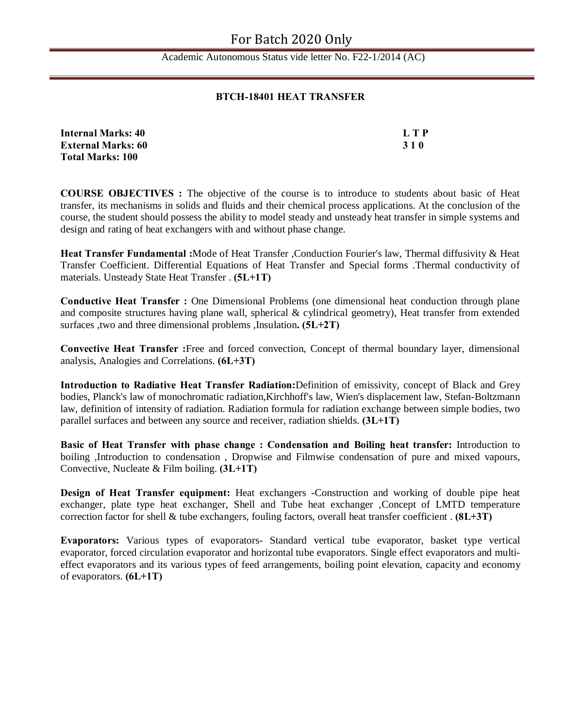## BTCH-18401 HEAT TRANSFER

| | |
|---|---|
| **Internal Marks: 40** | **L T P** |
| **External Marks: 60** | **3 1 0** |
| **Total Marks: 100** | |

**COURSE OBJECTIVES :** The objective of the course is to introduce to students about basic of Heat transfer, its mechanisms in solids and fluids and their chemical process applications. At the conclusion of the course, the student should possess the ability to model steady and unsteady heat transfer in simple systems and design and rating of heat exchangers with and without phase change.

**Heat Transfer Fundamental :**Mode of Heat Transfer ,Conduction Fourier's law, Thermal diffusivity & Heat Transfer Coefficient. Differential Equations of Heat Transfer and Special forms .Thermal conductivity of materials. Unsteady State Heat Transfer . **(5L+1T)**

**Conductive Heat Transfer :** One Dimensional Problems (one dimensional heat conduction through plane and composite structures having plane wall, spherical & cylindrical geometry), Heat transfer from extended surfaces ,two and three dimensional problems ,Insulation**. (5L+2T)**

**Convective Heat Transfer :**Free and forced convection, Concept of thermal boundary layer, dimensional analysis, Analogies and Correlations. **(6L+3T)**

**Introduction to Radiative Heat Transfer Radiation:**Definition of emissivity, concept of Black and Grey bodies, Planck's law of monochromatic radiation,Kirchhoff's law, Wien's displacement law, Stefan-Boltzmann law, definition of intensity of radiation. Radiation formula for radiation exchange between simple bodies, two parallel surfaces and between any source and receiver, radiation shields. **(3L+1T)**

**Basic of Heat Transfer with phase change : Condensation and Boiling heat transfer:** Introduction to boiling ,Introduction to condensation , Dropwise and Filmwise condensation of pure and mixed vapours, Convective, Nucleate & Film boiling. **(3L+1T)**

**Design of Heat Transfer equipment:** Heat exchangers -Construction and working of double pipe heat exchanger, plate type heat exchanger, Shell and Tube heat exchanger ,Concept of LMTD temperature correction factor for shell & tube exchangers, fouling factors, overall heat transfer coefficient . **(8L+3T)**

**Evaporators:** Various types of evaporators- Standard vertical tube evaporator, basket type vertical evaporator, forced circulation evaporator and horizontal tube evaporators. Single effect evaporators and multi-effect evaporators and its various types of feed arrangements, boiling point elevation, capacity and economy of evaporators. **(6L+1T)**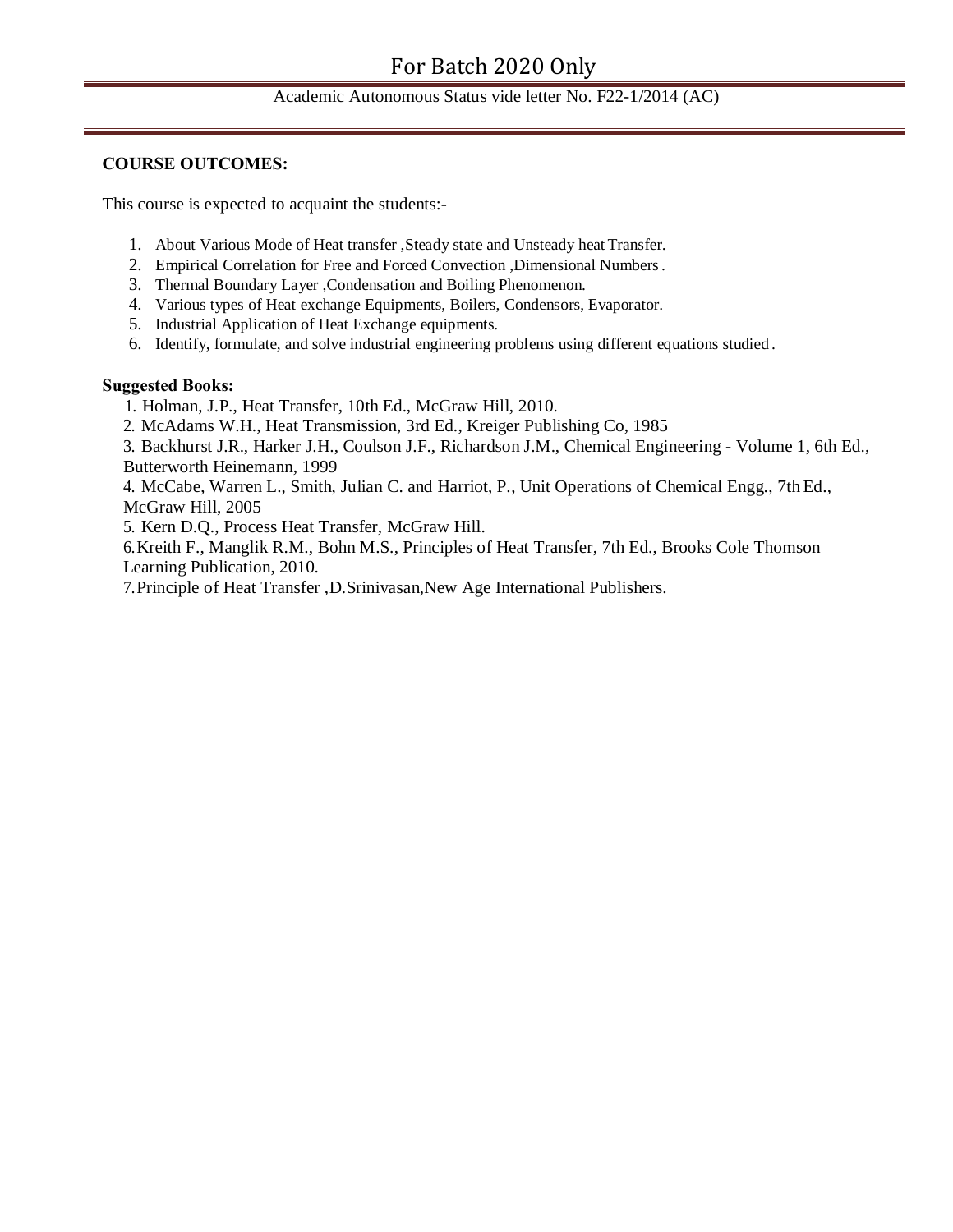**COURSE OUTCOMES:**

This course is expected to acquaint the students:-

1. About Various Mode of Heat transfer ,Steady state and Unsteady heat Transfer.
2. Empirical Correlation for Free and Forced Convection ,Dimensional Numbers .
3. Thermal Boundary Layer ,Condensation and Boiling Phenomenon.
4. Various types of Heat exchange Equipments, Boilers, Condensors, Evaporator.
5. Industrial Application of Heat Exchange equipments.
6. Identify, formulate, and solve industrial engineering problems using different equations studied .

**Suggested Books:**

1. Holman, J.P., Heat Transfer, 10th Ed., McGraw Hill, 2010.
2. McAdams W.H., Heat Transmission, 3rd Ed., Kreiger Publishing Co, 1985
3. Backhurst J.R., Harker J.H., Coulson J.F., Richardson J.M., Chemical Engineering - Volume 1, 6th Ed., Butterworth Heinemann, 1999
4. McCabe, Warren L., Smith, Julian C. and Harriot, P., Unit Operations of Chemical Engg., 7th Ed., McGraw Hill, 2005
5. Kern D.Q., Process Heat Transfer, McGraw Hill.
6. Kreith F., Manglik R.M., Bohn M.S., Principles of Heat Transfer, 7th Ed., Brooks Cole Thomson Learning Publication, 2010.
7. Principle of Heat Transfer ,D.Srinivasan,New Age International Publishers.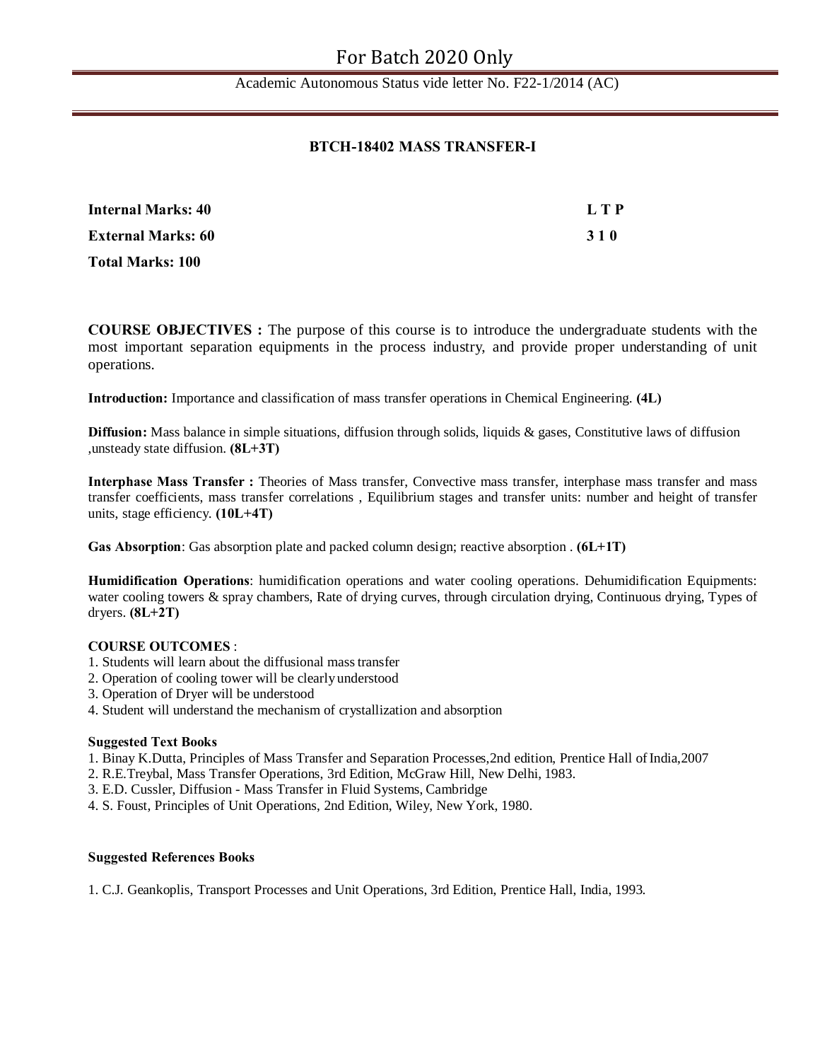## BTCH-18402 MASS TRANSFER-I

| | |
|---|---|
| **Internal Marks: 40** | **L T P** |
| **External Marks: 60** | **3 1 0** |
| **Total Marks: 100** | |

**COURSE OBJECTIVES :** The purpose of this course is to introduce the undergraduate students with the most important separation equipments in the process industry, and provide proper understanding of unit operations.

**Introduction:** Importance and classification of mass transfer operations in Chemical Engineering. **(4L)**

**Diffusion:** Mass balance in simple situations, diffusion through solids, liquids & gases, Constitutive laws of diffusion ,unsteady state diffusion. **(8L+3T)**

**Interphase Mass Transfer :** Theories of Mass transfer, Convective mass transfer, interphase mass transfer and mass transfer coefficients, mass transfer correlations , Equilibrium stages and transfer units: number and height of transfer units, stage efficiency. **(10L+4T)**

**Gas Absorption**: Gas absorption plate and packed column design; reactive absorption . **(6L+1T)**

**Humidification Operations**: humidification operations and water cooling operations. Dehumidification Equipments: water cooling towers & spray chambers, Rate of drying curves, through circulation drying, Continuous drying, Types of dryers. **(8L+2T)**

**COURSE OUTCOMES** :

1. Students will learn about the diffusional mass transfer
2. Operation of cooling tower will be clearly understood
3. Operation of Dryer will be understood
4. Student will understand the mechanism of crystallization and absorption

**Suggested Text Books**

1. Binay K.Dutta, Principles of Mass Transfer and Separation Processes,2nd edition, Prentice Hall of India,2007
2. R.E.Treybal, Mass Transfer Operations, 3rd Edition, McGraw Hill, New Delhi, 1983.
3. E.D. Cussler, Diffusion - Mass Transfer in Fluid Systems, Cambridge
4. S. Foust, Principles of Unit Operations, 2nd Edition, Wiley, New York, 1980.

**Suggested References Books**

1. C.J. Geankoplis, Transport Processes and Unit Operations, 3rd Edition, Prentice Hall, India, 1993.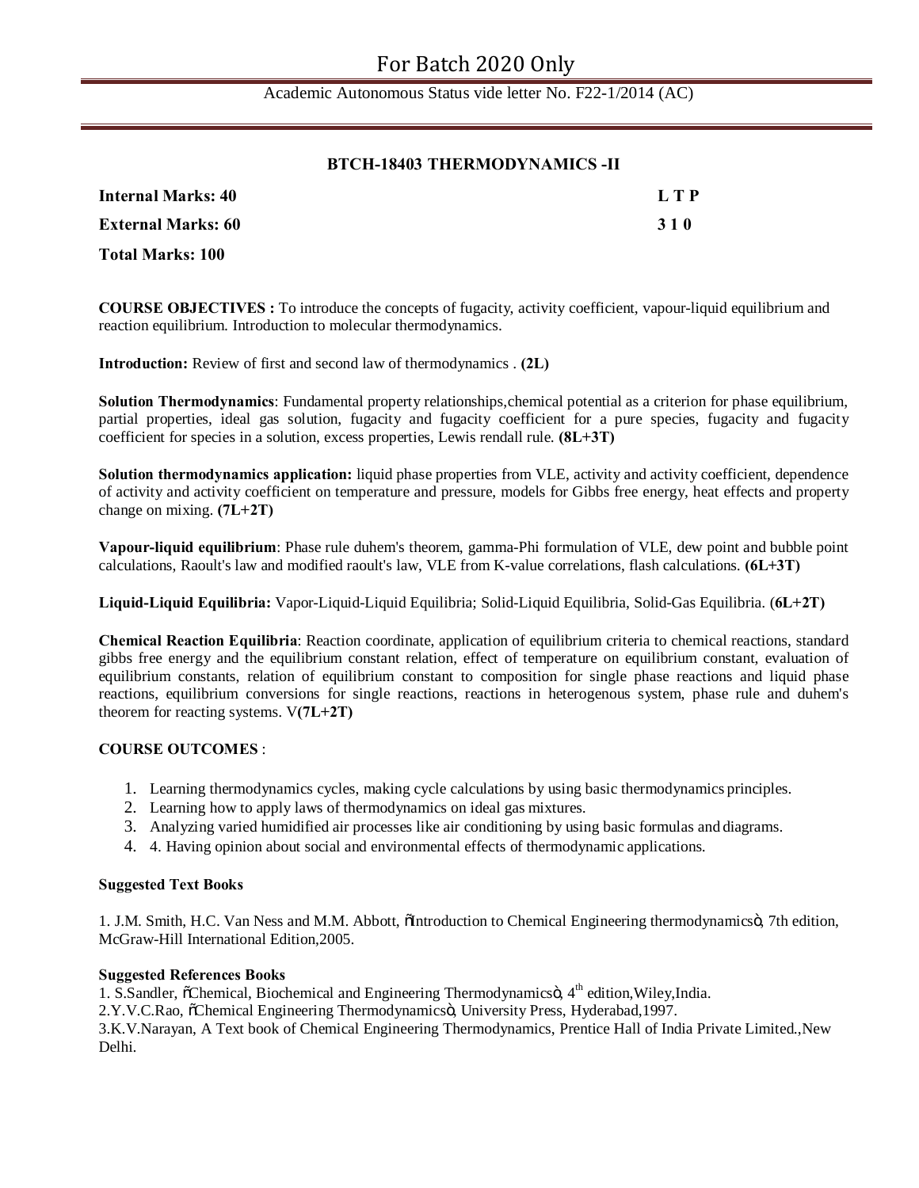## BTCH-18403 THERMODYNAMICS -II

| | |
|---|---|
| **Internal Marks: 40** | **L T P** |
| **External Marks: 60** | **3 1 0** |
| **Total Marks: 100** | |

**COURSE OBJECTIVES :** To introduce the concepts of fugacity, activity coefficient, vapour-liquid equilibrium and reaction equilibrium. Introduction to molecular thermodynamics.

**Introduction:** Review of first and second law of thermodynamics . **(2L)**

**Solution Thermodynamics**: Fundamental property relationships,chemical potential as a criterion for phase equilibrium, partial properties, ideal gas solution, fugacity and fugacity coefficient for a pure species, fugacity and fugacity coefficient for species in a solution, excess properties, Lewis rendall rule. **(8L+3T)**

**Solution thermodynamics application:** liquid phase properties from VLE, activity and activity coefficient, dependence of activity and activity coefficient on temperature and pressure, models for Gibbs free energy, heat effects and property change on mixing. **(7L+2T)**

**Vapour-liquid equilibrium**: Phase rule duhem's theorem, gamma-Phi formulation of VLE, dew point and bubble point calculations, Raoult's law and modified raoult's law, VLE from K-value correlations, flash calculations. **(6L+3T)**

**Liquid-Liquid Equilibria:** Vapor-Liquid-Liquid Equilibria; Solid-Liquid Equilibria, Solid-Gas Equilibria. (**6L+2T)**

**Chemical Reaction Equilibria**: Reaction coordinate, application of equilibrium criteria to chemical reactions, standard gibbs free energy and the equilibrium constant relation, effect of temperature on equilibrium constant, evaluation of equilibrium constants, relation of equilibrium constant to composition for single phase reactions and liquid phase reactions, equilibrium conversions for single reactions, reactions in heterogenous system, phase rule and duhem's theorem for reacting systems. V**(7L+2T)**

**COURSE OUTCOMES** :

1. Learning thermodynamics cycles, making cycle calculations by using basic thermodynamics principles.
2. Learning how to apply laws of thermodynamics on ideal gas mixtures.
3. Analyzing varied humidified air processes like air conditioning by using basic formulas and diagrams.
4. 4. Having opinion about social and environmental effects of thermodynamic applications.

**Suggested Text Books**

1. J.M. Smith, H.C. Van Ness and M.M. Abbott, "Introduction to Chemical Engineering thermodynamics", 7th edition, McGraw-Hill International Edition,2005.

**Suggested References Books**

1. S.Sandler, "Chemical, Biochemical and Engineering Thermodynamics", 4th edition,Wiley,India.
2. Y.V.C.Rao, "Chemical Engineering Thermodynamics", University Press, Hyderabad,1997.
3. K.V.Narayan, A Text book of Chemical Engineering Thermodynamics, Prentice Hall of India Private Limited.,New Delhi.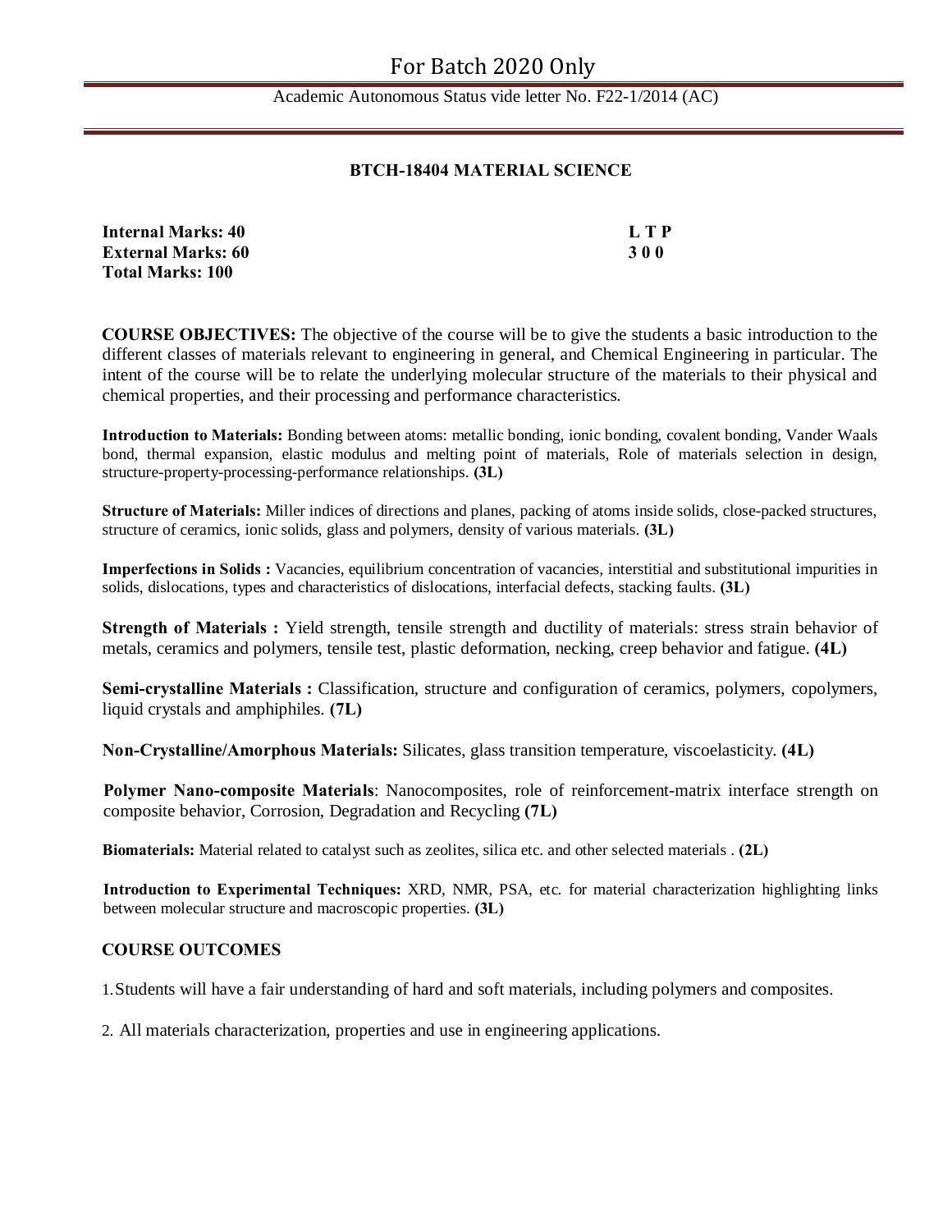## BTCH-18404 MATERIAL SCIENCE

| | |
|---|---|
| **Internal Marks: 40** | **L T P** |
| **External Marks: 60** | **3 0 0** |
| **Total Marks: 100** | |

**COURSE OBJECTIVES:** The objective of the course will be to give the students a basic introduction to the different classes of materials relevant to engineering in general, and Chemical Engineering in particular. The intent of the course will be to relate the underlying molecular structure of the materials to their physical and chemical properties, and their processing and performance characteristics.

**Introduction to Materials:** Bonding between atoms: metallic bonding, ionic bonding, covalent bonding, Vander Waals bond, thermal expansion, elastic modulus and melting point of materials, Role of materials selection in design, structure-property-processing-performance relationships. **(3L)**

**Structure of Materials:** Miller indices of directions and planes, packing of atoms inside solids, close-packed structures, structure of ceramics, ionic solids, glass and polymers, density of various materials. **(3L)**

**Imperfections in Solids :** Vacancies, equilibrium concentration of vacancies, interstitial and substitutional impurities in solids, dislocations, types and characteristics of dislocations, interfacial defects, stacking faults. **(3L)**

**Strength of Materials :** Yield strength, tensile strength and ductility of materials: stress strain behavior of metals, ceramics and polymers, tensile test, plastic deformation, necking, creep behavior and fatigue. **(4L)**

**Semi-crystalline Materials :** Classification, structure and configuration of ceramics, polymers, copolymers, liquid crystals and amphiphiles. **(7L)**

**Non-Crystalline/Amorphous Materials:** Silicates, glass transition temperature, viscoelasticity. **(4L)**

**Polymer Nano-composite Materials**: Nanocomposites, role of reinforcement-matrix interface strength on composite behavior, Corrosion, Degradation and Recycling **(7L)**

**Biomaterials:** Material related to catalyst such as zeolites, silica etc. and other selected materials . **(2L)**

**Introduction to Experimental Techniques:** XRD, NMR, PSA, etc. for material characterization highlighting links between molecular structure and macroscopic properties. **(3L)**

### COURSE OUTCOMES

1. Students will have a fair understanding of hard and soft materials, including polymers and composites.

2. All materials characterization, properties and use in engineering applications.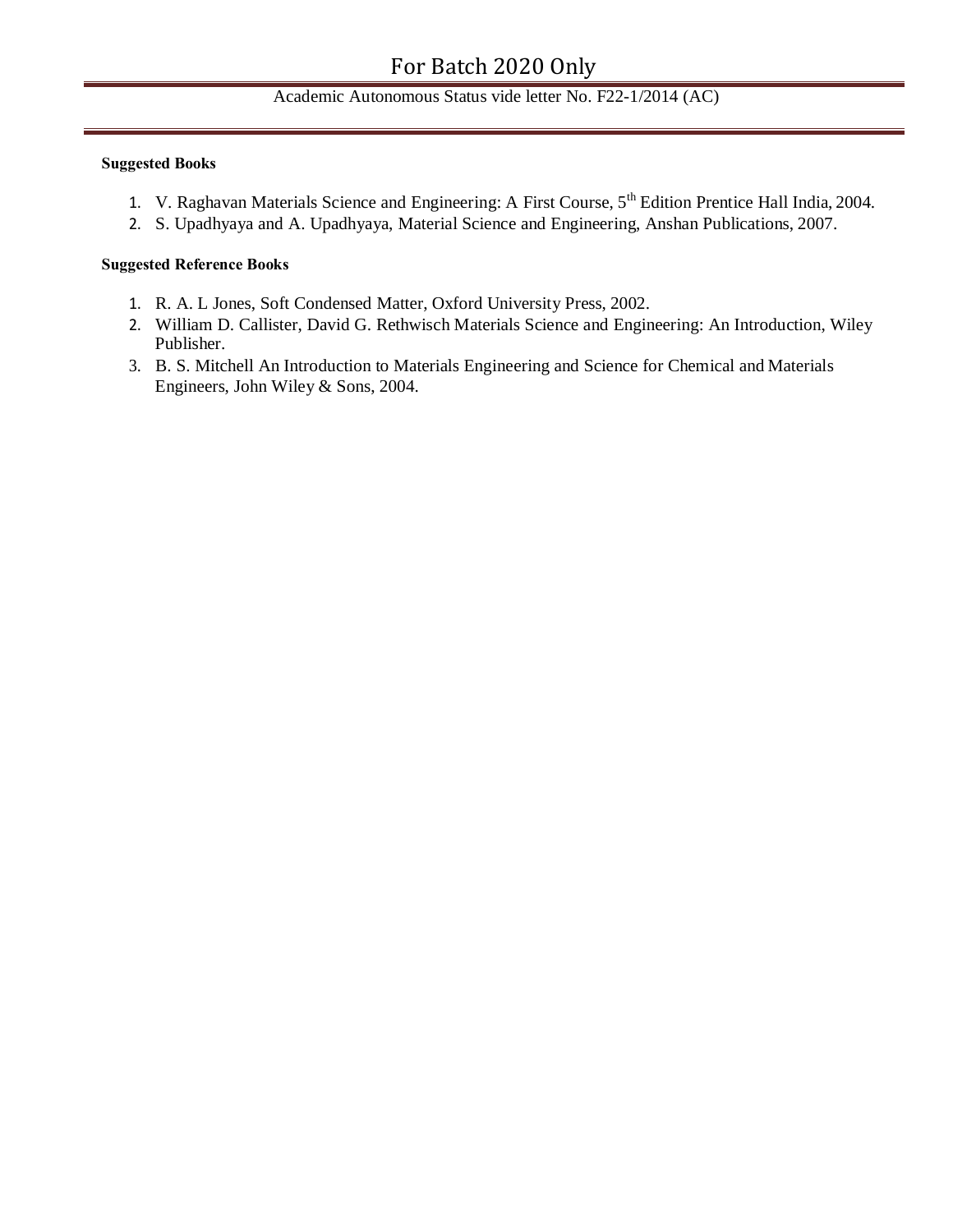**Suggested Books**

1. V. Raghavan Materials Science and Engineering: A First Course, 5th Edition Prentice Hall India, 2004.
2. S. Upadhyaya and A. Upadhyaya, Material Science and Engineering, Anshan Publications, 2007.

**Suggested Reference Books**

1. R. A. L Jones, Soft Condensed Matter, Oxford University Press, 2002.
2. William D. Callister, David G. Rethwisch Materials Science and Engineering: An Introduction, Wiley Publisher.
3. B. S. Mitchell An Introduction to Materials Engineering and Science for Chemical and Materials Engineers, John Wiley & Sons, 2004.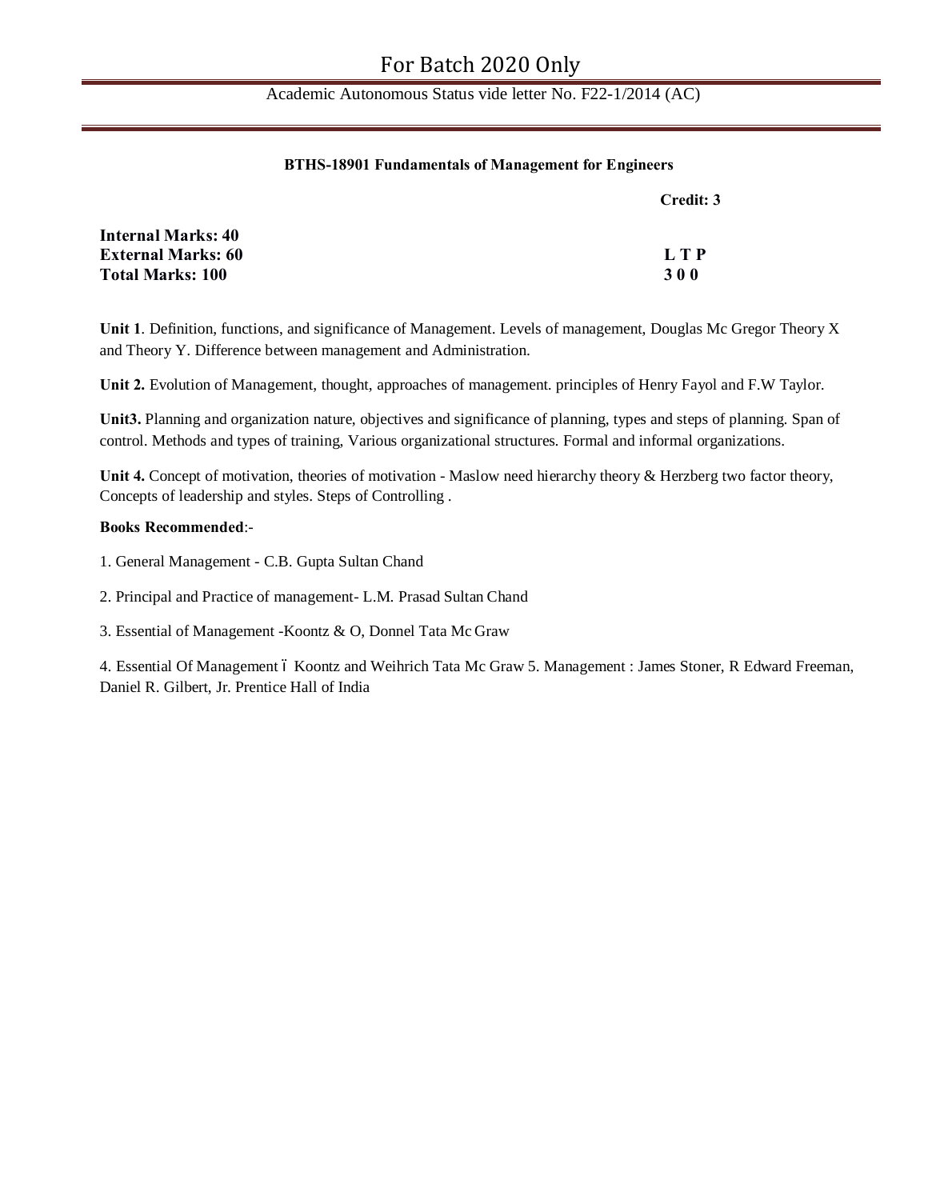**BTHS-18901 Fundamentals of Management for Engineers**

**Credit: 3**

**Internal Marks: 40**
**External Marks: 60**
**Total Marks: 100**

| L | T | P |
|---|---|---|
| 3 | 0 | 0 |

**Unit 1**. Definition, functions, and significance of Management. Levels of management, Douglas Mc Gregor Theory X and Theory Y. Difference between management and Administration.

**Unit 2.** Evolution of Management, thought, approaches of management. principles of Henry Fayol and F.W Taylor.

**Unit3.** Planning and organization nature, objectives and significance of planning, types and steps of planning. Span of control. Methods and types of training, Various organizational structures. Formal and informal organizations.

**Unit 4.** Concept of motivation, theories of motivation - Maslow need hierarchy theory & Herzberg two factor theory, Concepts of leadership and styles. Steps of Controlling .

**Books Recommended**:-

1. General Management - C.B. Gupta Sultan Chand

2. Principal and Practice of management- L.M. Prasad Sultan Chand

3. Essential of Management -Koontz & O, Donnel Tata Mc Graw

4. Essential Of Management ó Koontz and Weihrich Tata Mc Graw 5. Management : James Stoner, R Edward Freeman, Daniel R. Gilbert, Jr. Prentice Hall of India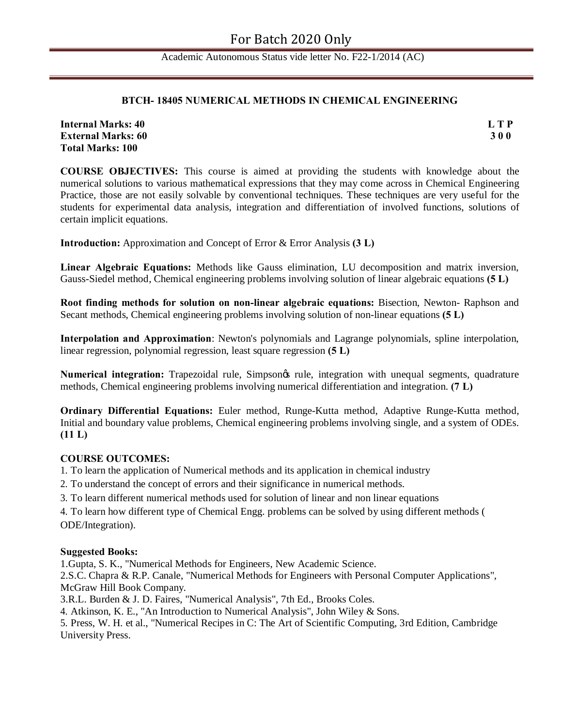## BTCH- 18405 NUMERICAL METHODS IN CHEMICAL ENGINEERING

**Internal Marks: 40**
**External Marks: 60**
**Total Marks: 100**

**L T P**
**3 0 0**

**COURSE OBJECTIVES:** This course is aimed at providing the students with knowledge about the numerical solutions to various mathematical expressions that they may come across in Chemical Engineering Practice, those are not easily solvable by conventional techniques. These techniques are very useful for the students for experimental data analysis, integration and differentiation of involved functions, solutions of certain implicit equations.

**Introduction:** Approximation and Concept of Error & Error Analysis **(3 L)**

**Linear Algebraic Equations:** Methods like Gauss elimination, LU decomposition and matrix inversion, Gauss-Siedel method, Chemical engineering problems involving solution of linear algebraic equations **(5 L)**

**Root finding methods for solution on non-linear algebraic equations:** Bisection, Newton- Raphson and Secant methods, Chemical engineering problems involving solution of non-linear equations **(5 L)**

**Interpolation and Approximation**: Newton's polynomials and Lagrange polynomials, spline interpolation, linear regression, polynomial regression, least square regression **(5 L)**

**Numerical integration:** Trapezoidal rule, Simpson's rule, integration with unequal segments, quadrature methods, Chemical engineering problems involving numerical differentiation and integration. **(7 L)**

**Ordinary Differential Equations:** Euler method, Runge-Kutta method, Adaptive Runge-Kutta method, Initial and boundary value problems, Chemical engineering problems involving single, and a system of ODEs. **(11 L)**

**COURSE OUTCOMES:**

1. To learn the application of Numerical methods and its application in chemical industry
2. To understand the concept of errors and their significance in numerical methods.
3. To learn different numerical methods used for solution of linear and non linear equations
4. To learn how different type of Chemical Engg. problems can be solved by using different methods ( ODE/Integration).

**Suggested Books:**

1. Gupta, S. K., "Numerical Methods for Engineers, New Academic Science.
2. S.C. Chapra & R.P. Canale, "Numerical Methods for Engineers with Personal Computer Applications", McGraw Hill Book Company.
3. R.L. Burden & J. D. Faires, "Numerical Analysis", 7th Ed., Brooks Coles.
4. Atkinson, K. E., "An Introduction to Numerical Analysis", John Wiley & Sons.
5. Press, W. H. et al., "Numerical Recipes in C: The Art of Scientific Computing, 3rd Edition, Cambridge University Press.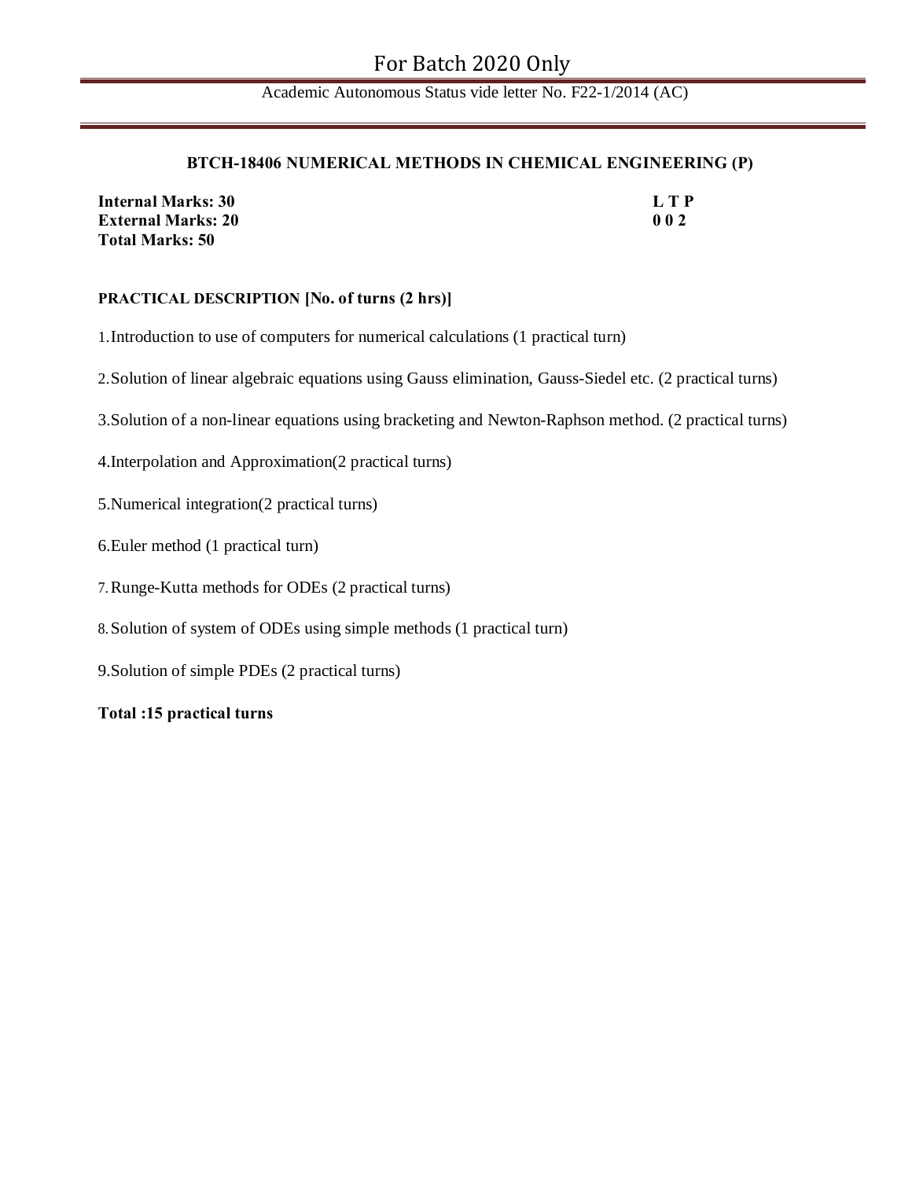## BTCH-18406 NUMERICAL METHODS IN CHEMICAL ENGINEERING (P)

| | |
|---|---|
| **Internal Marks: 30** | **L T P** |
| **External Marks: 20** | **0 0 2** |
| **Total Marks: 50** | |

**PRACTICAL DESCRIPTION [No. of turns (2 hrs)]**

1. Introduction to use of computers for numerical calculations (1 practical turn)

2. Solution of linear algebraic equations using Gauss elimination, Gauss-Siedel etc. (2 practical turns)

3. Solution of a non-linear equations using bracketing and Newton-Raphson method. (2 practical turns)

4. Interpolation and Approximation(2 practical turns)

5. Numerical integration(2 practical turns)

6. Euler method (1 practical turn)

7. Runge-Kutta methods for ODEs (2 practical turns)

8. Solution of system of ODEs using simple methods (1 practical turn)

9. Solution of simple PDEs (2 practical turns)

**Total :15 practical turns**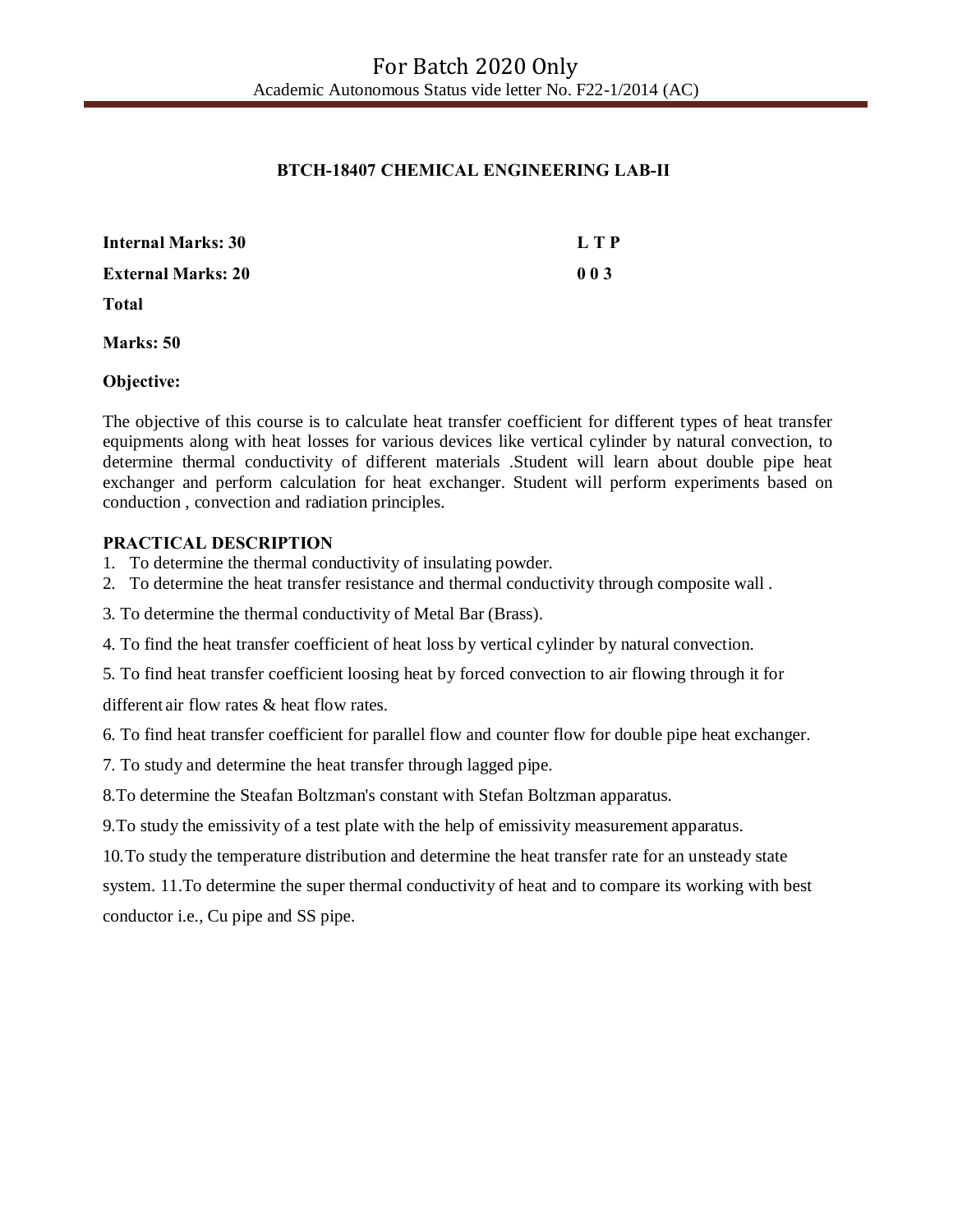### BTCH-18407 CHEMICAL ENGINEERING LAB-II

**Internal Marks: 30** **L T P**

**External Marks: 20** **0 0 3**

**Total**

**Marks: 50**

**Objective:**

The objective of this course is to calculate heat transfer coefficient for different types of heat transfer equipments along with heat losses for various devices like vertical cylinder by natural convection, to determine thermal conductivity of different materials .Student will learn about double pipe heat exchanger and perform calculation for heat exchanger. Student will perform experiments based on conduction , convection and radiation principles.

**PRACTICAL DESCRIPTION**

1. To determine the thermal conductivity of insulating powder.
2. To determine the heat transfer resistance and thermal conductivity through composite wall .
3. To determine the thermal conductivity of Metal Bar (Brass).
4. To find the heat transfer coefficient of heat loss by vertical cylinder by natural convection.
5. To find heat transfer coefficient loosing heat by forced convection to air flowing through it for different air flow rates & heat flow rates.
6. To find heat transfer coefficient for parallel flow and counter flow for double pipe heat exchanger.
7. To study and determine the heat transfer through lagged pipe.
8. To determine the Steafan Boltzman's constant with Stefan Boltzman apparatus.
9. To study the emissivity of a test plate with the help of emissivity measurement apparatus.
10. To study the temperature distribution and determine the heat transfer rate for an unsteady state system.
11. To determine the super thermal conductivity of heat and to compare its working with best conductor i.e., Cu pipe and SS pipe.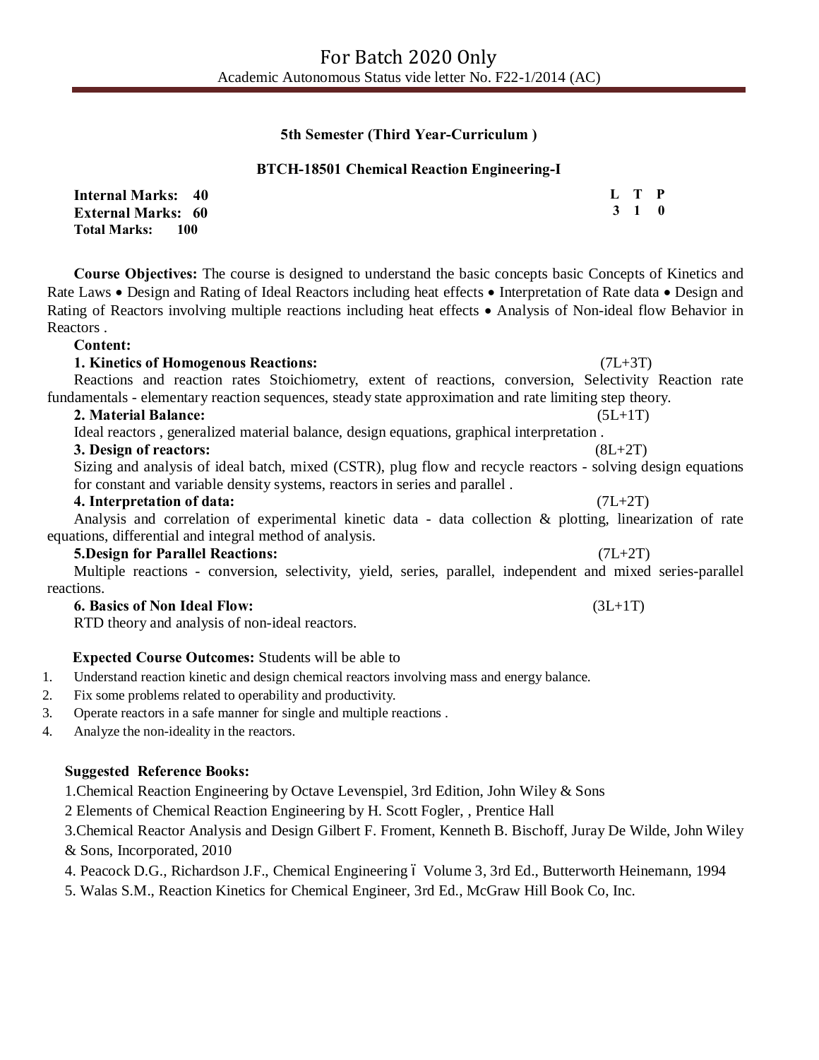## 5th Semester (Third Year-Curriculum )

### BTCH-18501 Chemical Reaction Engineering-I

**Internal Marks: 40**
**External Marks: 60**
**Total Marks: 100**

| L | T | P |
|---|---|---|
| 3 | 1 | 0 |

**Course Objectives:** The course is designed to understand the basic concepts basic Concepts of Kinetics and Rate Laws • Design and Rating of Ideal Reactors including heat effects • Interpretation of Rate data • Design and Rating of Reactors involving multiple reactions including heat effects • Analysis of Non-ideal flow Behavior in Reactors .

**Content:**

**1. Kinetics of Homogenous Reactions:** (7L+3T)

Reactions and reaction rates Stoichiometry, extent of reactions, conversion, Selectivity Reaction rate fundamentals - elementary reaction sequences, steady state approximation and rate limiting step theory.

**2. Material Balance:** (5L+1T)

Ideal reactors , generalized material balance, design equations, graphical interpretation .

**3. Design of reactors:** (8L+2T)

Sizing and analysis of ideal batch, mixed (CSTR), plug flow and recycle reactors - solving design equations for constant and variable density systems, reactors in series and parallel .

**4. Interpretation of data:** (7L+2T)

Analysis and correlation of experimental kinetic data - data collection & plotting, linearization of rate equations, differential and integral method of analysis.

**5.Design for Parallel Reactions:** (7L+2T)

Multiple reactions - conversion, selectivity, yield, series, parallel, independent and mixed series-parallel reactions.

**6. Basics of Non Ideal Flow:** (3L+1T)

RTD theory and analysis of non-ideal reactors.

**Expected Course Outcomes:** Students will be able to

1. Understand reaction kinetic and design chemical reactors involving mass and energy balance.
2. Fix some problems related to operability and productivity.
3. Operate reactors in a safe manner for single and multiple reactions .
4. Analyze the non-ideality in the reactors.

**Suggested Reference Books:**

1.Chemical Reaction Engineering by Octave Levenspiel, 3rd Edition, John Wiley & Sons

2 Elements of Chemical Reaction Engineering by H. Scott Fogler, , Prentice Hall

3.Chemical Reactor Analysis and Design Gilbert F. Froment, Kenneth B. Bischoff, Juray De Wilde, John Wiley & Sons, Incorporated, 2010

4. Peacock D.G., Richardson J.F., Chemical Engineering – Volume 3, 3rd Ed., Butterworth Heinemann, 1994

5. Walas S.M., Reaction Kinetics for Chemical Engineer, 3rd Ed., McGraw Hill Book Co, Inc.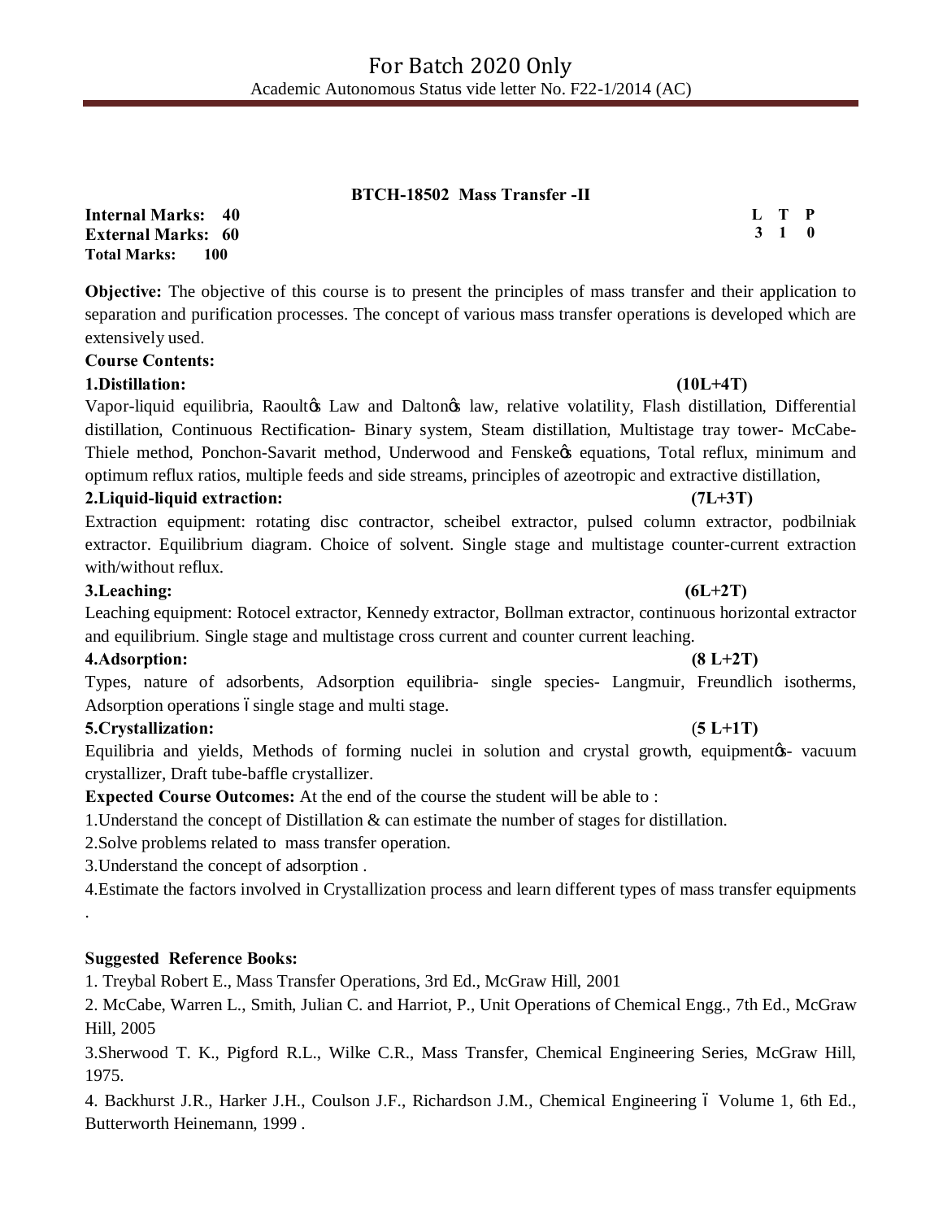## BTCH-18502 Mass Transfer -II

**Internal Marks: 40**
**External Marks: 60**
**Total Marks: 100**

| L | T | P |
|---|---|---|
| 3 | 1 | 0 |

**Objective:** The objective of this course is to present the principles of mass transfer and their application to separation and purification processes. The concept of various mass transfer operations is developed which are extensively used.

**Course Contents:**

**1.Distillation:** **(10L+4T)**

Vapor-liquid equilibria, Raoult's Law and Dalton's law, relative volatility, Flash distillation, Differential distillation, Continuous Rectification- Binary system, Steam distillation, Multistage tray tower- McCabe-Thiele method, Ponchon-Savarit method, Underwood and Fenske's equations, Total reflux, minimum and optimum reflux ratios, multiple feeds and side streams, principles of azeotropic and extractive distillation,

**2.Liquid-liquid extraction:** **(7L+3T)**

Extraction equipment: rotating disc contractor, scheibel extractor, pulsed column extractor, podbilniak extractor. Equilibrium diagram. Choice of solvent. Single stage and multistage counter-current extraction with/without reflux.

**3.Leaching:** **(6L+2T)**

Leaching equipment: Rotocel extractor, Kennedy extractor, Bollman extractor, continuous horizontal extractor and equilibrium. Single stage and multistage cross current and counter current leaching.

**4.Adsorption:** **(8 L+2T)**

Types, nature of adsorbents, Adsorption equilibria- single species- Langmuir, Freundlich isotherms, Adsorption operations – single stage and multi stage.

**5.Crystallization:** **(5 L+1T)**

Equilibria and yields, Methods of forming nuclei in solution and crystal growth, equipment's- vacuum crystallizer, Draft tube-baffle crystallizer.

**Expected Course Outcomes:** At the end of the course the student will be able to :

1.Understand the concept of Distillation & can estimate the number of stages for distillation.

2.Solve problems related to mass transfer operation.

3.Understand the concept of adsorption .

4.Estimate the factors involved in Crystallization process and learn different types of mass transfer equipments .

**Suggested Reference Books:**

1. Treybal Robert E., Mass Transfer Operations, 3rd Ed., McGraw Hill, 2001
2. McCabe, Warren L., Smith, Julian C. and Harriot, P., Unit Operations of Chemical Engg., 7th Ed., McGraw Hill, 2005
3. Sherwood T. K., Pigford R.L., Wilke C.R., Mass Transfer, Chemical Engineering Series, McGraw Hill, 1975.
4. Backhurst J.R., Harker J.H., Coulson J.F., Richardson J.M., Chemical Engineering – Volume 1, 6th Ed., Butterworth Heinemann, 1999 .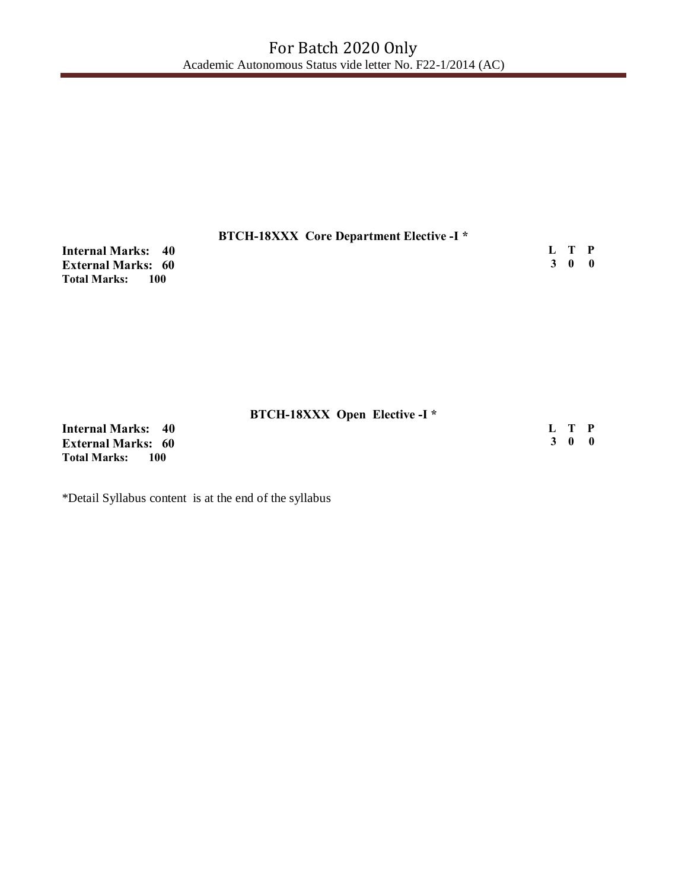### BTCH-18XXX Core Department Elective -I *

**Internal Marks: 40**
**External Marks: 60**
**Total Marks: 100**

| L | T | P |
|---|---|---|
| 3 | 0 | 0 |

### BTCH-18XXX Open Elective -I *

**Internal Marks: 40**
**External Marks: 60**
**Total Marks: 100**

| L | T | P |
|---|---|---|
| 3 | 0 | 0 |

*Detail Syllabus content is at the end of the syllabus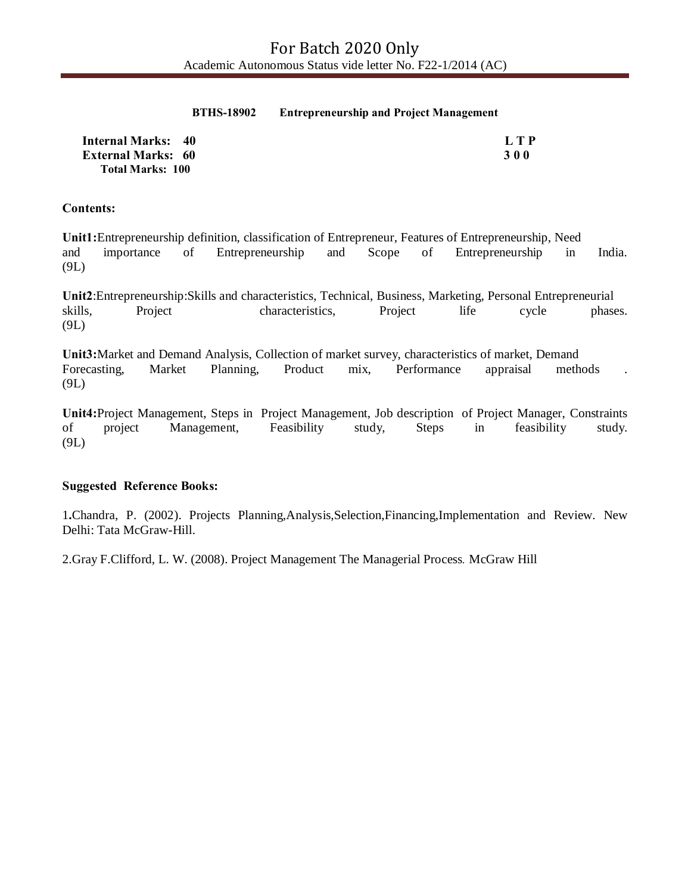**BTHS-18902 Entrepreneurship and Project Management**

| | |
|---|---|
| **Internal Marks: 40** | **L T P** |
| **External Marks: 60** | **3 0 0** |
| **Total Marks: 100** | |

**Contents:**

**Unit1:**Entrepreneurship definition, classification of Entrepreneur, Features of Entrepreneurship, Need and importance of Entrepreneurship and Scope of Entrepreneurship in India. (9L)

**Unit2**:Entrepreneurship:Skills and characteristics, Technical, Business, Marketing, Personal Entrepreneurial skills, Project characteristics, Project life cycle phases. (9L)

**Unit3:**Market and Demand Analysis, Collection of market survey, characteristics of market, Demand Forecasting, Market Planning, Product mix, Performance appraisal methods . (9L)

**Unit4:**Project Management, Steps in Project Management, Job description of Project Manager, Constraints of project Management, Feasibility study, Steps in feasibility study. (9L)

**Suggested Reference Books:**

1**.**Chandra, P. (2002). Projects Planning,Analysis,Selection,Financing,Implementation and Review. New Delhi: Tata McGraw-Hill.

2.Gray F.Clifford, L. W. (2008). Project Management The Managerial Process. McGraw Hill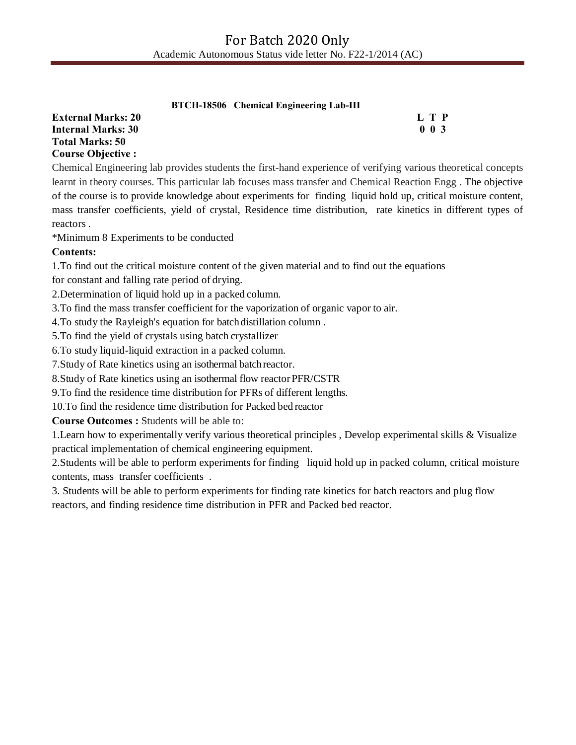**BTCH-18506 Chemical Engineering Lab-III**

| | L T P |
|---|---|
| **External Marks: 20** | **L T P** |
| **Internal Marks: 30** | **0 0 3** |
| **Total Marks: 50** | |

**Course Objective :**

Chemical Engineering lab provides students the first-hand experience of verifying various theoretical concepts learnt in theory courses. This particular lab focuses mass transfer and Chemical Reaction Engg . The objective of the course is to provide knowledge about experiments for finding liquid hold up, critical moisture content, mass transfer coefficients, yield of crystal, Residence time distribution, rate kinetics in different types of reactors .

*Minimum 8 Experiments to be conducted

**Contents:**

1.To find out the critical moisture content of the given material and to find out the equations for constant and falling rate period of drying.

2.Determination of liquid hold up in a packed column.

3.To find the mass transfer coefficient for the vaporization of organic vapor to air.

4.To study the Rayleigh's equation for batch distillation column .

5.To find the yield of crystals using batch crystallizer

6.To study liquid-liquid extraction in a packed column.

7.Study of Rate kinetics using an isothermal batch reactor.

8.Study of Rate kinetics using an isothermal flow reactor PFR/CSTR

9.To find the residence time distribution for PFRs of different lengths.

10.To find the residence time distribution for Packed bed reactor

**Course Outcomes :** Students will be able to:

1.Learn how to experimentally verify various theoretical principles , Develop experimental skills & Visualize practical implementation of chemical engineering equipment.

2.Students will be able to perform experiments for finding liquid hold up in packed column, critical moisture contents, mass transfer coefficients .

3. Students will be able to perform experiments for finding rate kinetics for batch reactors and plug flow reactors, and finding residence time distribution in PFR and Packed bed reactor.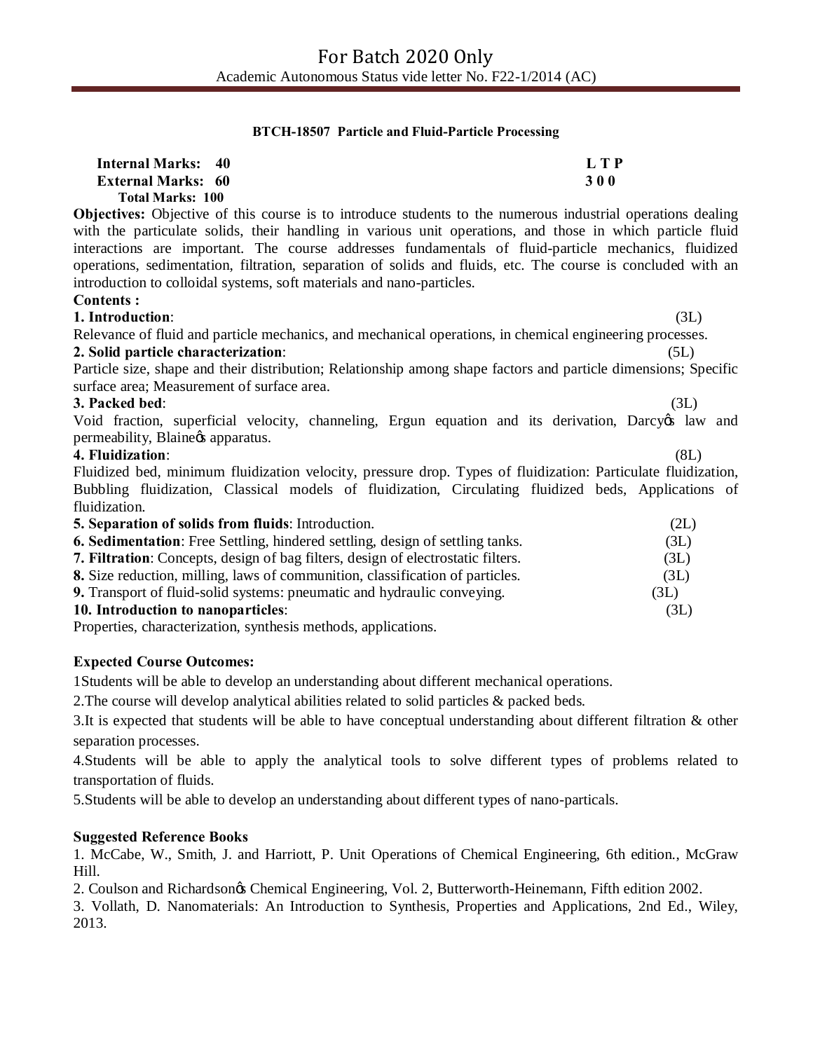**BTCH-18507 Particle and Fluid-Particle Processing**

**Internal Marks: 40** — **L T P**
**External Marks: 60** — **3 0 0**
**Total Marks: 100**

**Objectives:** Objective of this course is to introduce students to the numerous industrial operations dealing with the particulate solids, their handling in various unit operations, and those in which particle fluid interactions are important. The course addresses fundamentals of fluid-particle mechanics, fluidized operations, sedimentation, filtration, separation of solids and fluids, etc. The course is concluded with an introduction to colloidal systems, soft materials and nano-particles.

**Contents :**

**1. Introduction**: (3L)
Relevance of fluid and particle mechanics, and mechanical operations, in chemical engineering processes.

**2. Solid particle characterization**: (5L)
Particle size, shape and their distribution; Relationship among shape factors and particle dimensions; Specific surface area; Measurement of surface area.

**3. Packed bed**: (3L)
Void fraction, superficial velocity, channeling, Ergun equation and its derivation, Darcyφs law and permeability, Blaineφs apparatus.

**4. Fluidization**: (8L)
Fluidized bed, minimum fluidization velocity, pressure drop. Types of fluidization: Particulate fluidization, Bubbling fluidization, Classical models of fluidization, Circulating fluidized beds, Applications of fluidization.

**5. Separation of solids from fluids**: Introduction. (2L)
**6. Sedimentation**: Free Settling, hindered settling, design of settling tanks. (3L)
**7. Filtration**: Concepts, design of bag filters, design of electrostatic filters. (3L)
**8.** Size reduction, milling, laws of communition, classification of particles. (3L)
**9.** Transport of fluid-solid systems: pneumatic and hydraulic conveying. (3L)
**10. Introduction to nanoparticles**: (3L)
Properties, characterization, synthesis methods, applications.

**Expected Course Outcomes:**

1Students will be able to develop an understanding about different mechanical operations.

2.The course will develop analytical abilities related to solid particles & packed beds.

3.It is expected that students will be able to have conceptual understanding about different filtration & other separation processes.

4.Students will be able to apply the analytical tools to solve different types of problems related to transportation of fluids.

5.Students will be able to develop an understanding about different types of nano-particals.

**Suggested Reference Books**

1. McCabe, W., Smith, J. and Harriott, P. Unit Operations of Chemical Engineering, 6th edition., McGraw Hill.
2. Coulson and Richardsonφs Chemical Engineering, Vol. 2, Butterworth-Heinemann, Fifth edition 2002.
3. Vollath, D. Nanomaterials: An Introduction to Synthesis, Properties and Applications, 2nd Ed., Wiley, 2013.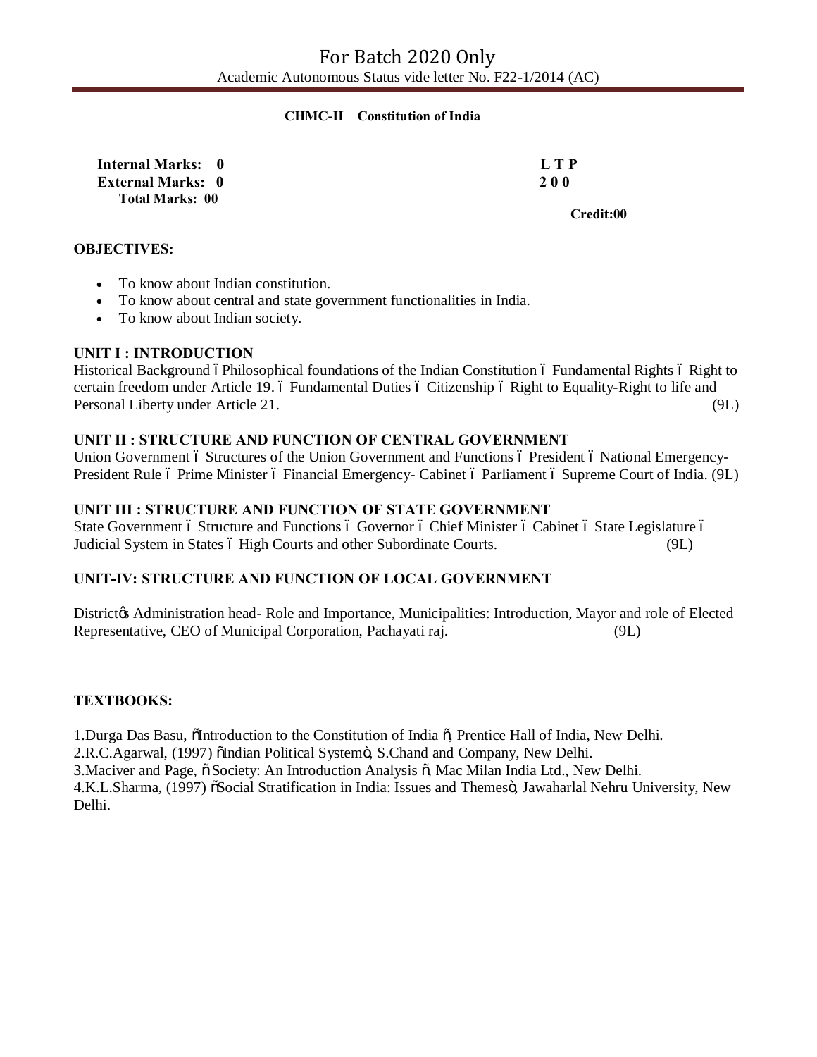For Batch 2020 Only

Academic Autonomous Status vide letter No. F22-1/2014 (AC)

**CHMC-II Constitution of India**

| | |
|---|---|
| **Internal Marks: 0** | **L T P** |
| **External Marks: 0** | **2 0 0** |
| **Total Marks: 00** | |
| | **Credit:00** |

## OBJECTIVES:

- To know about Indian constitution.
- To know about central and state government functionalities in India.
- To know about Indian society.

### UNIT I : INTRODUCTION

Historical Background – Philosophical foundations of the Indian Constitution – Fundamental Rights – Right to certain freedom under Article 19. – Fundamental Duties – Citizenship – Right to Equality-Right to life and Personal Liberty under Article 21. (9L)

### UNIT II : STRUCTURE AND FUNCTION OF CENTRAL GOVERNMENT

Union Government – Structures of the Union Government and Functions – President – National Emergency-President Rule – Prime Minister – Financial Emergency- Cabinet – Parliament – Supreme Court of India. (9L)

### UNIT III : STRUCTURE AND FUNCTION OF STATE GOVERNMENT

State Government – Structure and Functions – Governor – Chief Minister – Cabinet – State Legislature – Judicial System in States – High Courts and other Subordinate Courts. (9L)

### UNIT-IV: STRUCTURE AND FUNCTION OF LOCAL GOVERNMENT

District's Administration head- Role and Importance, Municipalities: Introduction, Mayor and role of Elected Representative, CEO of Municipal Corporation, Pachayati raj. (9L)

## TEXTBOOKS:

1.Durga Das Basu, "Introduction to the Constitution of India ", Prentice Hall of India, New Delhi.
2.R.C.Agarwal, (1997) "Indian Political System", S.Chand and Company, New Delhi.
3.Maciver and Page, " Society: An Introduction Analysis ", Mac Milan India Ltd., New Delhi.
4.K.L.Sharma, (1997) "Social Stratification in India: Issues and Themes", Jawaharlal Nehru University, New Delhi.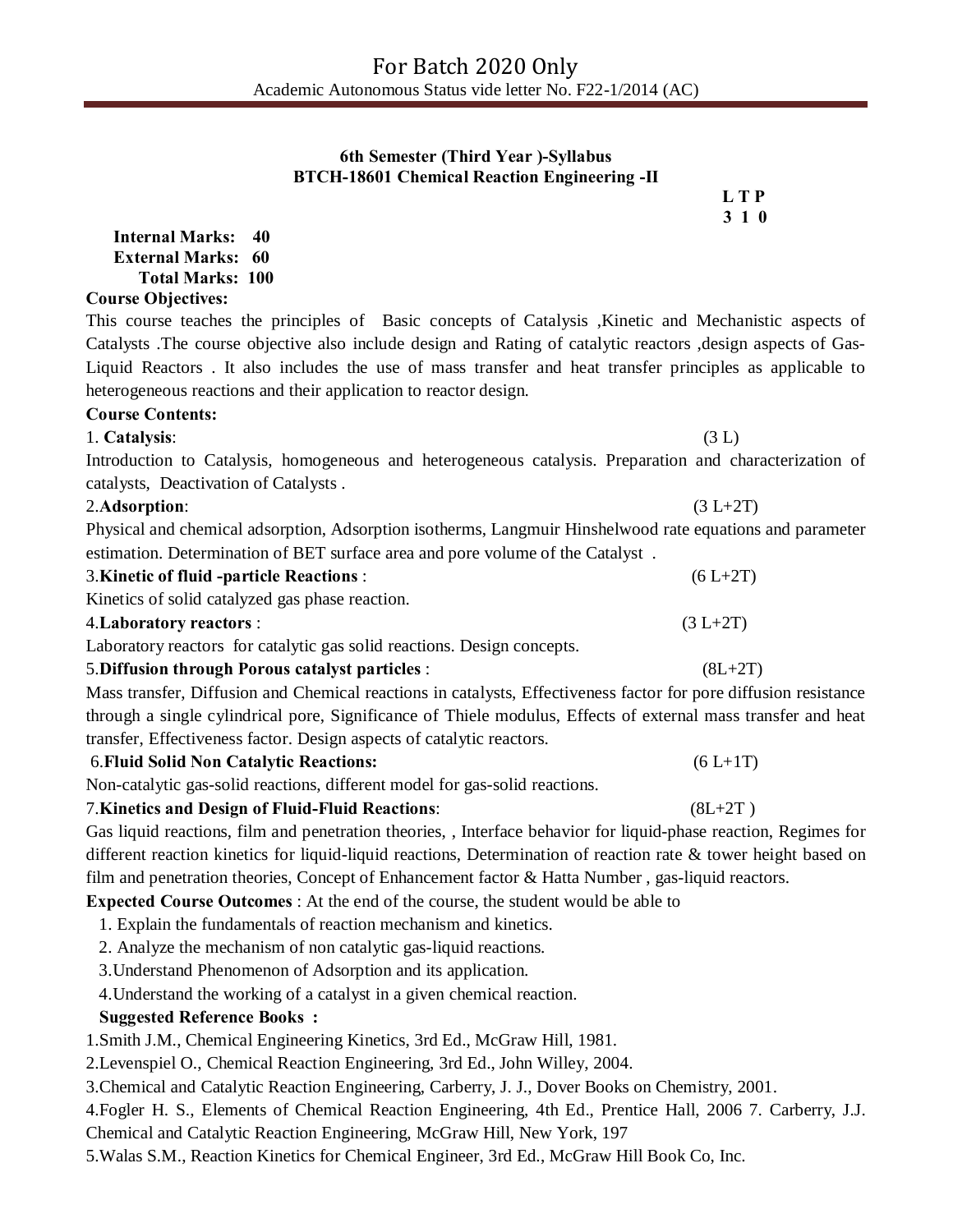## 6th Semester (Third Year )-Syllabus

## BTCH-18601 Chemical Reaction Engineering -II

| L | T | P |
|---|---|---|
| 3 | 1 | 0 |

**Internal Marks: 40**
**External Marks: 60**
**Total Marks: 100**

**Course Objectives:**

This course teaches the principles of Basic concepts of Catalysis ,Kinetic and Mechanistic aspects of Catalysts .The course objective also include design and Rating of catalytic reactors ,design aspects of Gas-Liquid Reactors . It also includes the use of mass transfer and heat transfer principles as applicable to heterogeneous reactions and their application to reactor design.

**Course Contents:**

1. **Catalysis**: (3 L)

Introduction to Catalysis, homogeneous and heterogeneous catalysis. Preparation and characterization of catalysts, Deactivation of Catalysts .

2.**Adsorption**: (3 L+2T)

Physical and chemical adsorption, Adsorption isotherms, Langmuir Hinshelwood rate equations and parameter estimation. Determination of BET surface area and pore volume of the Catalyst .

3.**Kinetic of fluid -particle Reactions** : (6 L+2T)

Kinetics of solid catalyzed gas phase reaction.

4.**Laboratory reactors** : (3 L+2T)

Laboratory reactors for catalytic gas solid reactions. Design concepts.

5.**Diffusion through Porous catalyst particles** : (8L+2T)

Mass transfer, Diffusion and Chemical reactions in catalysts, Effectiveness factor for pore diffusion resistance through a single cylindrical pore, Significance of Thiele modulus, Effects of external mass transfer and heat transfer, Effectiveness factor. Design aspects of catalytic reactors.

6.**Fluid Solid Non Catalytic Reactions:** (6 L+1T)

Non-catalytic gas-solid reactions, different model for gas-solid reactions.

7.**Kinetics and Design of Fluid-Fluid Reactions**: (8L+2T )

Gas liquid reactions, film and penetration theories, , Interface behavior for liquid-phase reaction, Regimes for different reaction kinetics for liquid-liquid reactions, Determination of reaction rate & tower height based on film and penetration theories, Concept of Enhancement factor & Hatta Number , gas-liquid reactors.

**Expected Course Outcomes** : At the end of the course, the student would be able to

1. Explain the fundamentals of reaction mechanism and kinetics.
2. Analyze the mechanism of non catalytic gas-liquid reactions.
3. Understand Phenomenon of Adsorption and its application.
4. Understand the working of a catalyst in a given chemical reaction.

**Suggested Reference Books :**

1.Smith J.M., Chemical Engineering Kinetics, 3rd Ed., McGraw Hill, 1981.

2.Levenspiel O., Chemical Reaction Engineering, 3rd Ed., John Willey, 2004.

3.Chemical and Catalytic Reaction Engineering, Carberry, J. J., Dover Books on Chemistry, 2001.

4.Fogler H. S., Elements of Chemical Reaction Engineering, 4th Ed., Prentice Hall, 2006 7. Carberry, J.J. Chemical and Catalytic Reaction Engineering, McGraw Hill, New York, 197

5.Walas S.M., Reaction Kinetics for Chemical Engineer, 3rd Ed., McGraw Hill Book Co, Inc.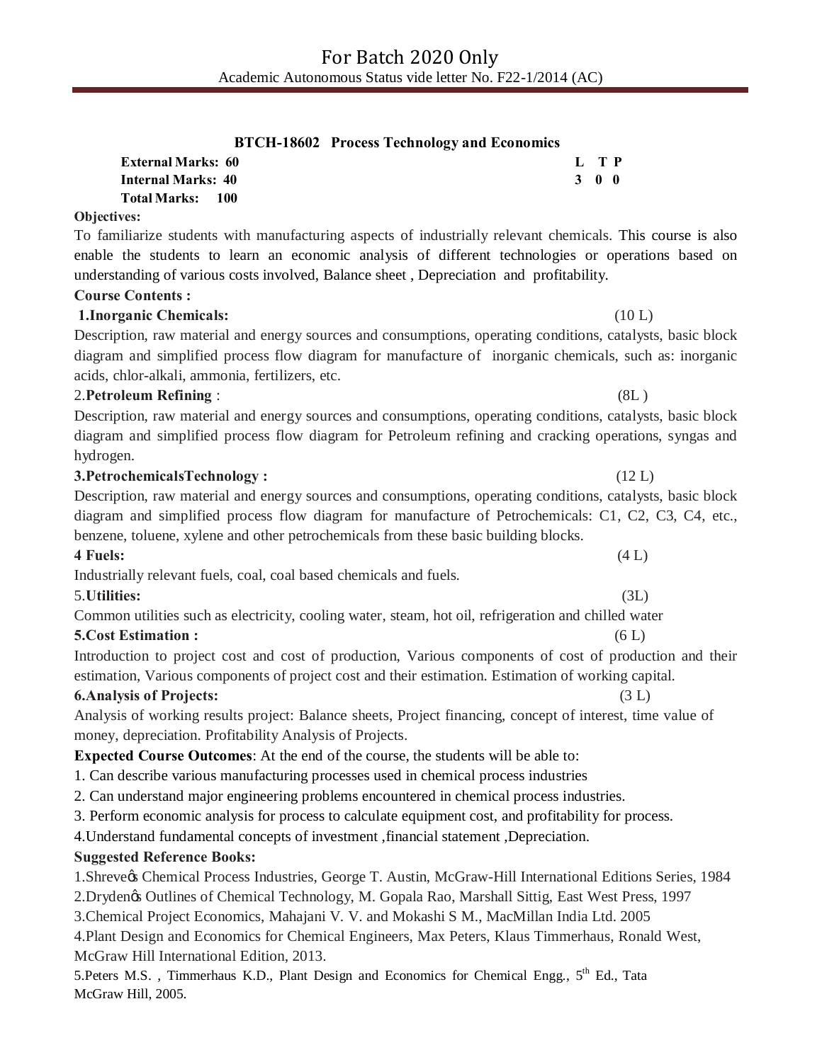## BTCH-18602 Process Technology and Economics

**External Marks: 60** **L T P**
**Internal Marks: 40** **3 0 0**
**Total Marks: 100**

**Objectives:**

To familiarize students with manufacturing aspects of industrially relevant chemicals. This course is also enable the students to learn an economic analysis of different technologies or operations based on understanding of various costs involved, Balance sheet , Depreciation and profitability.

**Course Contents :**

**1.Inorganic Chemicals:** (10 L)

Description, raw material and energy sources and consumptions, operating conditions, catalysts, basic block diagram and simplified process flow diagram for manufacture of inorganic chemicals, such as: inorganic acids, chlor-alkali, ammonia, fertilizers, etc.

2.**Petroleum Refining** : (8L )

Description, raw material and energy sources and consumptions, operating conditions, catalysts, basic block diagram and simplified process flow diagram for Petroleum refining and cracking operations, syngas and hydrogen.

**3.PetrochemicalsTechnology :** (12 L)

Description, raw material and energy sources and consumptions, operating conditions, catalysts, basic block diagram and simplified process flow diagram for manufacture of Petrochemicals: C1, C2, C3, C4, etc., benzene, toluene, xylene and other petrochemicals from these basic building blocks.

**4 Fuels:** (4 L)

Industrially relevant fuels, coal, coal based chemicals and fuels.

5.**Utilities:** (3L)

Common utilities such as electricity, cooling water, steam, hot oil, refrigeration and chilled water

**5.Cost Estimation :** (6 L)

Introduction to project cost and cost of production, Various components of cost of production and their estimation, Various components of project cost and their estimation. Estimation of working capital.

**6.Analysis of Projects:** (3 L)

Analysis of working results project: Balance sheets, Project financing, concept of interest, time value of money, depreciation. Profitability Analysis of Projects.

**Expected Course Outcomes**: At the end of the course, the students will be able to:

1. Can describe various manufacturing processes used in chemical process industries
2. Can understand major engineering problems encountered in chemical process industries.
3. Perform economic analysis for process to calculate equipment cost, and profitability for process.
4. Understand fundamental concepts of investment ,financial statement ,Depreciation.

**Suggested Reference Books:**

1. Shreve's Chemical Process Industries, George T. Austin, McGraw-Hill International Editions Series, 1984
2. Dryden's Outlines of Chemical Technology, M. Gopala Rao, Marshall Sittig, East West Press, 1997
3. Chemical Project Economics, Mahajani V. V. and Mokashi S M., MacMillan India Ltd. 2005
4. Plant Design and Economics for Chemical Engineers, Max Peters, Klaus Timmerhaus, Ronald West, McGraw Hill International Edition, 2013.
5. Peters M.S. , Timmerhaus K.D., Plant Design and Economics for Chemical Engg., 5th Ed., Tata McGraw Hill, 2005.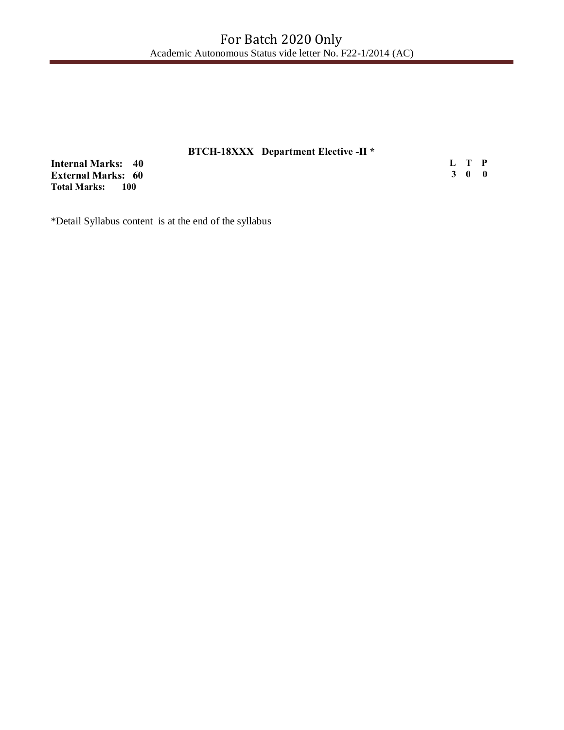### BTCH-18XXX Department Elective -II *

| | L | T | P |
|---|---|---|---|
| **Internal Marks: 40** | 3 | 0 | 0 |
| **External Marks: 60** | | | |
| **Total Marks: 100** | | | |

*Detail Syllabus content is at the end of the syllabus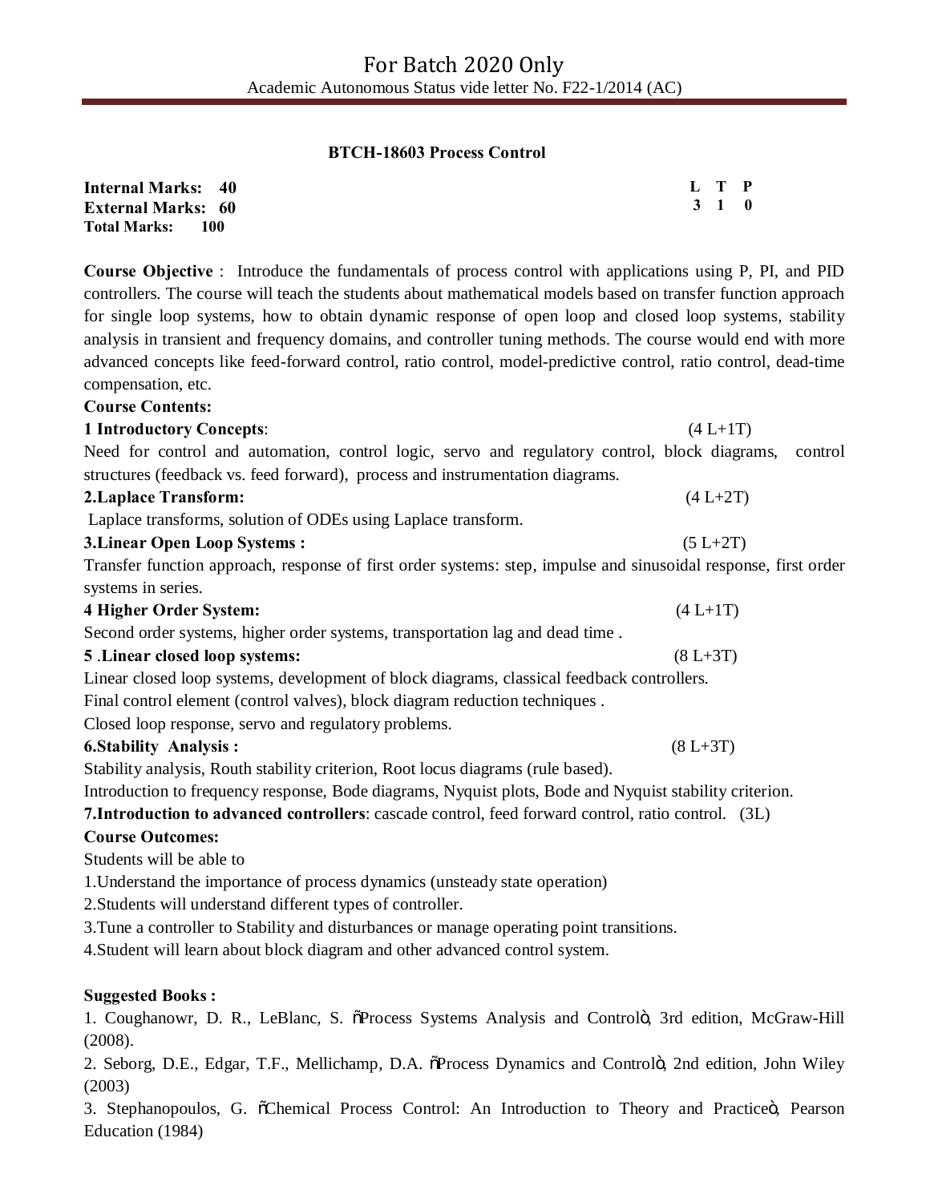## BTCH-18603 Process Control

**Internal Marks: 40**
**External Marks: 60**
**Total Marks: 100**

| L | T | P |
|---|---|---|
| 3 | 1 | 0 |

**Course Objective** : Introduce the fundamentals of process control with applications using P, PI, and PID controllers. The course will teach the students about mathematical models based on transfer function approach for single loop systems, how to obtain dynamic response of open loop and closed loop systems, stability analysis in transient and frequency domains, and controller tuning methods. The course would end with more advanced concepts like feed-forward control, ratio control, model-predictive control, ratio control, dead-time compensation, etc.

**Course Contents:**

**1 Introductory Concepts**: (4 L+1T)

Need for control and automation, control logic, servo and regulatory control, block diagrams, control structures (feedback vs. feed forward), process and instrumentation diagrams.

**2.Laplace Transform:** (4 L+2T)

Laplace transforms, solution of ODEs using Laplace transform.

**3.Linear Open Loop Systems :** (5 L+2T)

Transfer function approach, response of first order systems: step, impulse and sinusoidal response, first order systems in series.

**4 Higher Order System:** (4 L+1T)

Second order systems, higher order systems, transportation lag and dead time .

**5 .Linear closed loop systems:** (8 L+3T)

Linear closed loop systems, development of block diagrams, classical feedback controllers.
Final control element (control valves), block diagram reduction techniques .
Closed loop response, servo and regulatory problems.

**6.Stability Analysis :** (8 L+3T)

Stability analysis, Routh stability criterion, Root locus diagrams (rule based).
Introduction to frequency response, Bode diagrams, Nyquist plots, Bode and Nyquist stability criterion.

**7.Introduction to advanced controllers**: cascade control, feed forward control, ratio control. (3L)

**Course Outcomes:**

Students will be able to

1.Understand the importance of process dynamics (unsteady state operation)
2.Students will understand different types of controller.
3.Tune a controller to Stability and disturbances or manage operating point transitions.
4.Student will learn about block diagram and other advanced control system.

**Suggested Books :**

1. Coughanowr, D. R., LeBlanc, S. "Process Systems Analysis and Control", 3rd edition, McGraw-Hill (2008).
2. Seborg, D.E., Edgar, T.F., Mellichamp, D.A. "Process Dynamics and Control", 2nd edition, John Wiley (2003)
3. Stephanopoulos, G. "Chemical Process Control: An Introduction to Theory and Practice", Pearson Education (1984)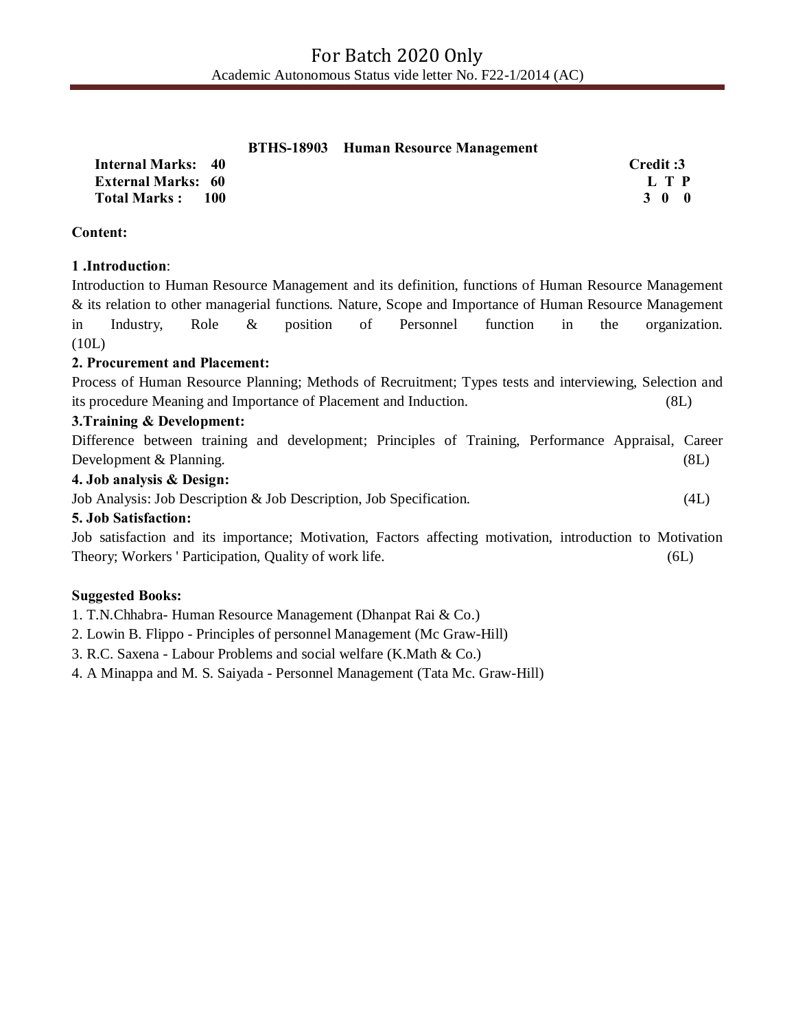**BTHS-18903 Human Resource Management**

**Internal Marks: 40**
**External Marks: 60**
**Total Marks : 100**

**Credit :3**

| L | T | P |
|---|---|---|
| 3 | 0 | 0 |

**Content:**

**1 .Introduction**:

Introduction to Human Resource Management and its definition, functions of Human Resource Management & its relation to other managerial functions. Nature, Scope and Importance of Human Resource Management in Industry, Role & position of Personnel function in the organization. (10L)

**2. Procurement and Placement:**

Process of Human Resource Planning; Methods of Recruitment; Types tests and interviewing, Selection and its procedure Meaning and Importance of Placement and Induction. (8L)

**3.Training & Development:**

Difference between training and development; Principles of Training, Performance Appraisal, Career Development & Planning. (8L)

**4. Job analysis & Design:**

Job Analysis: Job Description & Job Description, Job Specification. (4L)

**5. Job Satisfaction:**

Job satisfaction and its importance; Motivation, Factors affecting motivation, introduction to Motivation Theory; Workers ' Participation, Quality of work life. (6L)

**Suggested Books:**

1. T.N.Chhabra- Human Resource Management (Dhanpat Rai & Co.)
2. Lowin B. Flippo - Principles of personnel Management (Mc Graw-Hill)
3. R.C. Saxena - Labour Problems and social welfare (K.Math & Co.)
4. A Minappa and M. S. Saiyada - Personnel Management (Tata Mc. Graw-Hill)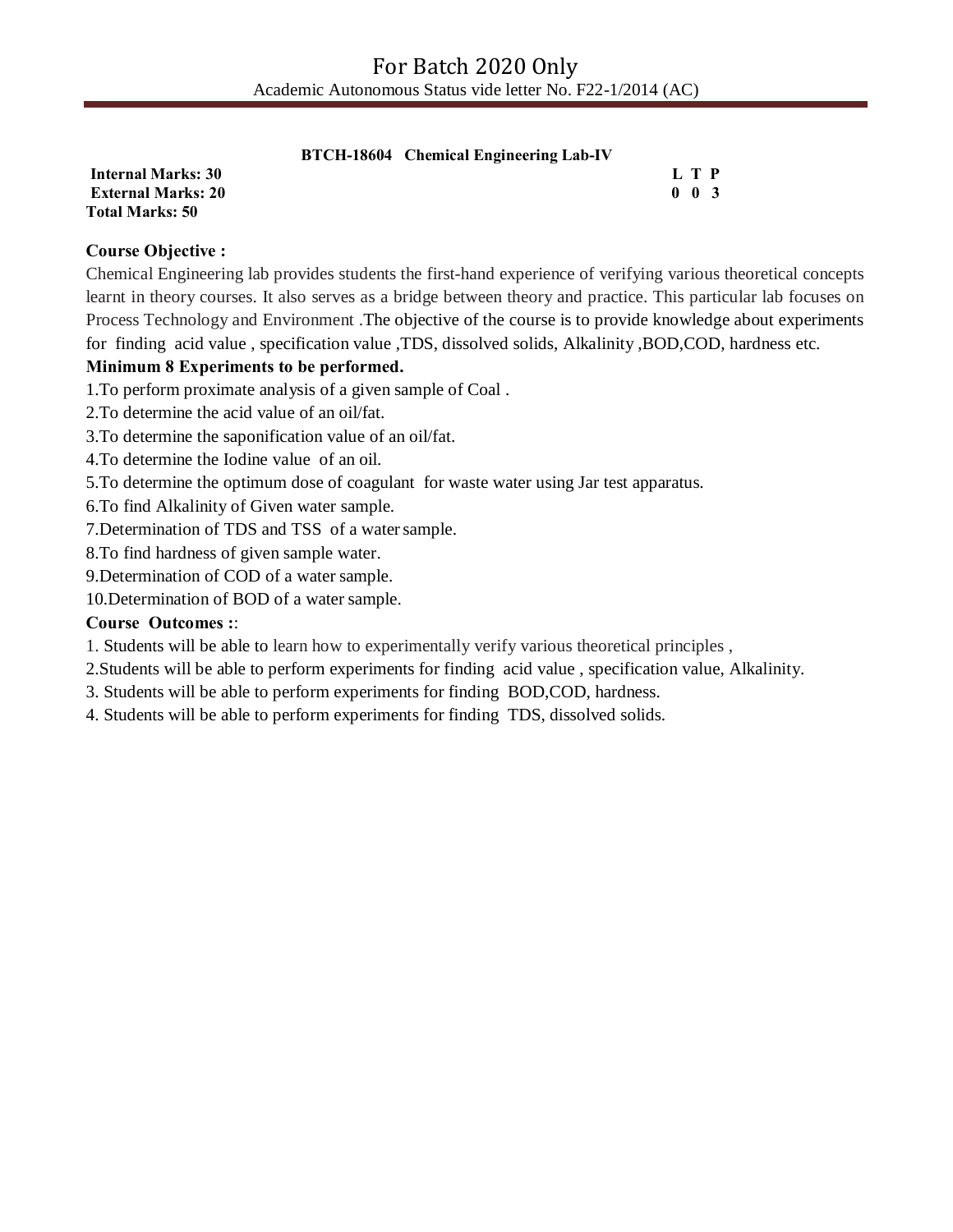### BTCH-18604 Chemical Engineering Lab-IV

| | L T P |
|---|---|
| **Internal Marks: 30** | **0 0 3** |
| **External Marks: 20** | |
| **Total Marks: 50** | |

**Course Objective :**

Chemical Engineering lab provides students the first-hand experience of verifying various theoretical concepts learnt in theory courses. It also serves as a bridge between theory and practice. This particular lab focuses on Process Technology and Environment .The objective of the course is to provide knowledge about experiments for finding acid value , specification value ,TDS, dissolved solids, Alkalinity ,BOD,COD, hardness etc.

**Minimum 8 Experiments to be performed.**

1.To perform proximate analysis of a given sample of Coal .
2.To determine the acid value of an oil/fat.
3.To determine the saponification value of an oil/fat.
4.To determine the Iodine value of an oil.
5.To determine the optimum dose of coagulant for waste water using Jar test apparatus.
6.To find Alkalinity of Given water sample.
7.Determination of TDS and TSS of a water sample.
8.To find hardness of given sample water.
9.Determination of COD of a water sample.
10.Determination of BOD of a water sample.

**Course Outcomes :**:

1. Students will be able to learn how to experimentally verify various theoretical principles ,
2.Students will be able to perform experiments for finding acid value , specification value, Alkalinity.
3. Students will be able to perform experiments for finding BOD,COD, hardness.
4. Students will be able to perform experiments for finding TDS, dissolved solids.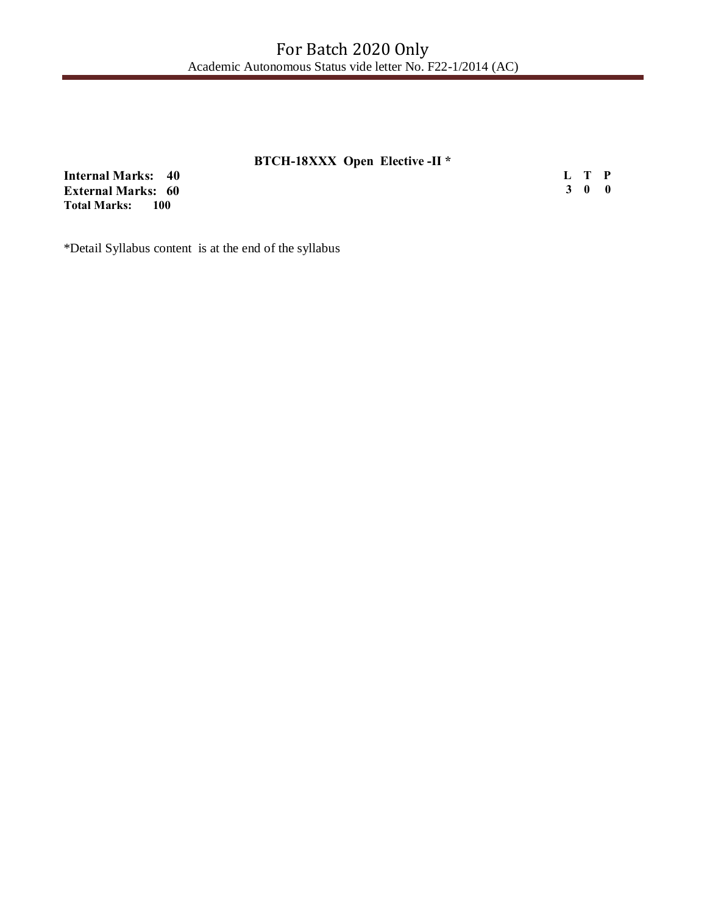## BTCH-18XXX Open Elective -II *

**Internal Marks: 40**
**External Marks: 60**
**Total Marks: 100**

| L | T | P |
|---|---|---|
| 3 | 0 | 0 |

*Detail Syllabus content is at the end of the syllabus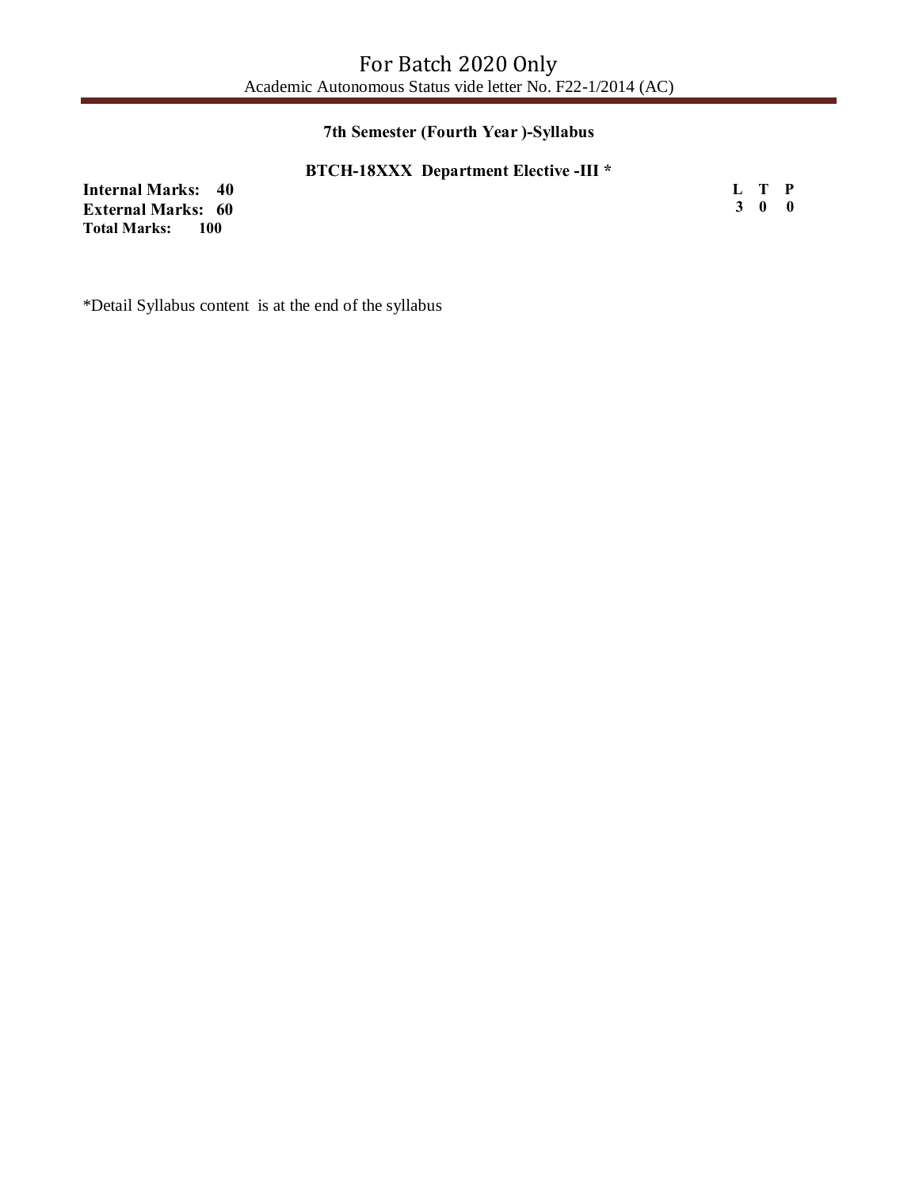### 7th Semester (Fourth Year )-Syllabus

### BTCH-18XXX Department Elective -III *

**Internal Marks: 40**
**External Marks: 60**
**Total Marks: 100**

| L | T | P |
|---|---|---|
| 3 | 0 | 0 |

*Detail Syllabus content is at the end of the syllabus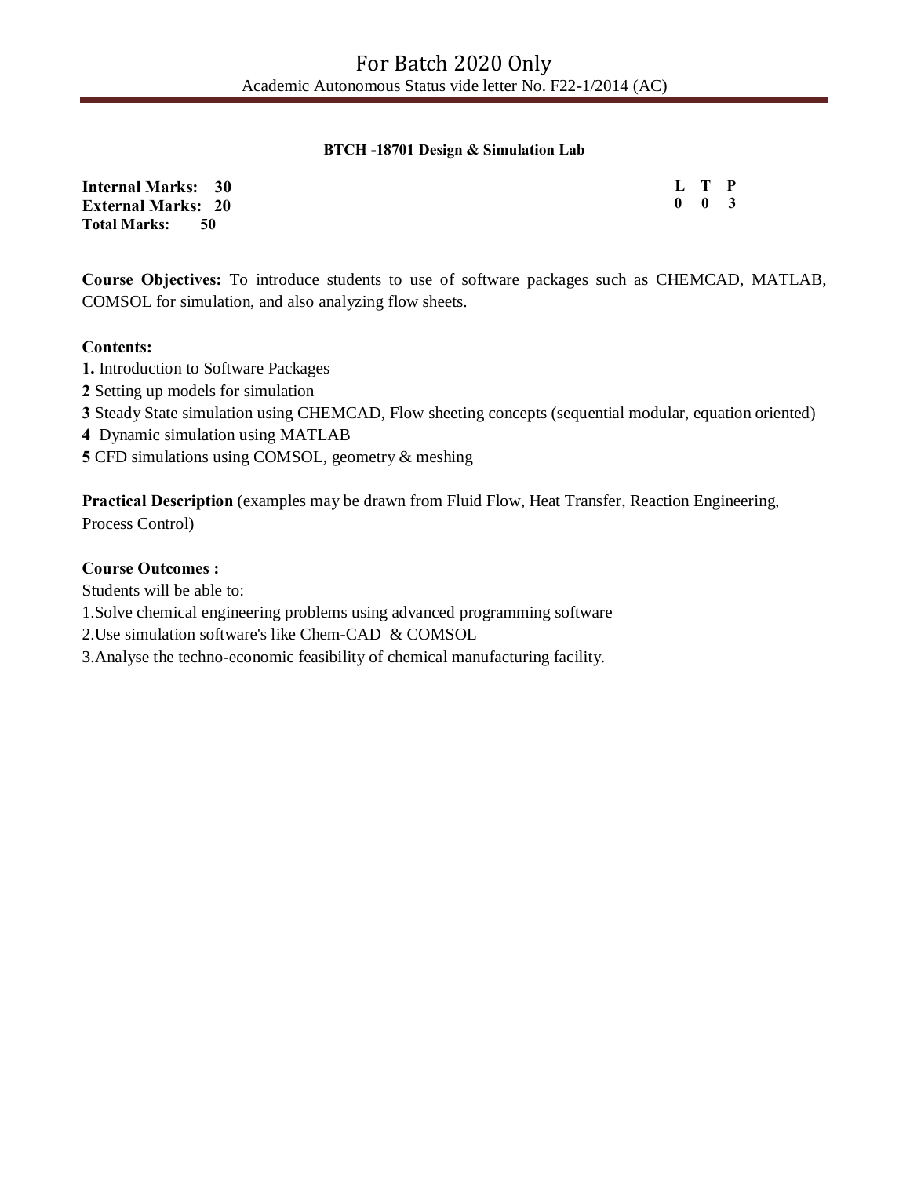### BTCH -18701 Design & Simulation Lab

**Internal Marks: 30**
**External Marks: 20**
**Total Marks: 50**

| L | T | P |
|---|---|---|
| 0 | 0 | 3 |

**Course Objectives:** To introduce students to use of software packages such as CHEMCAD, MATLAB, COMSOL for simulation, and also analyzing flow sheets.

**Contents:**

**1.** Introduction to Software Packages
**2** Setting up models for simulation
**3** Steady State simulation using CHEMCAD, Flow sheeting concepts (sequential modular, equation oriented)
**4** Dynamic simulation using MATLAB
**5** CFD simulations using COMSOL, geometry & meshing

**Practical Description** (examples may be drawn from Fluid Flow, Heat Transfer, Reaction Engineering, Process Control)

**Course Outcomes :**

Students will be able to:

1. Solve chemical engineering problems using advanced programming software
2. Use simulation software's like Chem-CAD & COMSOL
3. Analyse the techno-economic feasibility of chemical manufacturing facility.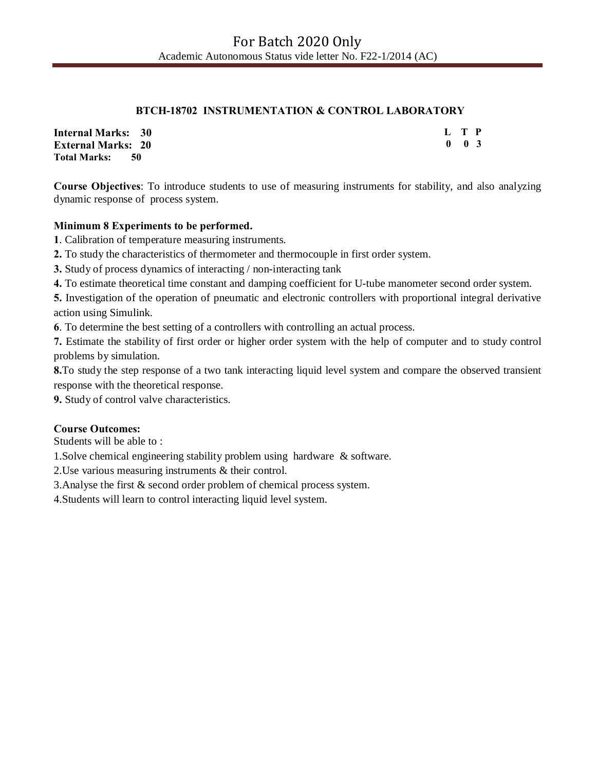## BTCH-18702 INSTRUMENTATION & CONTROL LABORATORY

**Internal Marks: 30**
**External Marks: 20**
**Total Marks: 50**

| L | T | P |
|---|---|---|
| 0 | 0 | 3 |

**Course Objectives**: To introduce students to use of measuring instruments for stability, and also analyzing dynamic response of process system.

**Minimum 8 Experiments to be performed.**

**1**. Calibration of temperature measuring instruments.

**2.** To study the characteristics of thermometer and thermocouple in first order system.

**3.** Study of process dynamics of interacting / non-interacting tank

**4.** To estimate theoretical time constant and damping coefficient for U-tube manometer second order system.

**5.** Investigation of the operation of pneumatic and electronic controllers with proportional integral derivative action using Simulink.

**6**. To determine the best setting of a controllers with controlling an actual process.

**7.** Estimate the stability of first order or higher order system with the help of computer and to study control problems by simulation.

**8.**To study the step response of a two tank interacting liquid level system and compare the observed transient response with the theoretical response.

**9.** Study of control valve characteristics.

**Course Outcomes:**

Students will be able to :

1.Solve chemical engineering stability problem using hardware & software.

2.Use various measuring instruments & their control.

3.Analyse the first & second order problem of chemical process system.

4.Students will learn to control interacting liquid level system.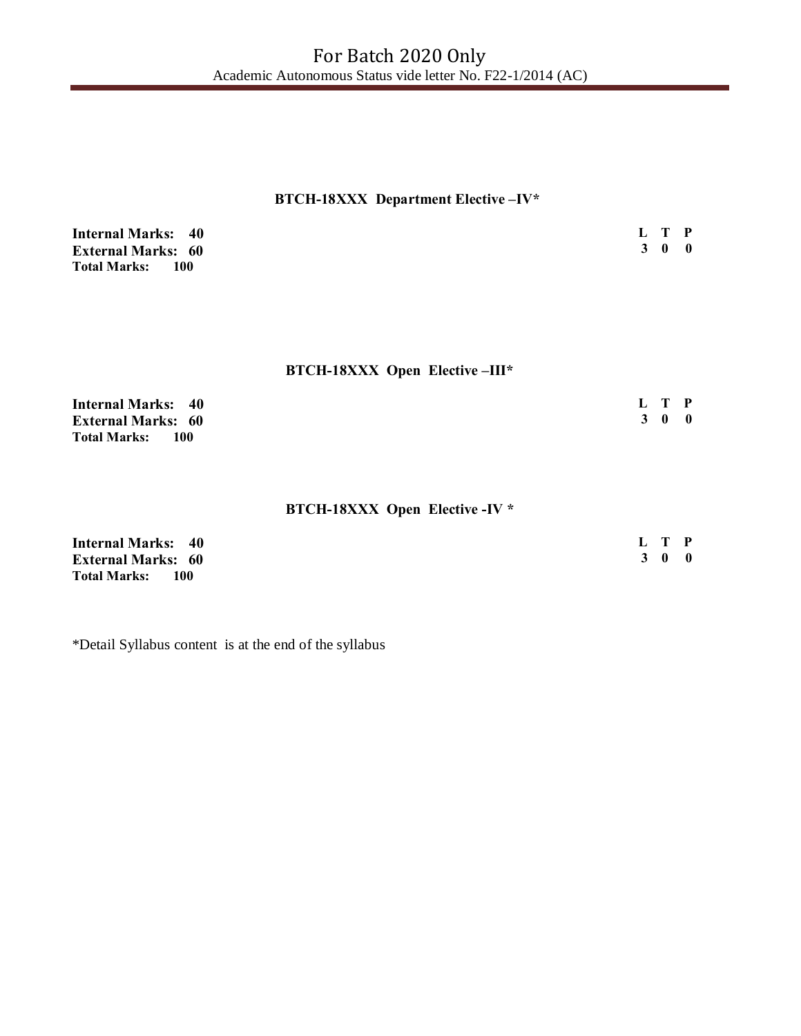### BTCH-18XXX Department Elective –IV*

**Internal Marks: 40**
**External Marks: 60**
**Total Marks: 100**

| L | T | P |
|---|---|---|
| 3 | 0 | 0 |

### BTCH-18XXX Open Elective –III*

**Internal Marks: 40**
**External Marks: 60**
**Total Marks: 100**

| L | T | P |
|---|---|---|
| 3 | 0 | 0 |

### BTCH-18XXX Open Elective -IV *

**Internal Marks: 40**
**External Marks: 60**
**Total Marks: 100**

| L | T | P |
|---|---|---|
| 3 | 0 | 0 |

*Detail Syllabus content is at the end of the syllabus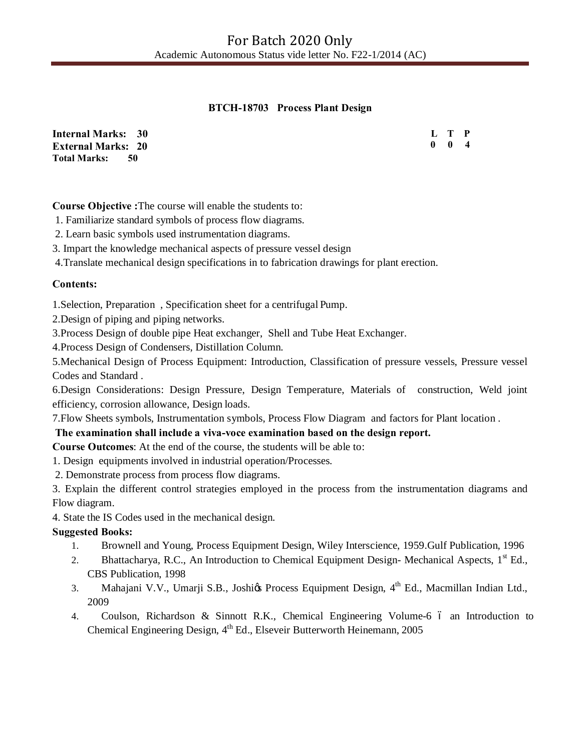### BTCH-18703 Process Plant Design

**Internal Marks: 30**
**External Marks: 20**
**Total Marks: 50**

| L | T | P |
|---|---|---|
| 0 | 0 | 4 |

**Course Objective :**The course will enable the students to:

1. Familiarize standard symbols of process flow diagrams.
2. Learn basic symbols used instrumentation diagrams.
3. Impart the knowledge mechanical aspects of pressure vessel design
4. Translate mechanical design specifications in to fabrication drawings for plant erection.

**Contents:**

1. Selection, Preparation , Specification sheet for a centrifugal Pump.
2. Design of piping and piping networks.
3. Process Design of double pipe Heat exchanger, Shell and Tube Heat Exchanger.
4. Process Design of Condensers, Distillation Column.
5. Mechanical Design of Process Equipment: Introduction, Classification of pressure vessels, Pressure vessel Codes and Standard .
6. Design Considerations: Design Pressure, Design Temperature, Materials of construction, Weld joint efficiency, corrosion allowance, Design loads.
7. Flow Sheets symbols, Instrumentation symbols, Process Flow Diagram and factors for Plant location .

**The examination shall include a viva-voce examination based on the design report.**

**Course Outcomes**: At the end of the course, the students will be able to:

1. Design equipments involved in industrial operation/Processes.
2. Demonstrate process from process flow diagrams.
3. Explain the different control strategies employed in the process from the instrumentation diagrams and Flow diagram.
4. State the IS Codes used in the mechanical design.

**Suggested Books:**

1. Brownell and Young, Process Equipment Design, Wiley Interscience, 1959.Gulf Publication, 1996
2. Bhattacharya, R.C., An Introduction to Chemical Equipment Design- Mechanical Aspects, 1st Ed., CBS Publication, 1998
3. Mahajani V.V., Umarji S.B., Joshi's Process Equipment Design, 4th Ed., Macmillan Indian Ltd., 2009
4. Coulson, Richardson & Sinnott R.K., Chemical Engineering Volume-6 – an Introduction to Chemical Engineering Design, 4th Ed., Elseveir Butterworth Heinemann, 2005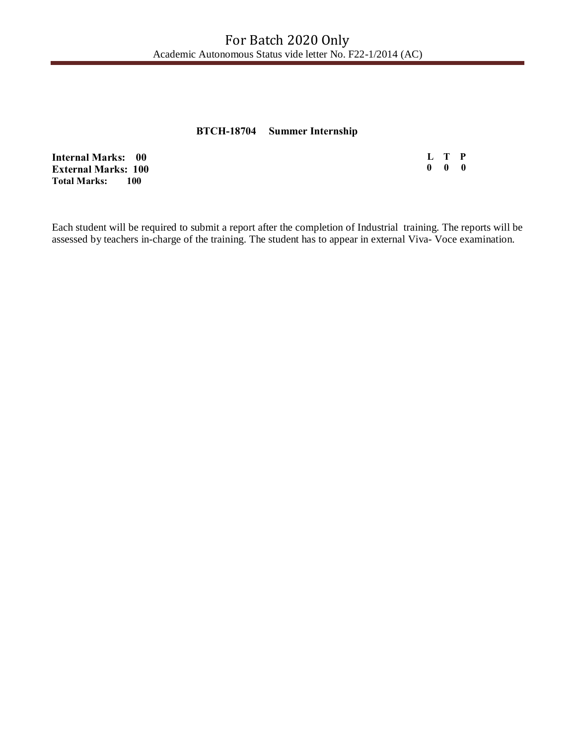### BTCH-18704 Summer Internship

**Internal Marks: 00**
**External Marks: 100**
**Total Marks: 100**

| L | T | P |
|---|---|---|
| 0 | 0 | 0 |

Each student will be required to submit a report after the completion of Industrial training. The reports will be assessed by teachers in-charge of the training. The student has to appear in external Viva- Voce examination.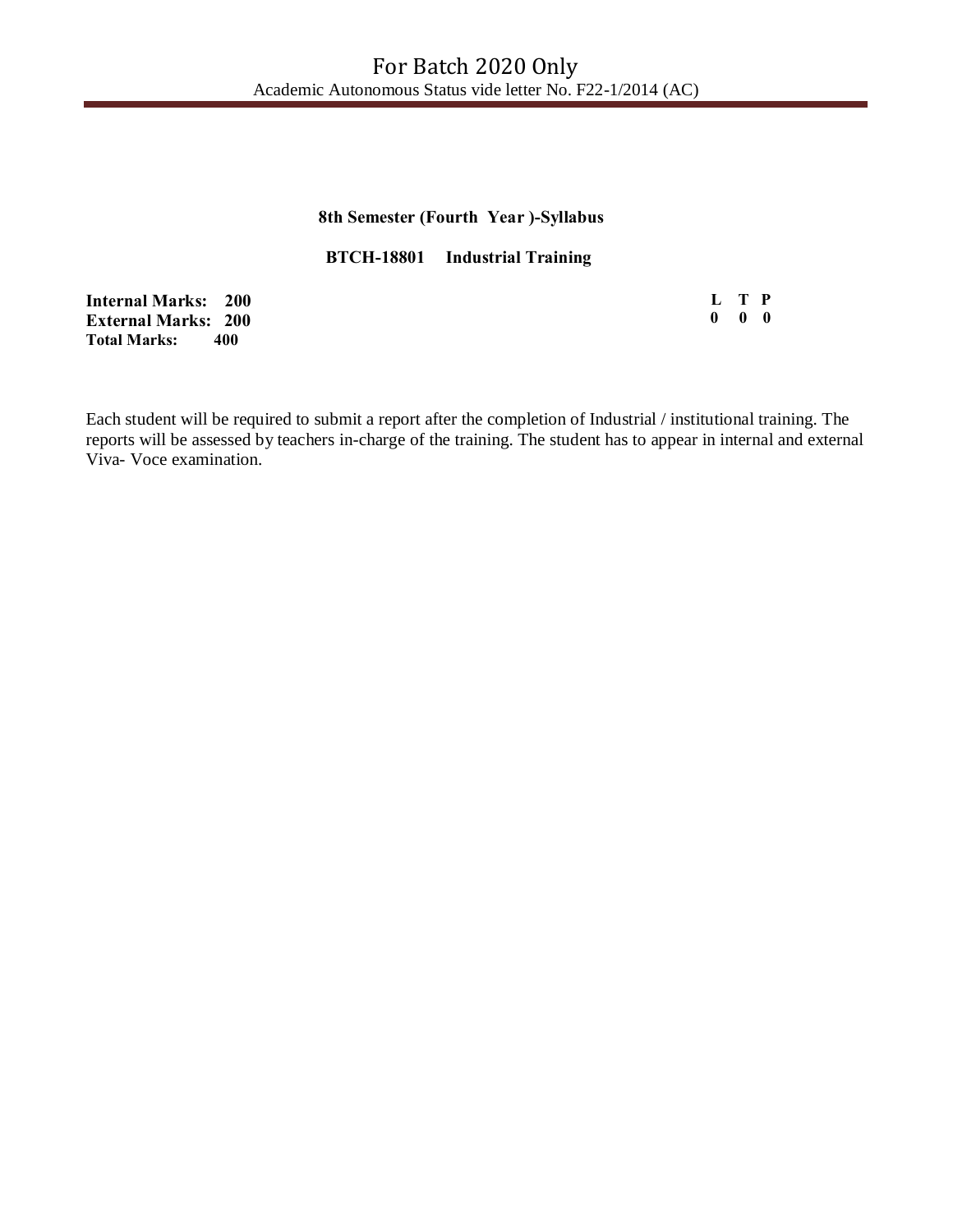**8th Semester (Fourth Year )-Syllabus**

**BTCH-18801 Industrial Training**

**Internal Marks: 200**
**External Marks: 200**
**Total Marks: 400**

| L | T | P |
|---|---|---|
| 0 | 0 | 0 |

Each student will be required to submit a report after the completion of Industrial / institutional training. The reports will be assessed by teachers in-charge of the training. The student has to appear in internal and external Viva- Voce examination.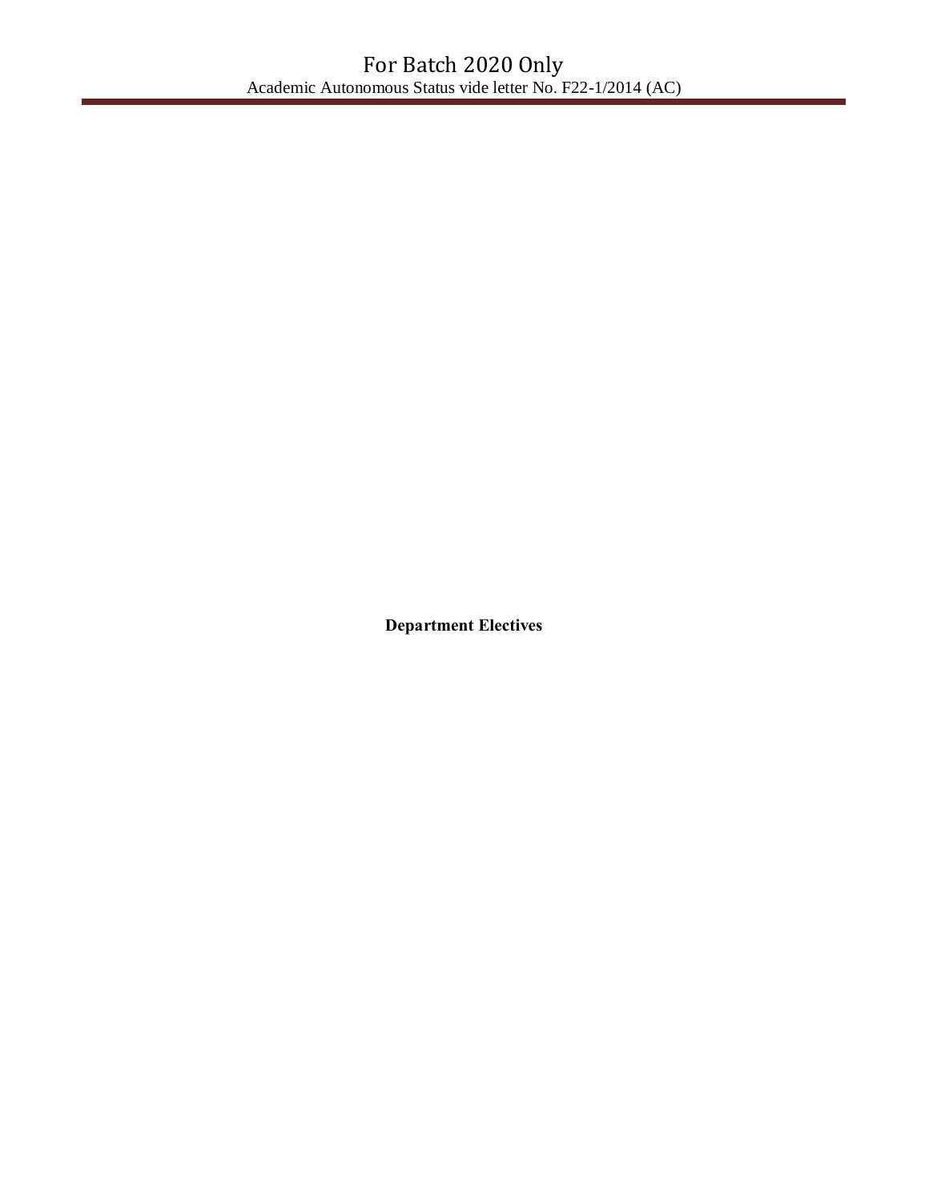**Department Electives**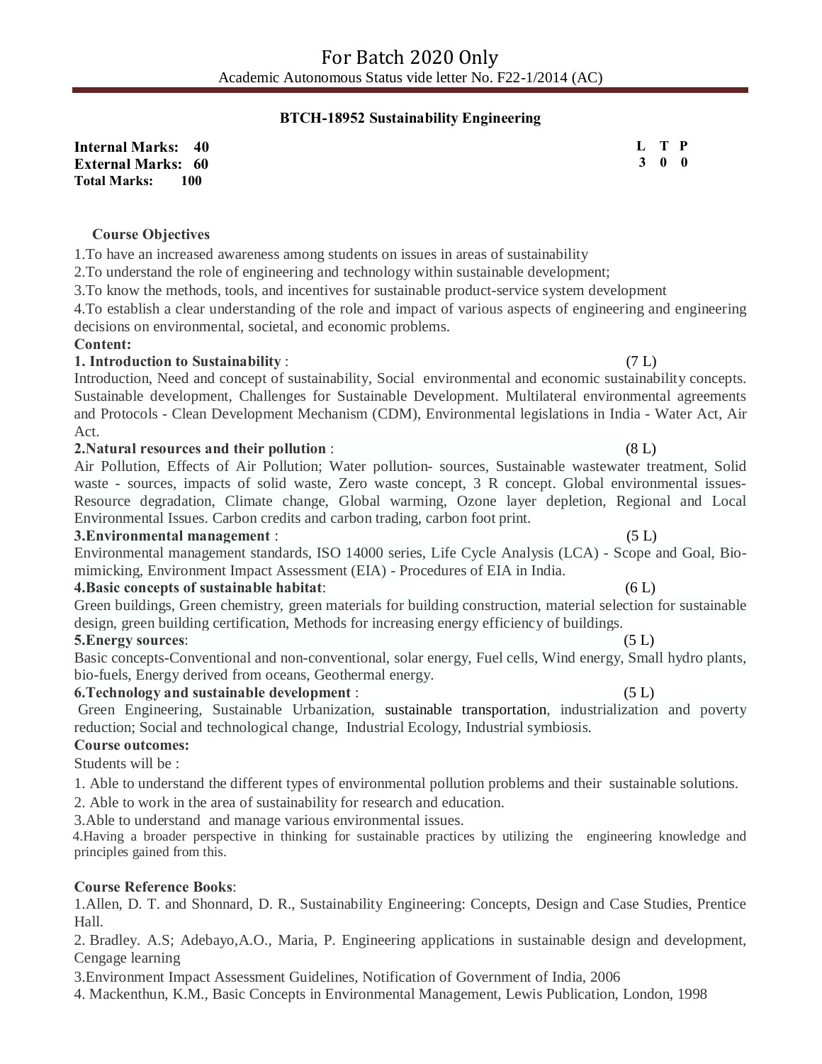For Batch 2020 Only

Academic Autonomous Status vide letter No. F22-1/2014 (AC)

## BTCH-18952 Sustainability Engineering

**Internal Marks: 40**
**External Marks: 60**
**Total Marks: 100**

| L | T | P |
|---|---|---|
| 3 | 0 | 0 |

### Course Objectives

1.To have an increased awareness among students on issues in areas of sustainability

2.To understand the role of engineering and technology within sustainable development;

3.To know the methods, tools, and incentives for sustainable product-service system development

4.To establish a clear understanding of the role and impact of various aspects of engineering and engineering decisions on environmental, societal, and economic problems.

**Content:**

**1. Introduction to Sustainability** : (7 L)

Introduction, Need and concept of sustainability, Social environmental and economic sustainability concepts. Sustainable development, Challenges for Sustainable Development. Multilateral environmental agreements and Protocols - Clean Development Mechanism (CDM), Environmental legislations in India - Water Act, Air Act.

**2.Natural resources and their pollution** : (8 L)

Air Pollution, Effects of Air Pollution; Water pollution- sources, Sustainable wastewater treatment, Solid waste - sources, impacts of solid waste, Zero waste concept, 3 R concept. Global environmental issues- Resource degradation, Climate change, Global warming, Ozone layer depletion, Regional and Local Environmental Issues. Carbon credits and carbon trading, carbon foot print.

**3.Environmental management** : (5 L)

Environmental management standards, ISO 14000 series, Life Cycle Analysis (LCA) - Scope and Goal, Bio-mimicking, Environment Impact Assessment (EIA) - Procedures of EIA in India.

**4.Basic concepts of sustainable habitat**: (6 L)

Green buildings, Green chemistry, green materials for building construction, material selection for sustainable design, green building certification, Methods for increasing energy efficiency of buildings.

**5.Energy sources**: (5 L)

Basic concepts-Conventional and non-conventional, solar energy, Fuel cells, Wind energy, Small hydro plants, bio-fuels, Energy derived from oceans, Geothermal energy.

**6.Technology and sustainable development** : (5 L)

Green Engineering, Sustainable Urbanization, sustainable transportation, industrialization and poverty reduction; Social and technological change, Industrial Ecology, Industrial symbiosis.

**Course outcomes:**

Students will be :

1. Able to understand the different types of environmental pollution problems and their sustainable solutions.
2. Able to work in the area of sustainability for research and education.
3. Able to understand and manage various environmental issues.
4. Having a broader perspective in thinking for sustainable practices by utilizing the engineering knowledge and principles gained from this.

**Course Reference Books**:

1. Allen, D. T. and Shonnard, D. R., Sustainability Engineering: Concepts, Design and Case Studies, Prentice Hall.
2. Bradley. A.S; Adebayo,A.O., Maria, P. Engineering applications in sustainable design and development, Cengage learning
3. Environment Impact Assessment Guidelines, Notification of Government of India, 2006
4. Mackenthun, K.M., Basic Concepts in Environmental Management, Lewis Publication, London, 1998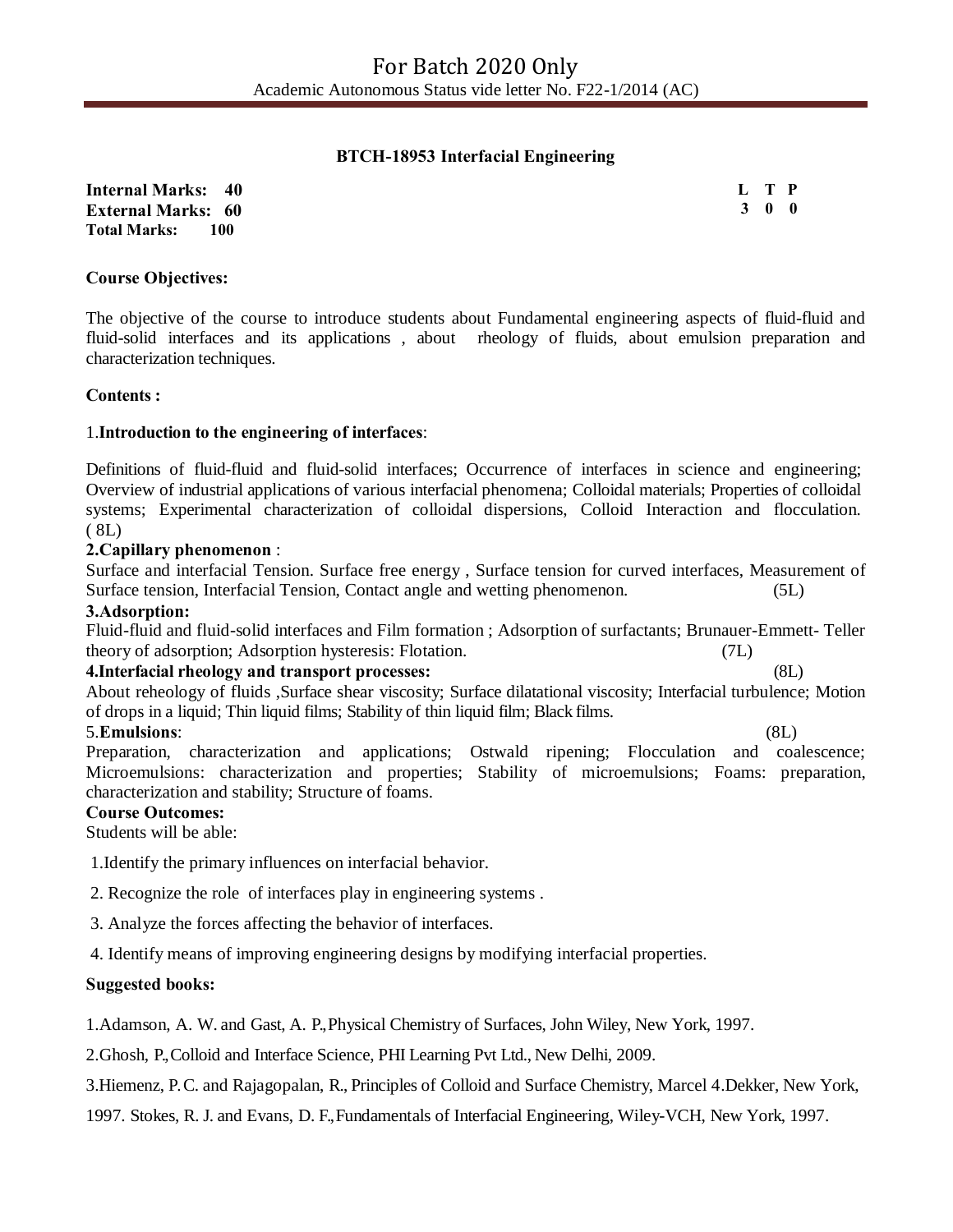### BTCH-18953 Interfacial Engineering

**Internal Marks: 40**
**External Marks: 60**
**Total Marks: 100**

| L | T | P |
|---|---|---|
| 3 | 0 | 0 |

**Course Objectives:**

The objective of the course to introduce students about Fundamental engineering aspects of fluid-fluid and fluid-solid interfaces and its applications , about rheology of fluids, about emulsion preparation and characterization techniques.

**Contents :**

1.**Introduction to the engineering of interfaces**:

Definitions of fluid-fluid and fluid-solid interfaces; Occurrence of interfaces in science and engineering; Overview of industrial applications of various interfacial phenomena; Colloidal materials; Properties of colloidal systems; Experimental characterization of colloidal dispersions, Colloid Interaction and flocculation. ( 8L)

**2.Capillary phenomenon** :

Surface and interfacial Tension. Surface free energy , Surface tension for curved interfaces, Measurement of Surface tension, Interfacial Tension, Contact angle and wetting phenomenon. (5L)

**3.Adsorption:**

Fluid-fluid and fluid-solid interfaces and Film formation ; Adsorption of surfactants; Brunauer-Emmett- Teller theory of adsorption; Adsorption hysteresis: Flotation. (7L)

**4.Interfacial rheology and transport processes:** (8L)

About reheology of fluids ,Surface shear viscosity; Surface dilatational viscosity; Interfacial turbulence; Motion of drops in a liquid; Thin liquid films; Stability of thin liquid film; Black films.

5.**Emulsions**: (8L)

Preparation, characterization and applications; Ostwald ripening; Flocculation and coalescence; Microemulsions: characterization and properties; Stability of microemulsions; Foams: preparation, characterization and stability; Structure of foams.

**Course Outcomes:**

Students will be able:

1.Identify the primary influences on interfacial behavior.

2. Recognize the role of interfaces play in engineering systems .

3. Analyze the forces affecting the behavior of interfaces.

4. Identify means of improving engineering designs by modifying interfacial properties.

**Suggested books:**

1.Adamson, A. W. and Gast, A. P., Physical Chemistry of Surfaces, John Wiley, New York, 1997.

2.Ghosh, P., Colloid and Interface Science, PHI Learning Pvt Ltd., New Delhi, 2009.

3.Hiemenz, P.C. and Rajagopalan, R., Principles of Colloid and Surface Chemistry, Marcel 4.Dekker, New York,

1997. Stokes, R. J. and Evans, D. F., Fundamentals of Interfacial Engineering, Wiley-VCH, New York, 1997.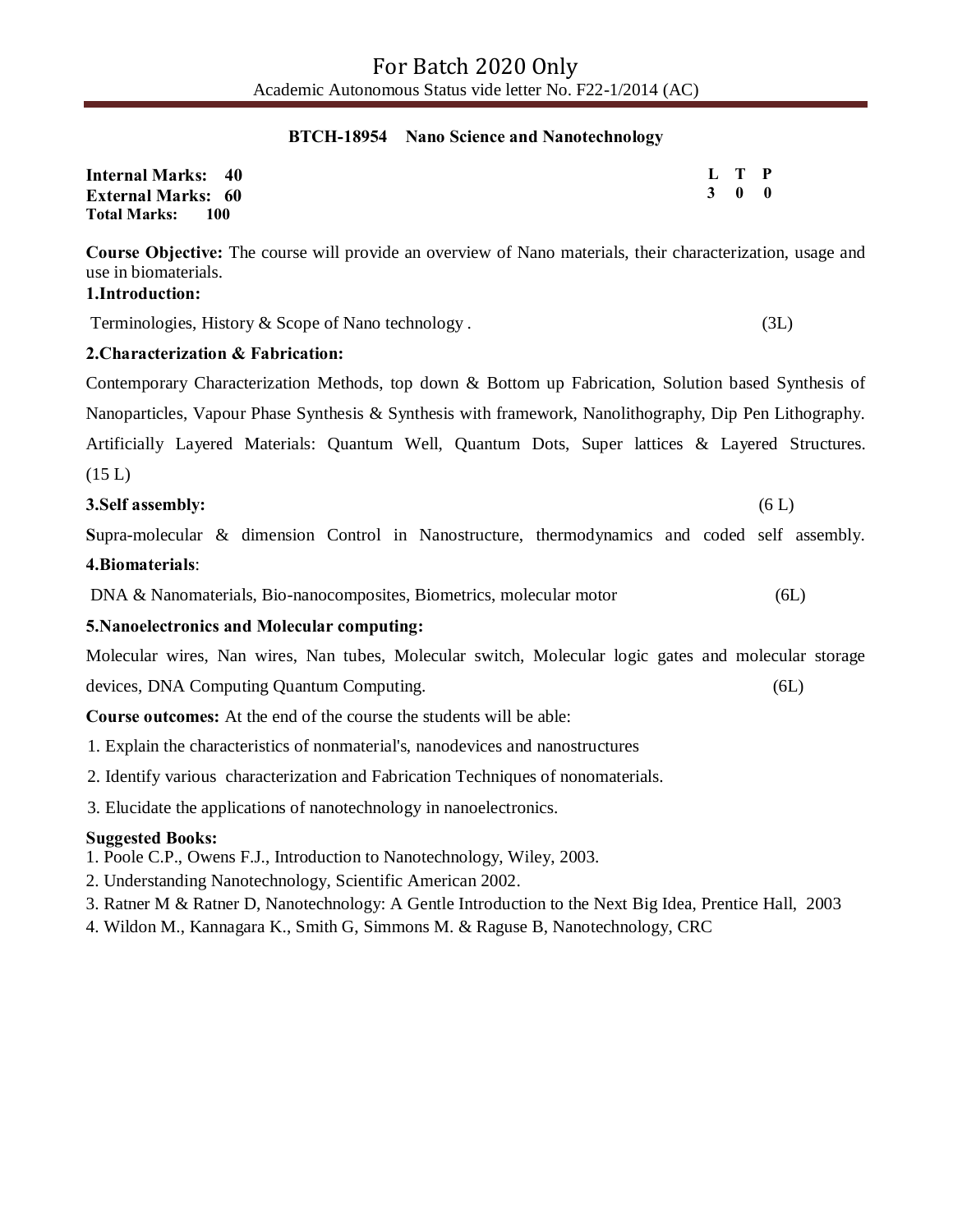## BTCH-18954 Nano Science and Nanotechnology

**Internal Marks: 40**
**External Marks: 60**
**Total Marks: 100**

| L | T | P |
|---|---|---|
| 3 | 0 | 0 |

**Course Objective:** The course will provide an overview of Nano materials, their characterization, usage and use in biomaterials.

**1.Introduction:**

Terminologies, History & Scope of Nano technology . (3L)

**2.Characterization & Fabrication:**

Contemporary Characterization Methods, top down & Bottom up Fabrication, Solution based Synthesis of Nanoparticles, Vapour Phase Synthesis & Synthesis with framework, Nanolithography, Dip Pen Lithography. Artificially Layered Materials: Quantum Well, Quantum Dots, Super lattices & Layered Structures. (15 L)

**3.Self assembly:** (6 L)

**S**upra-molecular & dimension Control in Nanostructure, thermodynamics and coded self assembly.

**4.Biomaterials**:

DNA & Nanomaterials, Bio-nanocomposites, Biometrics, molecular motor (6L)

**5.Nanoelectronics and Molecular computing:**

Molecular wires, Nan wires, Nan tubes, Molecular switch, Molecular logic gates and molecular storage devices, DNA Computing Quantum Computing. (6L)

**Course outcomes:** At the end of the course the students will be able:

1. Explain the characteristics of nonmaterial's, nanodevices and nanostructures
2. Identify various characterization and Fabrication Techniques of nonomaterials.
3. Elucidate the applications of nanotechnology in nanoelectronics.

**Suggested Books:**

1. Poole C.P., Owens F.J., Introduction to Nanotechnology, Wiley, 2003.
2. Understanding Nanotechnology, Scientific American 2002.
3. Ratner M & Ratner D, Nanotechnology: A Gentle Introduction to the Next Big Idea, Prentice Hall, 2003
4. Wildon M., Kannagara K., Smith G, Simmons M. & Raguse B, Nanotechnology, CRC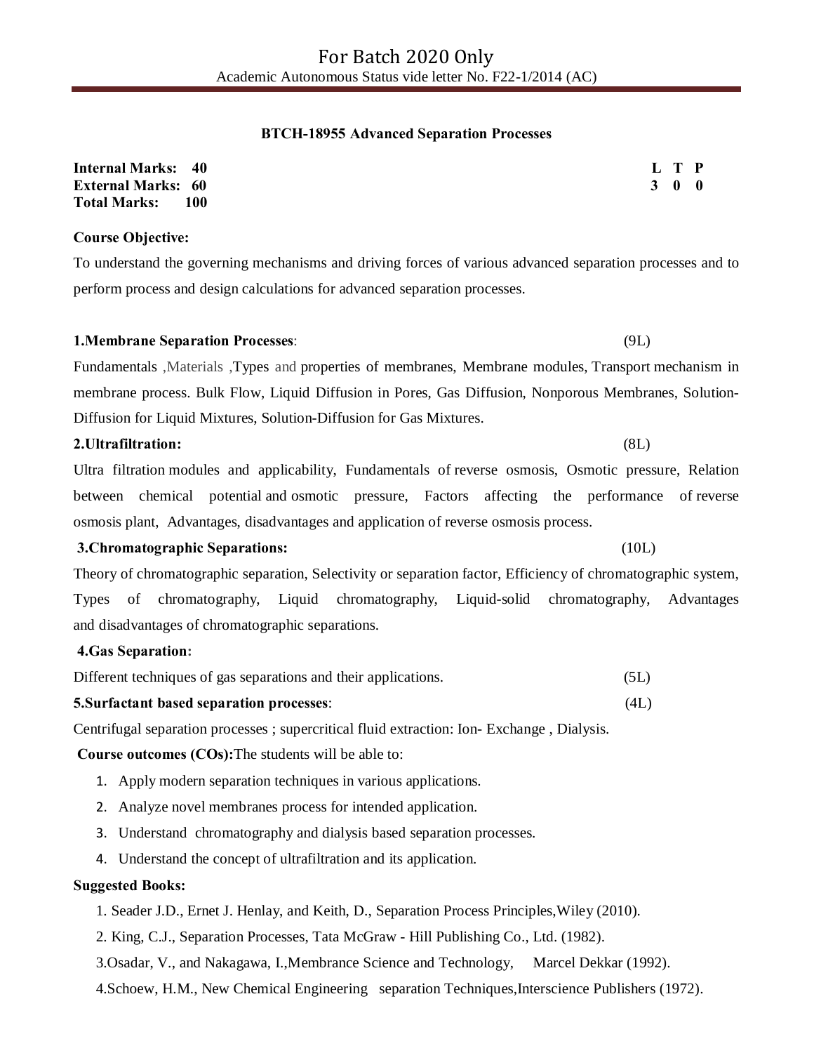## BTCH-18955 Advanced Separation Processes

**Internal Marks: 40**
**External Marks: 60**
**Total Marks: 100**

| L | T | P |
|---|---|---|
| 3 | 0 | 0 |

**Course Objective:**

To understand the governing mechanisms and driving forces of various advanced separation processes and to perform process and design calculations for advanced separation processes.

**1.Membrane Separation Processes**: (9L)

Fundamentals ,Materials ,Types and properties of membranes, Membrane modules, Transport mechanism in membrane process. Bulk Flow, Liquid Diffusion in Pores, Gas Diffusion, Nonporous Membranes, Solution-Diffusion for Liquid Mixtures, Solution-Diffusion for Gas Mixtures.

**2.Ultrafiltration:** (8L)

Ultra filtration modules and applicability, Fundamentals of reverse osmosis, Osmotic pressure, Relation between chemical potential and osmotic pressure, Factors affecting the performance of reverse osmosis plant, Advantages, disadvantages and application of reverse osmosis process.

**3.Chromatographic Separations:** (10L)

Theory of chromatographic separation, Selectivity or separation factor, Efficiency of chromatographic system, Types of chromatography, Liquid chromatography, Liquid-solid chromatography, Advantages and disadvantages of chromatographic separations.

**4.Gas Separation:**

Different techniques of gas separations and their applications. (5L)

**5.Surfactant based separation processes**: (4L)

Centrifugal separation processes ; supercritical fluid extraction: Ion- Exchange , Dialysis.

**Course outcomes (COs):**The students will be able to:

1. Apply modern separation techniques in various applications.
2. Analyze novel membranes process for intended application.
3. Understand chromatography and dialysis based separation processes.
4. Understand the concept of ultrafiltration and its application.

**Suggested Books:**

1. Seader J.D., Ernet J. Henlay, and Keith, D., Separation Process Principles,Wiley (2010).
2. King, C.J., Separation Processes, Tata McGraw - Hill Publishing Co., Ltd. (1982).
3. Osadar, V., and Nakagawa, I.,Membrance Science and Technology, Marcel Dekkar (1992).
4. Schoew, H.M., New Chemical Engineering separation Techniques,Interscience Publishers (1972).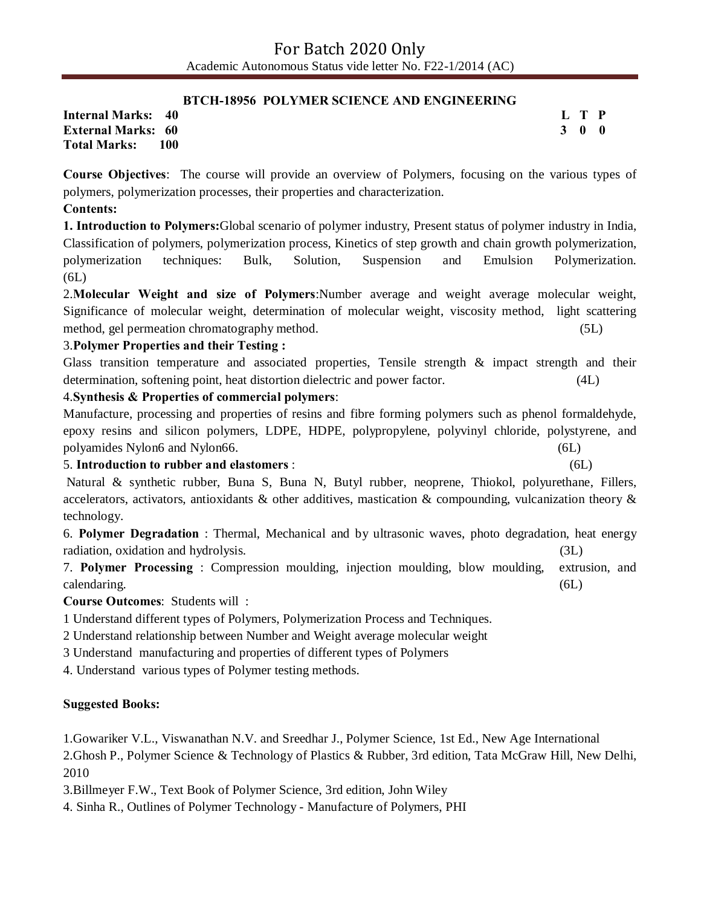## BTCH-18956 POLYMER SCIENCE AND ENGINEERING

**Internal Marks: 40**
**External Marks: 60**
**Total Marks: 100**

| L | T | P |
|---|---|---|
| 3 | 0 | 0 |

**Course Objectives**: The course will provide an overview of Polymers, focusing on the various types of polymers, polymerization processes, their properties and characterization.

**Contents:**

**1. Introduction to Polymers:** Global scenario of polymer industry, Present status of polymer industry in India, Classification of polymers, polymerization process, Kinetics of step growth and chain growth polymerization, polymerization techniques: Bulk, Solution, Suspension and Emulsion Polymerization. (6L)

2. **Molecular Weight and size of Polymers**: Number average and weight average molecular weight, Significance of molecular weight, determination of molecular weight, viscosity method, light scattering method, gel permeation chromatography method. (5L)

3. **Polymer Properties and their Testing :**
Glass transition temperature and associated properties, Tensile strength & impact strength and their determination, softening point, heat distortion dielectric and power factor. (4L)

4. **Synthesis & Properties of commercial polymers**:
Manufacture, processing and properties of resins and fibre forming polymers such as phenol formaldehyde, epoxy resins and silicon polymers, LDPE, HDPE, polypropylene, polyvinyl chloride, polystyrene, and polyamides Nylon6 and Nylon66. (6L)

5. **Introduction to rubber and elastomers** : (6L)
Natural & synthetic rubber, Buna S, Buna N, Butyl rubber, neoprene, Thiokol, polyurethane, Fillers, accelerators, activators, antioxidants & other additives, mastication & compounding, vulcanization theory & technology.

6. **Polymer Degradation** : Thermal, Mechanical and by ultrasonic waves, photo degradation, heat energy radiation, oxidation and hydrolysis. (3L)

7. **Polymer Processing** : Compression moulding, injection moulding, blow moulding, extrusion, and calendaring. (6L)

**Course Outcomes**: Students will :

1 Understand different types of Polymers, Polymerization Process and Techniques.
2 Understand relationship between Number and Weight average molecular weight
3 Understand manufacturing and properties of different types of Polymers
4. Understand various types of Polymer testing methods.

**Suggested Books:**

1. Gowariker V.L., Viswanathan N.V. and Sreedhar J., Polymer Science, 1st Ed., New Age International
2. Ghosh P., Polymer Science & Technology of Plastics & Rubber, 3rd edition, Tata McGraw Hill, New Delhi, 2010
3. Billmeyer F.W., Text Book of Polymer Science, 3rd edition, John Wiley
4. Sinha R., Outlines of Polymer Technology - Manufacture of Polymers, PHI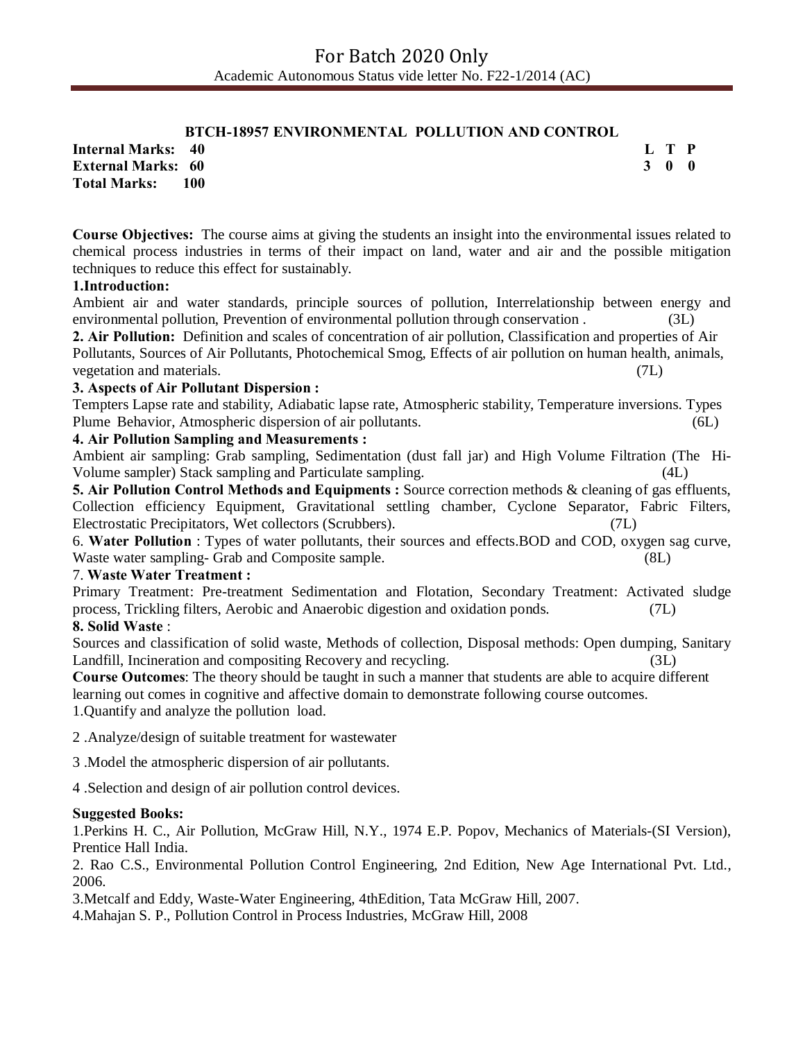## BTCH-18957 ENVIRONMENTAL POLLUTION AND CONTROL

| | | L | T | P |
|---|---|---|---|---|
| **Internal Marks:** | **40** | **3** | **0** | **0** |
| **External Marks:** | **60** | | | |
| **Total Marks:** | **100** | | | |

**Course Objectives:** The course aims at giving the students an insight into the environmental issues related to chemical process industries in terms of their impact on land, water and air and the possible mitigation techniques to reduce this effect for sustainably.

**1.Introduction:**
Ambient air and water standards, principle sources of pollution, Interrelationship between energy and environmental pollution, Prevention of environmental pollution through conservation . (3L)

**2. Air Pollution:** Definition and scales of concentration of air pollution, Classification and properties of Air Pollutants, Sources of Air Pollutants, Photochemical Smog, Effects of air pollution on human health, animals, vegetation and materials. (7L)

**3. Aspects of Air Pollutant Dispersion :**
Tempters Lapse rate and stability, Adiabatic lapse rate, Atmospheric stability, Temperature inversions. Types Plume Behavior, Atmospheric dispersion of air pollutants. (6L)

**4. Air Pollution Sampling and Measurements :**
Ambient air sampling: Grab sampling, Sedimentation (dust fall jar) and High Volume Filtration (The Hi-Volume sampler) Stack sampling and Particulate sampling. (4L)

**5. Air Pollution Control Methods and Equipments :** Source correction methods & cleaning of gas effluents, Collection efficiency Equipment, Gravitational settling chamber, Cyclone Separator, Fabric Filters, Electrostatic Precipitators, Wet collectors (Scrubbers). (7L)

6. **Water Pollution** : Types of water pollutants, their sources and effects.BOD and COD, oxygen sag curve, Waste water sampling- Grab and Composite sample. (8L)

7. **Waste Water Treatment :**
Primary Treatment: Pre-treatment Sedimentation and Flotation, Secondary Treatment: Activated sludge process, Trickling filters, Aerobic and Anaerobic digestion and oxidation ponds. (7L)

**8. Solid Waste** :
Sources and classification of solid waste, Methods of collection, Disposal methods: Open dumping, Sanitary Landfill, Incineration and compositing Recovery and recycling. (3L)

**Course Outcomes**: The theory should be taught in such a manner that students are able to acquire different learning out comes in cognitive and affective domain to demonstrate following course outcomes.

1.Quantify and analyze the pollution load.

2 .Analyze/design of suitable treatment for wastewater

3 .Model the atmospheric dispersion of air pollutants.

4 .Selection and design of air pollution control devices.

**Suggested Books:**

1.Perkins H. C., Air Pollution, McGraw Hill, N.Y., 1974 E.P. Popov, Mechanics of Materials-(SI Version), Prentice Hall India.

2. Rao C.S., Environmental Pollution Control Engineering, 2nd Edition, New Age International Pvt. Ltd., 2006.

3.Metcalf and Eddy, Waste-Water Engineering, 4thEdition, Tata McGraw Hill, 2007.

4.Mahajan S. P., Pollution Control in Process Industries, McGraw Hill, 2008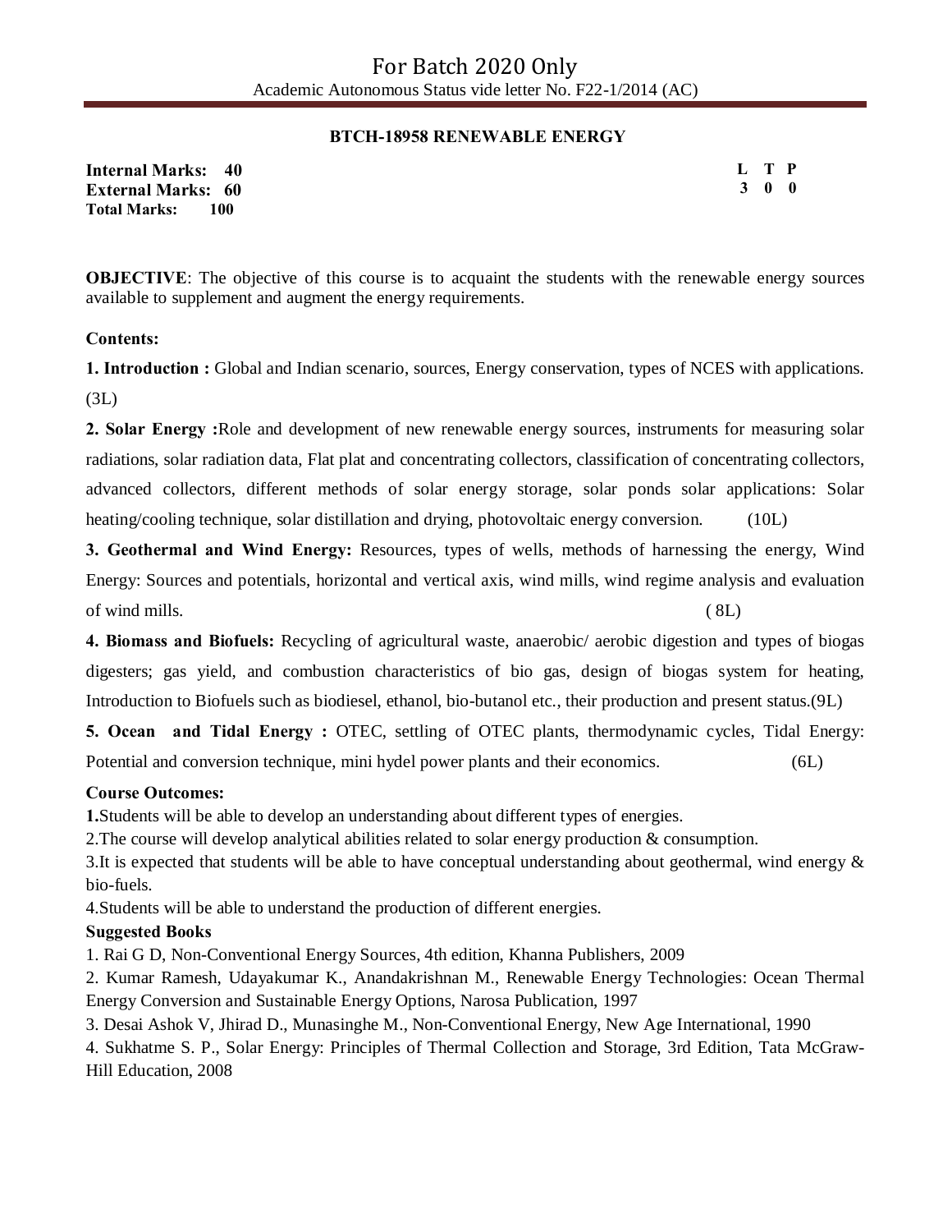## BTCH-18958 RENEWABLE ENERGY

**Internal Marks: 40**
**External Marks: 60**
**Total Marks: 100**

| L | T | P |
|---|---|---|
| 3 | 0 | 0 |

**OBJECTIVE**: The objective of this course is to acquaint the students with the renewable energy sources available to supplement and augment the energy requirements.

**Contents:**

**1. Introduction :** Global and Indian scenario, sources, Energy conservation, types of NCES with applications. (3L)

**2. Solar Energy :**Role and development of new renewable energy sources, instruments for measuring solar radiations, solar radiation data, Flat plat and concentrating collectors, classification of concentrating collectors, advanced collectors, different methods of solar energy storage, solar ponds solar applications: Solar heating/cooling technique, solar distillation and drying, photovoltaic energy conversion. (10L)

**3. Geothermal and Wind Energy:** Resources, types of wells, methods of harnessing the energy, Wind Energy: Sources and potentials, horizontal and vertical axis, wind mills, wind regime analysis and evaluation of wind mills. ( 8L)

**4. Biomass and Biofuels:** Recycling of agricultural waste, anaerobic/ aerobic digestion and types of biogas digesters; gas yield, and combustion characteristics of bio gas, design of biogas system for heating, Introduction to Biofuels such as biodiesel, ethanol, bio-butanol etc., their production and present status.(9L)

**5. Ocean and Tidal Energy :** OTEC, settling of OTEC plants, thermodynamic cycles, Tidal Energy: Potential and conversion technique, mini hydel power plants and their economics. (6L)

**Course Outcomes:**

**1.**Students will be able to develop an understanding about different types of energies.

2.The course will develop analytical abilities related to solar energy production & consumption.

3.It is expected that students will be able to have conceptual understanding about geothermal, wind energy & bio-fuels.

4.Students will be able to understand the production of different energies.

**Suggested Books**

1. Rai G D, Non-Conventional Energy Sources, 4th edition, Khanna Publishers, 2009
2. Kumar Ramesh, Udayakumar K., Anandakrishnan M., Renewable Energy Technologies: Ocean Thermal Energy Conversion and Sustainable Energy Options, Narosa Publication, 1997
3. Desai Ashok V, Jhirad D., Munasinghe M., Non-Conventional Energy, New Age International, 1990
4. Sukhatme S. P., Solar Energy: Principles of Thermal Collection and Storage, 3rd Edition, Tata McGraw-Hill Education, 2008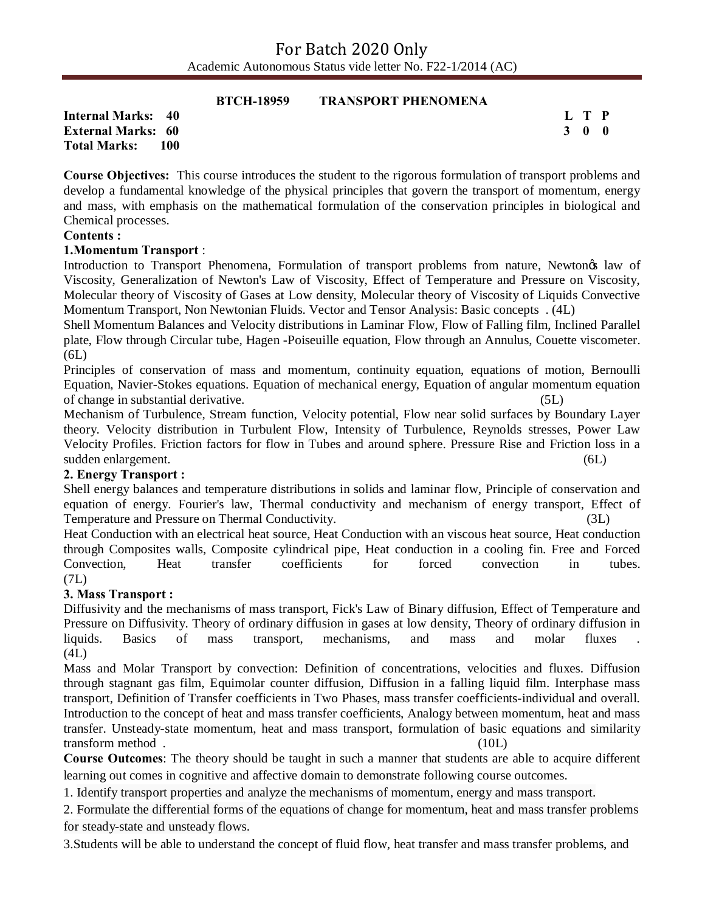For Batch 2020 Only

Academic Autonomous Status vide letter No. F22-1/2014 (AC)

**BTCH-18959 TRANSPORT PHENOMENA**

| | L | T | P |
|---|---|---|---|
| **Internal Marks: 40** | **3** | **0** | **0** |
| **External Marks: 60** | | | |
| **Total Marks: 100** | | | |

**Course Objectives:** This course introduces the student to the rigorous formulation of transport problems and develop a fundamental knowledge of the physical principles that govern the transport of momentum, energy and mass, with emphasis on the mathematical formulation of the conservation principles in biological and Chemical processes.

**Contents :**

**1.Momentum Transport** :

Introduction to Transport Phenomena, Formulation of transport problems from nature, Newtonǿs law of Viscosity, Generalization of Newton's Law of Viscosity, Effect of Temperature and Pressure on Viscosity, Molecular theory of Viscosity of Gases at Low density, Molecular theory of Viscosity of Liquids Convective Momentum Transport, Non Newtonian Fluids. Vector and Tensor Analysis: Basic concepts . (4L)

Shell Momentum Balances and Velocity distributions in Laminar Flow, Flow of Falling film, Inclined Parallel plate, Flow through Circular tube, Hagen -Poiseuille equation, Flow through an Annulus, Couette viscometer. (6L)

Principles of conservation of mass and momentum, continuity equation, equations of motion, Bernoulli Equation, Navier-Stokes equations. Equation of mechanical energy, Equation of angular momentum equation of change in substantial derivative. (5L)

Mechanism of Turbulence, Stream function, Velocity potential, Flow near solid surfaces by Boundary Layer theory. Velocity distribution in Turbulent Flow, Intensity of Turbulence, Reynolds stresses, Power Law Velocity Profiles. Friction factors for flow in Tubes and around sphere. Pressure Rise and Friction loss in a sudden enlargement. (6L)

**2. Energy Transport :**

Shell energy balances and temperature distributions in solids and laminar flow, Principle of conservation and equation of energy. Fourier's law, Thermal conductivity and mechanism of energy transport, Effect of Temperature and Pressure on Thermal Conductivity. (3L)

Heat Conduction with an electrical heat source, Heat Conduction with an viscous heat source, Heat conduction through Composites walls, Composite cylindrical pipe, Heat conduction in a cooling fin. Free and Forced Convection, Heat transfer coefficients for forced convection in tubes. (7L)

**3. Mass Transport :**

Diffusivity and the mechanisms of mass transport, Fick's Law of Binary diffusion, Effect of Temperature and Pressure on Diffusivity. Theory of ordinary diffusion in gases at low density, Theory of ordinary diffusion in liquids. Basics of mass transport, mechanisms, and mass and molar fluxes . (4L)

Mass and Molar Transport by convection: Definition of concentrations, velocities and fluxes. Diffusion through stagnant gas film, Equimolar counter diffusion, Diffusion in a falling liquid film. Interphase mass transport, Definition of Transfer coefficients in Two Phases, mass transfer coefficients-individual and overall. Introduction to the concept of heat and mass transfer coefficients, Analogy between momentum, heat and mass transfer. Unsteady-state momentum, heat and mass transport, formulation of basic equations and similarity transform method . (10L)

**Course Outcomes**: The theory should be taught in such a manner that students are able to acquire different learning out comes in cognitive and affective domain to demonstrate following course outcomes.

1. Identify transport properties and analyze the mechanisms of momentum, energy and mass transport.
2. Formulate the differential forms of the equations of change for momentum, heat and mass transfer problems for steady-state and unsteady flows.
3. Students will be able to understand the concept of fluid flow, heat transfer and mass transfer problems, and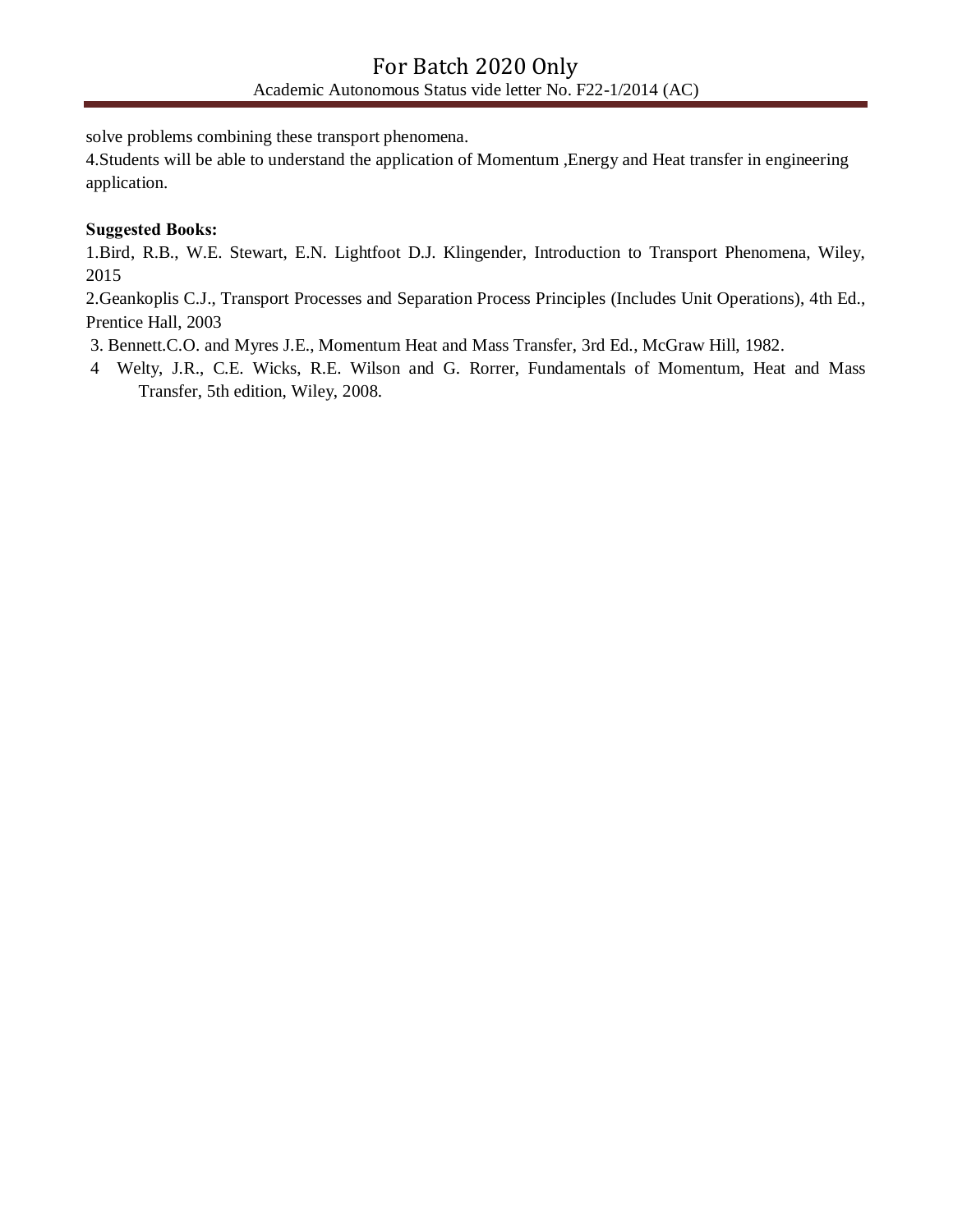solve problems combining these transport phenomena.

4.Students will be able to understand the application of Momentum ,Energy and Heat transfer in engineering application.

**Suggested Books:**

1.Bird, R.B., W.E. Stewart, E.N. Lightfoot D.J. Klingender, Introduction to Transport Phenomena, Wiley, 2015

2.Geankoplis C.J., Transport Processes and Separation Process Principles (Includes Unit Operations), 4th Ed., Prentice Hall, 2003

3. Bennett.C.O. and Myres J.E., Momentum Heat and Mass Transfer, 3rd Ed., McGraw Hill, 1982.

4 Welty, J.R., C.E. Wicks, R.E. Wilson and G. Rorrer, Fundamentals of Momentum, Heat and Mass Transfer, 5th edition, Wiley, 2008.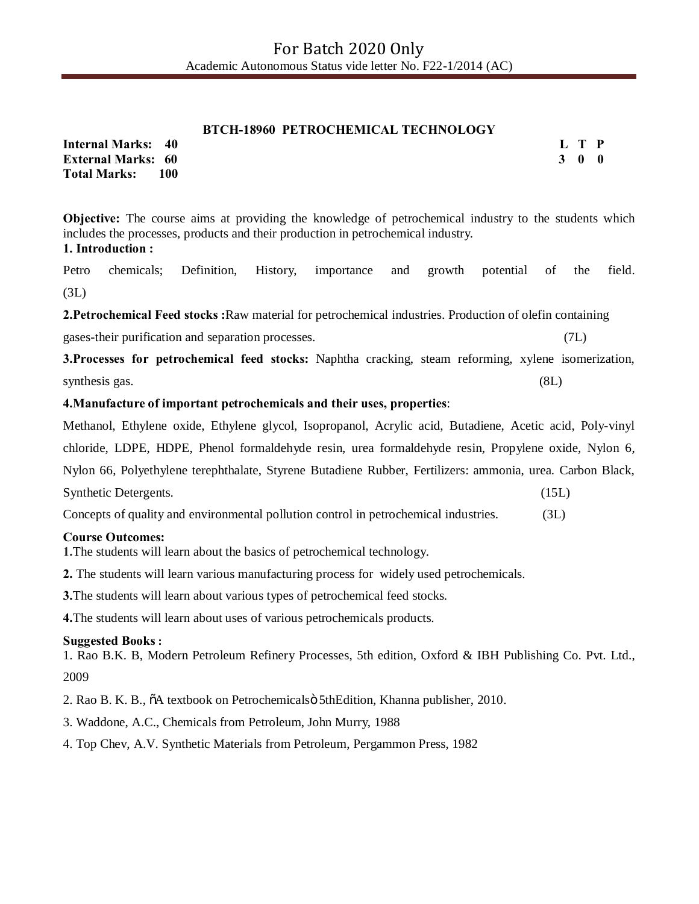## BTCH-18960 PETROCHEMICAL TECHNOLOGY

**Internal Marks: 40** | **L T P**
**External Marks: 60** | **3 0 0**
**Total Marks: 100**

**Objective:** The course aims at providing the knowledge of petrochemical industry to the students which includes the processes, products and their production in petrochemical industry.

**1. Introduction :**

Petro chemicals; Definition, History, importance and growth potential of the field. (3L)

**2.Petrochemical Feed stocks :**Raw material for petrochemical industries. Production of olefin containing gases-their purification and separation processes. (7L)

**3.Processes for petrochemical feed stocks:** Naphtha cracking, steam reforming, xylene isomerization, synthesis gas. (8L)

**4.Manufacture of important petrochemicals and their uses, properties**:

Methanol, Ethylene oxide, Ethylene glycol, Isopropanol, Acrylic acid, Butadiene, Acetic acid, Poly-vinyl chloride, LDPE, HDPE, Phenol formaldehyde resin, urea formaldehyde resin, Propylene oxide, Nylon 6, Nylon 66, Polyethylene terephthalate, Styrene Butadiene Rubber, Fertilizers: ammonia, urea. Carbon Black, Synthetic Detergents. (15L)

Concepts of quality and environmental pollution control in petrochemical industries. (3L)

**Course Outcomes:**

**1.**The students will learn about the basics of petrochemical technology.

**2.** The students will learn various manufacturing process for widely used petrochemicals.

**3.**The students will learn about various types of petrochemical feed stocks.

**4.**The students will learn about uses of various petrochemicals products.

**Suggested Books :**

1. Rao B.K. B, Modern Petroleum Refinery Processes, 5th edition, Oxford & IBH Publishing Co. Pvt. Ltd., 2009
2. Rao B. K. B., õA textbook on Petrochemicalsò 5thEdition, Khanna publisher, 2010.
3. Waddone, A.C., Chemicals from Petroleum, John Murry, 1988
4. Top Chev, A.V. Synthetic Materials from Petroleum, Pergammon Press, 1982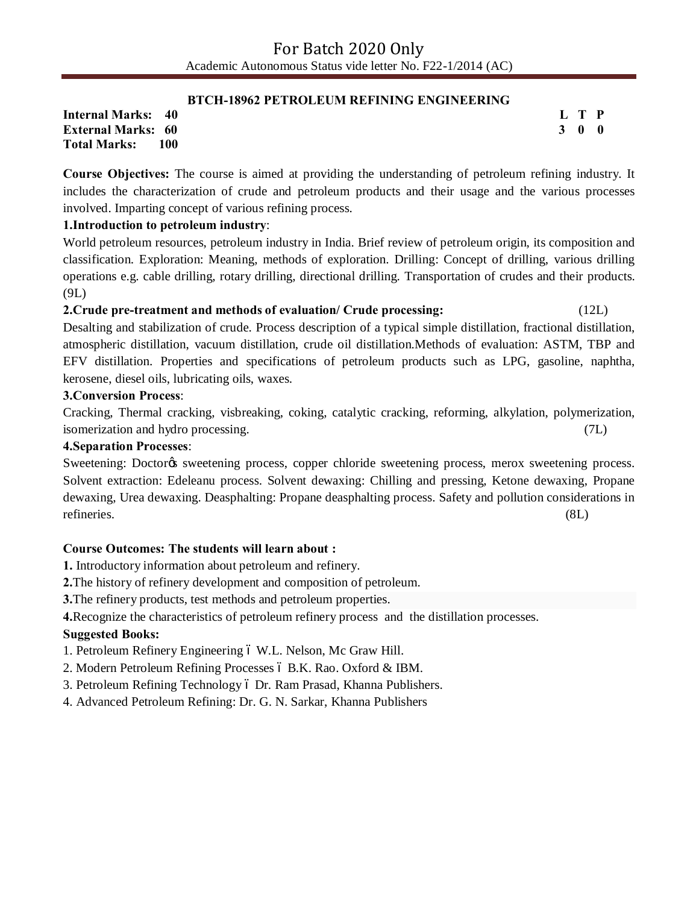For Batch 2020 Only

Academic Autonomous Status vide letter No. F22-1/2014 (AC)

### BTCH-18962 PETROLEUM REFINING ENGINEERING

| | | L | T | P |
|---|---|---|---|---|
| **Internal Marks:** | **40** | **3** | **0** | **0** |
| **External Marks:** | **60** | | | |
| **Total Marks:** | **100** | | | |

**Course Objectives:** The course is aimed at providing the understanding of petroleum refining industry. It includes the characterization of crude and petroleum products and their usage and the various processes involved. Imparting concept of various refining process.

**1.Introduction to petroleum industry**:

World petroleum resources, petroleum industry in India. Brief review of petroleum origin, its composition and classification. Exploration: Meaning, methods of exploration. Drilling: Concept of drilling, various drilling operations e.g. cable drilling, rotary drilling, directional drilling. Transportation of crudes and their products. (9L)

**2.Crude pre-treatment and methods of evaluation/ Crude processing:** (12L)

Desalting and stabilization of crude. Process description of a typical simple distillation, fractional distillation, atmospheric distillation, vacuum distillation, crude oil distillation.Methods of evaluation: ASTM, TBP and EFV distillation. Properties and specifications of petroleum products such as LPG, gasoline, naphtha, kerosene, diesel oils, lubricating oils, waxes.

**3.Conversion Process**:

Cracking, Thermal cracking, visbreaking, coking, catalytic cracking, reforming, alkylation, polymerization, isomerization and hydro processing. (7L)

**4.Separation Processes**:

Sweetening: Doctor's sweetening process, copper chloride sweetening process, merox sweetening process. Solvent extraction: Edeleanu process. Solvent dewaxing: Chilling and pressing, Ketone dewaxing, Propane dewaxing, Urea dewaxing. Deasphalting: Propane deasphalting process. Safety and pollution considerations in refineries. (8L)

**Course Outcomes: The students will learn about :**

**1.** Introductory information about petroleum and refinery.

**2.**The history of refinery development and composition of petroleum.

**3.**The refinery products, test methods and petroleum properties.

**4.**Recognize the characteristics of petroleum refinery process and the distillation processes.

**Suggested Books:**

1. Petroleum Refinery Engineering – W.L. Nelson, Mc Graw Hill.
2. Modern Petroleum Refining Processes – B.K. Rao. Oxford & IBM.
3. Petroleum Refining Technology – Dr. Ram Prasad, Khanna Publishers.
4. Advanced Petroleum Refining: Dr. G. N. Sarkar, Khanna Publishers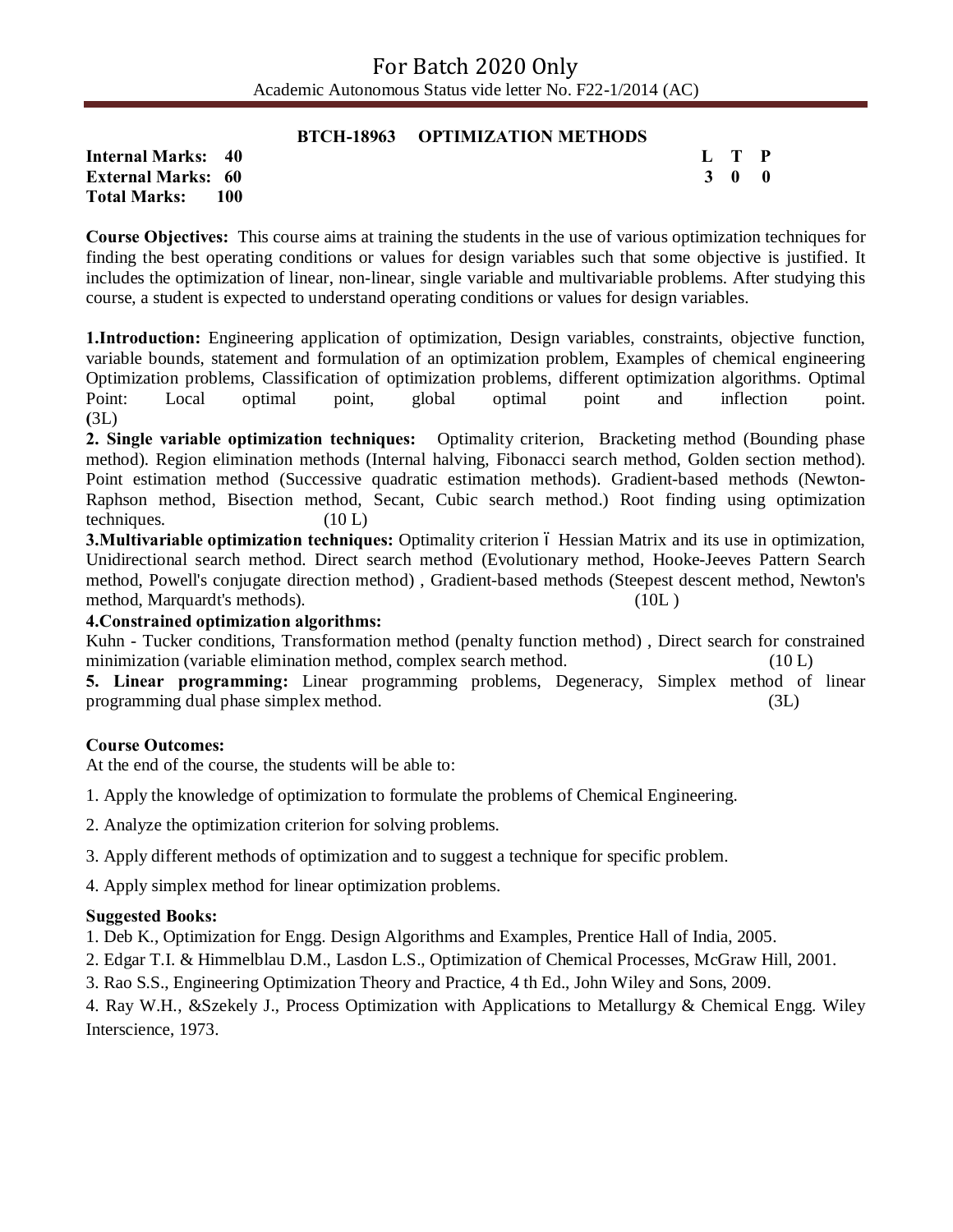## BTCH-18963 OPTIMIZATION METHODS

| | | |
|---|---|---|
| **Internal Marks: 40** | | **L T P** |
| **External Marks: 60** | | **3 0 0** |
| **Total Marks: 100** | | |

**Course Objectives:** This course aims at training the students in the use of various optimization techniques for finding the best operating conditions or values for design variables such that some objective is justified. It includes the optimization of linear, non-linear, single variable and multivariable problems. After studying this course, a student is expected to understand operating conditions or values for design variables.

**1.Introduction:** Engineering application of optimization, Design variables, constraints, objective function, variable bounds, statement and formulation of an optimization problem, Examples of chemical engineering Optimization problems, Classification of optimization problems, different optimization algorithms. Optimal Point: Local optimal point, global optimal point and inflection point. **(**3L)

**2. Single variable optimization techniques:** Optimality criterion, Bracketing method (Bounding phase method). Region elimination methods (Internal halving, Fibonacci search method, Golden section method). Point estimation method (Successive quadratic estimation methods). Gradient-based methods (Newton-Raphson method, Bisection method, Secant, Cubic search method.) Root finding using optimization techniques. (10 L)

**3.Multivariable optimization techniques:** Optimality criterion – Hessian Matrix and its use in optimization, Unidirectional search method. Direct search method (Evolutionary method, Hooke-Jeeves Pattern Search method, Powell's conjugate direction method) , Gradient-based methods (Steepest descent method, Newton's method, Marquardt's methods). (10L )

**4.Constrained optimization algorithms:**

Kuhn - Tucker conditions, Transformation method (penalty function method) , Direct search for constrained minimization (variable elimination method, complex search method. (10 L)

**5. Linear programming:** Linear programming problems, Degeneracy, Simplex method of linear programming dual phase simplex method. (3L)

**Course Outcomes:**

At the end of the course, the students will be able to:

1. Apply the knowledge of optimization to formulate the problems of Chemical Engineering.
2. Analyze the optimization criterion for solving problems.
3. Apply different methods of optimization and to suggest a technique for specific problem.
4. Apply simplex method for linear optimization problems.

**Suggested Books:**

1. Deb K., Optimization for Engg. Design Algorithms and Examples, Prentice Hall of India, 2005.
2. Edgar T.I. & Himmelblau D.M., Lasdon L.S., Optimization of Chemical Processes, McGraw Hill, 2001.
3. Rao S.S., Engineering Optimization Theory and Practice, 4 th Ed., John Wiley and Sons, 2009.
4. Ray W.H., &Szekely J., Process Optimization with Applications to Metallurgy & Chemical Engg. Wiley Interscience, 1973.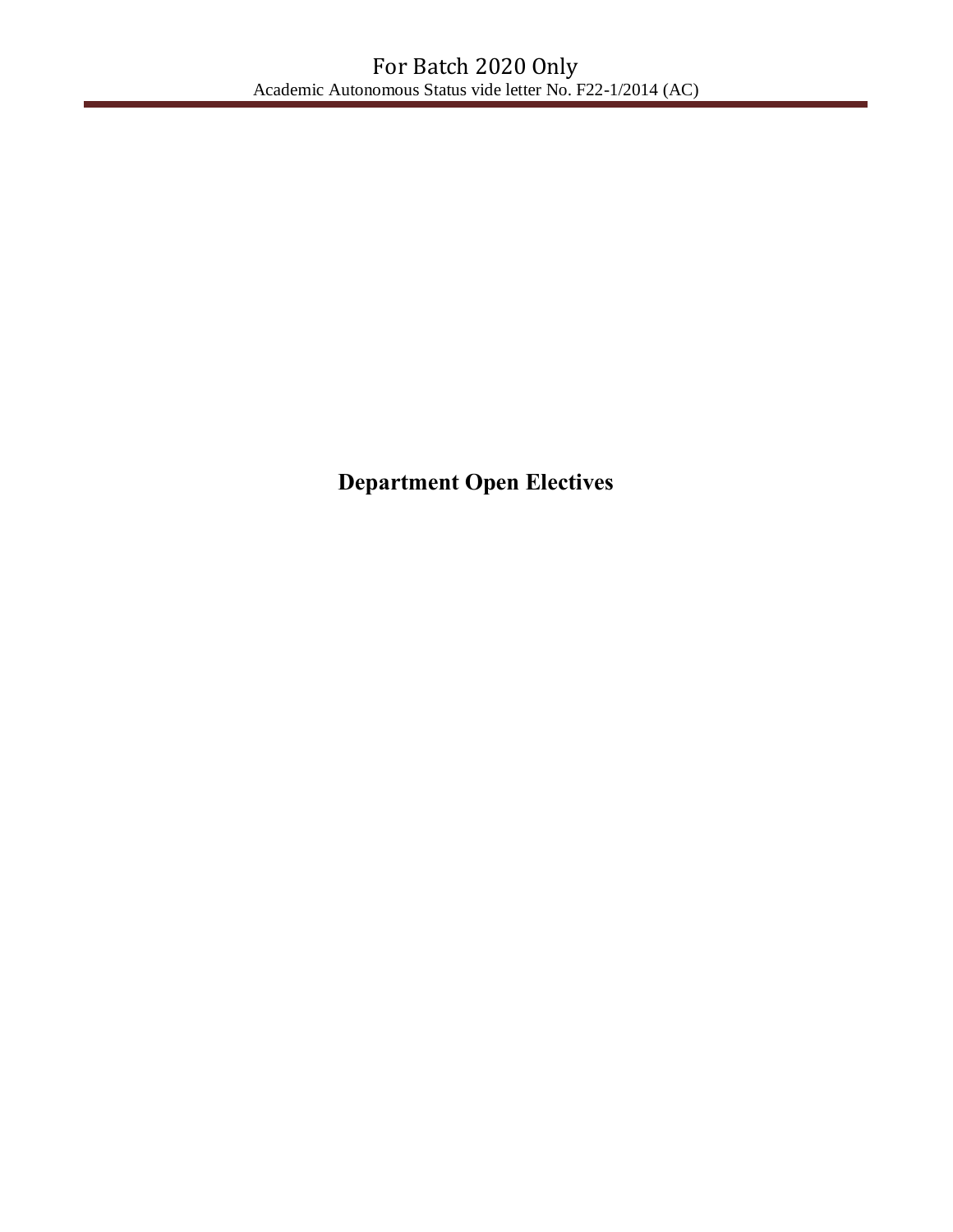# Department Open Electives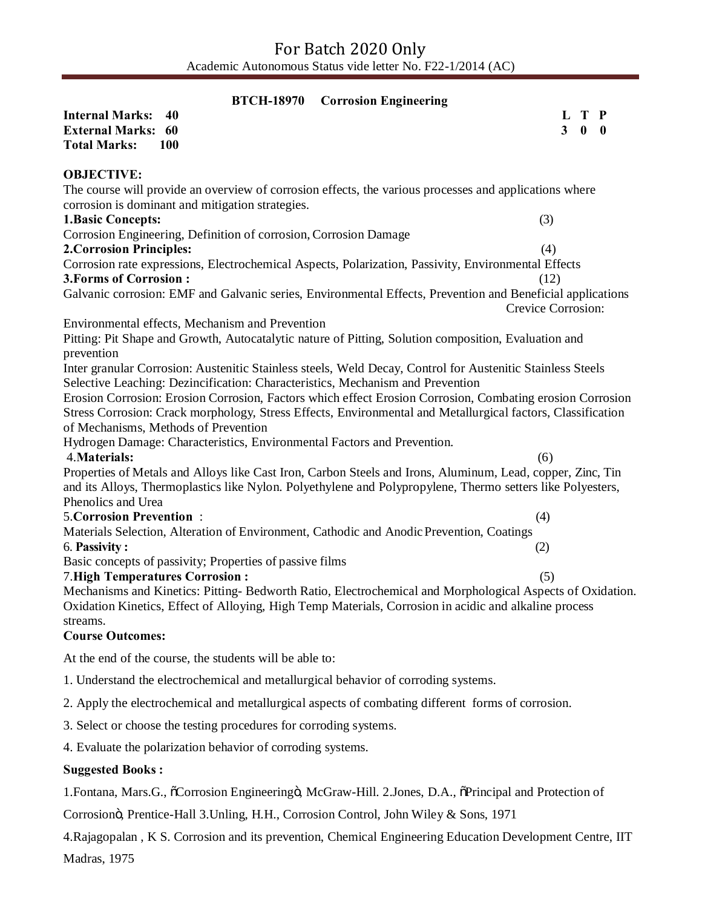For Batch 2020 Only

Academic Autonomous Status vide letter No. F22-1/2014 (AC)

## BTCH-18970 Corrosion Engineering

**Internal Marks: 40**
**External Marks: 60**
**Total Marks: 100**

| L | T | P |
|---|---|---|
| 3 | 0 | 0 |

**OBJECTIVE:**

The course will provide an overview of corrosion effects, the various processes and applications where corrosion is dominant and mitigation strategies.

**1.Basic Concepts:** (3)

Corrosion Engineering, Definition of corrosion, Corrosion Damage

**2.Corrosion Principles:** (4)

Corrosion rate expressions, Electrochemical Aspects, Polarization, Passivity, Environmental Effects

**3.Forms of Corrosion :** (12)

Galvanic corrosion: EMF and Galvanic series, Environmental Effects, Prevention and Beneficial applications

Crevice Corrosion: Environmental effects, Mechanism and Prevention

Pitting: Pit Shape and Growth, Autocatalytic nature of Pitting, Solution composition, Evaluation and prevention

Inter granular Corrosion: Austenitic Stainless steels, Weld Decay, Control for Austenitic Stainless Steels

Selective Leaching: Dezincification: Characteristics, Mechanism and Prevention

Erosion Corrosion: Erosion Corrosion, Factors which effect Erosion Corrosion, Combating erosion Corrosion

Stress Corrosion: Crack morphology, Stress Effects, Environmental and Metallurgical factors, Classification of Mechanisms, Methods of Prevention

Hydrogen Damage: Characteristics, Environmental Factors and Prevention.

4.**Materials:** (6)

Properties of Metals and Alloys like Cast Iron, Carbon Steels and Irons, Aluminum, Lead, copper, Zinc, Tin and its Alloys, Thermoplastics like Nylon. Polyethylene and Polypropylene, Thermo setters like Polyesters, Phenolics and Urea

5.**Corrosion Prevention** : (4)

Materials Selection, Alteration of Environment, Cathodic and Anodic Prevention, Coatings

6. **Passivity :** (2)

Basic concepts of passivity; Properties of passive films

7.**High Temperatures Corrosion :** (5)

Mechanisms and Kinetics: Pitting- Bedworth Ratio, Electrochemical and Morphological Aspects of Oxidation. Oxidation Kinetics, Effect of Alloying, High Temp Materials, Corrosion in acidic and alkaline process streams.

**Course Outcomes:**

At the end of the course, the students will be able to:

1. Understand the electrochemical and metallurgical behavior of corroding systems.
2. Apply the electrochemical and metallurgical aspects of combating different forms of corrosion.
3. Select or choose the testing procedures for corroding systems.
4. Evaluate the polarization behavior of corroding systems.

**Suggested Books :**

1.Fontana, Mars.G., "Corrosion Engineering", McGraw-Hill. 2.Jones, D.A., "Principal and Protection of Corrosion", Prentice-Hall 3.Unling, H.H., Corrosion Control, John Wiley & Sons, 1971

4.Rajagopalan , K S. Corrosion and its prevention, Chemical Engineering Education Development Centre, IIT Madras, 1975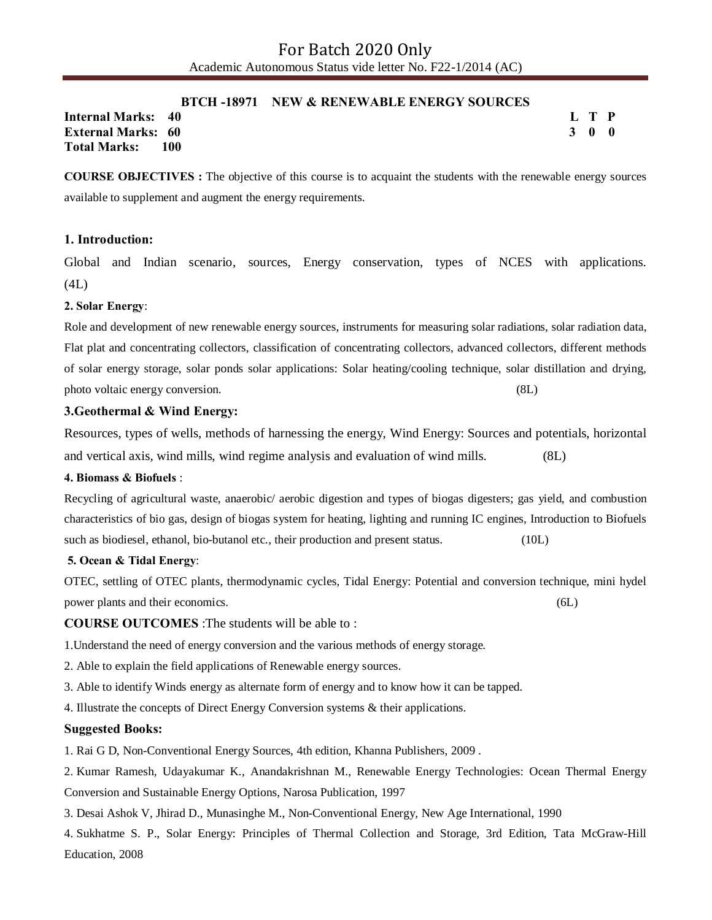## BTCH -18971 NEW & RENEWABLE ENERGY SOURCES

**Internal Marks: 40**
**External Marks: 60**
**Total Marks: 100**

| L | T | P |
|---|---|---|
| 3 | 0 | 0 |

**COURSE OBJECTIVES :** The objective of this course is to acquaint the students with the renewable energy sources available to supplement and augment the energy requirements.

### 1. Introduction:

Global and Indian scenario, sources, Energy conservation, types of NCES with applications. (4L)

### 2. Solar Energy:

Role and development of new renewable energy sources, instruments for measuring solar radiations, solar radiation data, Flat plat and concentrating collectors, classification of concentrating collectors, advanced collectors, different methods of solar energy storage, solar ponds solar applications: Solar heating/cooling technique, solar distillation and drying, photo voltaic energy conversion. (8L)

### 3.Geothermal & Wind Energy:

Resources, types of wells, methods of harnessing the energy, Wind Energy: Sources and potentials, horizontal and vertical axis, wind mills, wind regime analysis and evaluation of wind mills. (8L)

### 4. Biomass & Biofuels :

Recycling of agricultural waste, anaerobic/ aerobic digestion and types of biogas digesters; gas yield, and combustion characteristics of bio gas, design of biogas system for heating, lighting and running IC engines, Introduction to Biofuels such as biodiesel, ethanol, bio-butanol etc., their production and present status. (10L)

### 5. Ocean & Tidal Energy:

OTEC, settling of OTEC plants, thermodynamic cycles, Tidal Energy: Potential and conversion technique, mini hydel power plants and their economics. (6L)

**COURSE OUTCOMES** :The students will be able to :

1. Understand the need of energy conversion and the various methods of energy storage.
2. Able to explain the field applications of Renewable energy sources.
3. Able to identify Winds energy as alternate form of energy and to know how it can be tapped.
4. Illustrate the concepts of Direct Energy Conversion systems & their applications.

**Suggested Books:**

1. Rai G D, Non-Conventional Energy Sources, 4th edition, Khanna Publishers, 2009 .
2. Kumar Ramesh, Udayakumar K., Anandakrishnan M., Renewable Energy Technologies: Ocean Thermal Energy Conversion and Sustainable Energy Options, Narosa Publication, 1997
3. Desai Ashok V, Jhirad D., Munasinghe M., Non-Conventional Energy, New Age International, 1990
4. Sukhatme S. P., Solar Energy: Principles of Thermal Collection and Storage, 3rd Edition, Tata McGraw-Hill Education, 2008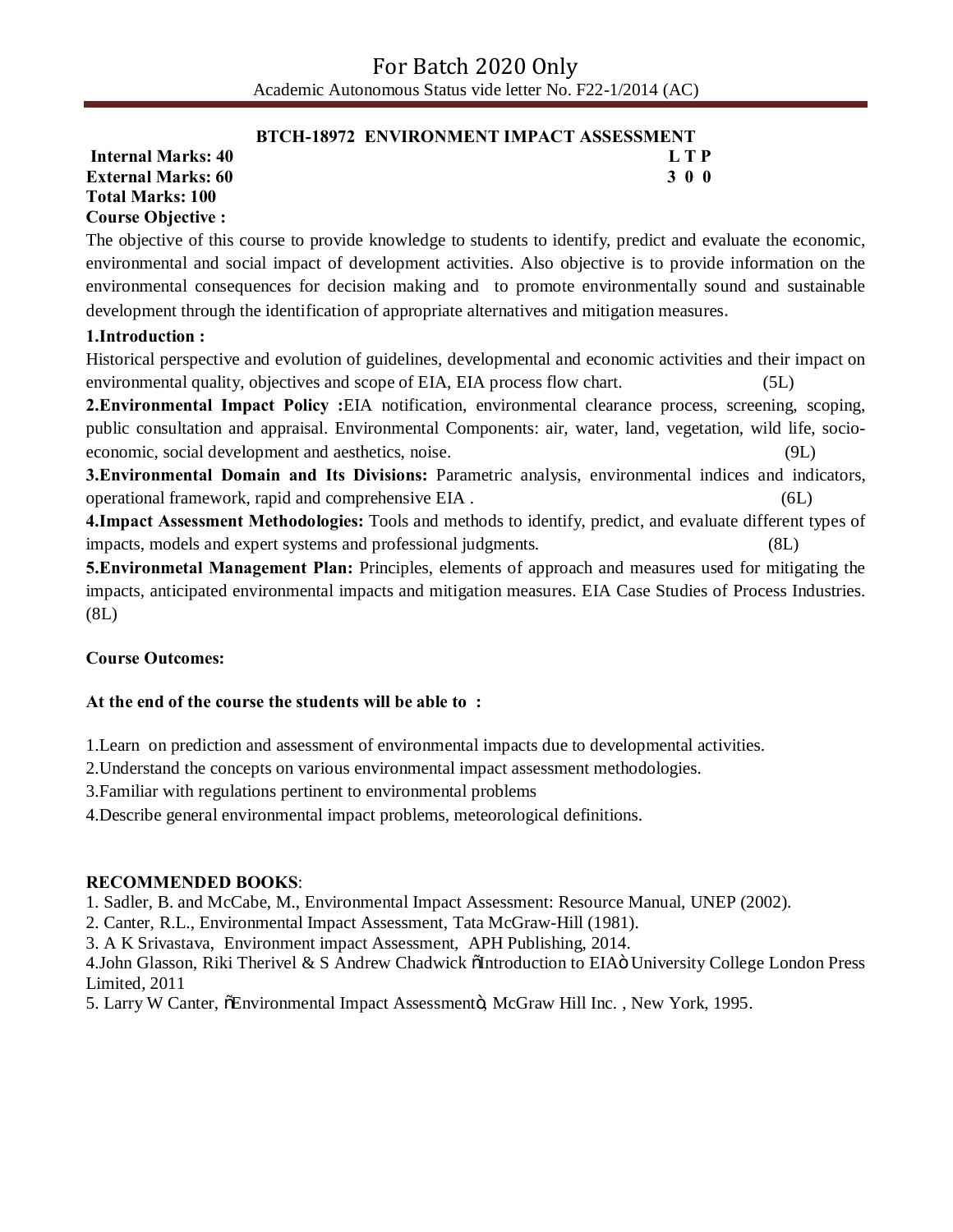## BTCH-18972 ENVIRONMENT IMPACT ASSESSMENT

**Internal Marks: 40**
**External Marks: 60**
**Total Marks: 100**

| L | T | P |
|---|---|---|
| 3 | 0 | 0 |

**Course Objective :**

The objective of this course to provide knowledge to students to identify, predict and evaluate the economic, environmental and social impact of development activities. Also objective is to provide information on the environmental consequences for decision making and to promote environmentally sound and sustainable development through the identification of appropriate alternatives and mitigation measures.

**1.Introduction :**
Historical perspective and evolution of guidelines, developmental and economic activities and their impact on environmental quality, objectives and scope of EIA, EIA process flow chart. (5L)

**2.Environmental Impact Policy :**EIA notification, environmental clearance process, screening, scoping, public consultation and appraisal. Environmental Components: air, water, land, vegetation, wild life, socio-economic, social development and aesthetics, noise. (9L)

**3.Environmental Domain and Its Divisions:** Parametric analysis, environmental indices and indicators, operational framework, rapid and comprehensive EIA . (6L)

**4.Impact Assessment Methodologies:** Tools and methods to identify, predict, and evaluate different types of impacts, models and expert systems and professional judgments. (8L)

**5.Environmetal Management Plan:** Principles, elements of approach and measures used for mitigating the impacts, anticipated environmental impacts and mitigation measures. EIA Case Studies of Process Industries. (8L)

**Course Outcomes:**

**At the end of the course the students will be able to :**

1.Learn on prediction and assessment of environmental impacts due to developmental activities.
2.Understand the concepts on various environmental impact assessment methodologies.
3.Familiar with regulations pertinent to environmental problems
4.Describe general environmental impact problems, meteorological definitions.

**RECOMMENDED BOOKS**:
1. Sadler, B. and McCabe, M., Environmental Impact Assessment: Resource Manual, UNEP (2002).
2. Canter, R.L., Environmental Impact Assessment, Tata McGraw-Hill (1981).
3. A K Srivastava, Environment impact Assessment, APH Publishing, 2014.
4.John Glasson, Riki Therivel & S Andrew Chadwick "Introduction to EIA" University College London Press Limited, 2011
5. Larry W Canter, "Environmental Impact Assessment", McGraw Hill Inc. , New York, 1995.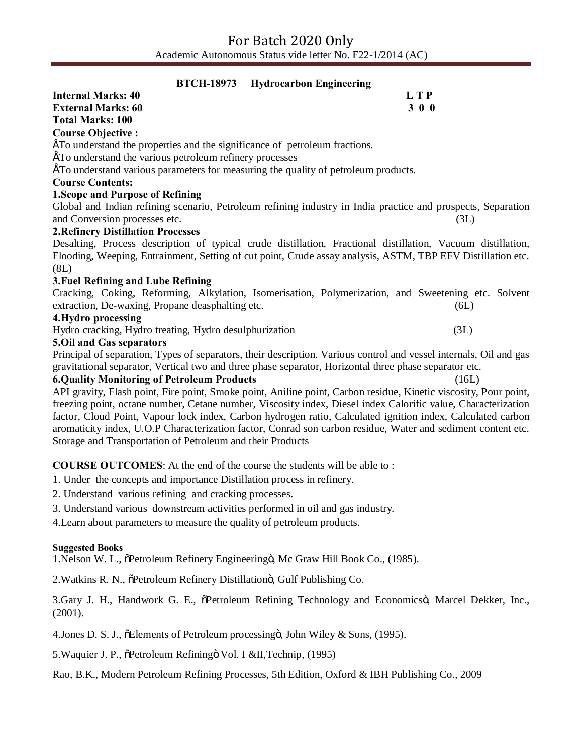## BTCH-18973 Hydrocarbon Engineering

**Internal Marks: 40** **L T P**
**External Marks: 60** **3 0 0**
**Total Marks: 100**

**Course Objective :**

- To understand the properties and the significance of petroleum fractions.
- To understand the various petroleum refinery processes
- To understand various parameters for measuring the quality of petroleum products.

**Course Contents:**

**1.Scope and Purpose of Refining**

Global and Indian refining scenario, Petroleum refining industry in India practice and prospects, Separation and Conversion processes etc. (3L)

**2.Refinery Distillation Processes**

Desalting, Process description of typical crude distillation, Fractional distillation, Vacuum distillation, Flooding, Weeping, Entrainment, Setting of cut point, Crude assay analysis, ASTM, TBP EFV Distillation etc. (8L)

**3.Fuel Refining and Lube Refining**

Cracking, Coking, Reforming, Alkylation, Isomerisation, Polymerization, and Sweetening etc. Solvent extraction, De-waxing, Propane deasphalting etc. (6L)

**4.Hydro processing**

Hydro cracking, Hydro treating, Hydro desulphurization (3L)

**5.Oil and Gas separators**

Principal of separation, Types of separators, their description. Various control and vessel internals, Oil and gas gravitational separator, Vertical two and three phase separator, Horizontal three phase separator etc.

**6.Quality Monitoring of Petroleum Products** (16L)

API gravity, Flash point, Fire point, Smoke point, Aniline point, Carbon residue, Kinetic viscosity, Pour point, freezing point, octane number, Cetane number, Viscosity index, Diesel index Calorific value, Characterization factor, Cloud Point, Vapour lock index, Carbon hydrogen ratio, Calculated ignition index, Calculated carbon aromaticity index, U.O.P Characterization factor, Conrad son carbon residue, Water and sediment content etc. Storage and Transportation of Petroleum and their Products

**COURSE OUTCOMES**: At the end of the course the students will be able to :

1. Under the concepts and importance Distillation process in refinery.
2. Understand various refining and cracking processes.
3. Understand various downstream activities performed in oil and gas industry.
4. Learn about parameters to measure the quality of petroleum products.

**Suggested Books**

1.Nelson W. L., "Petroleum Refinery Engineering", Mc Graw Hill Book Co., (1985).

2.Watkins R. N., "Petroleum Refinery Distillation", Gulf Publishing Co.

3.Gary J. H., Handwork G. E., "Petroleum Refining Technology and Economics", Marcel Dekker, Inc., (2001).

4.Jones D. S. J., "Elements of Petroleum processing", John Wiley & Sons, (1995).

5.Waquier J. P., "Petroleum Refining" Vol. I &II,Technip, (1995)

Rao, B.K., Modern Petroleum Refining Processes, 5th Edition, Oxford & IBH Publishing Co., 2009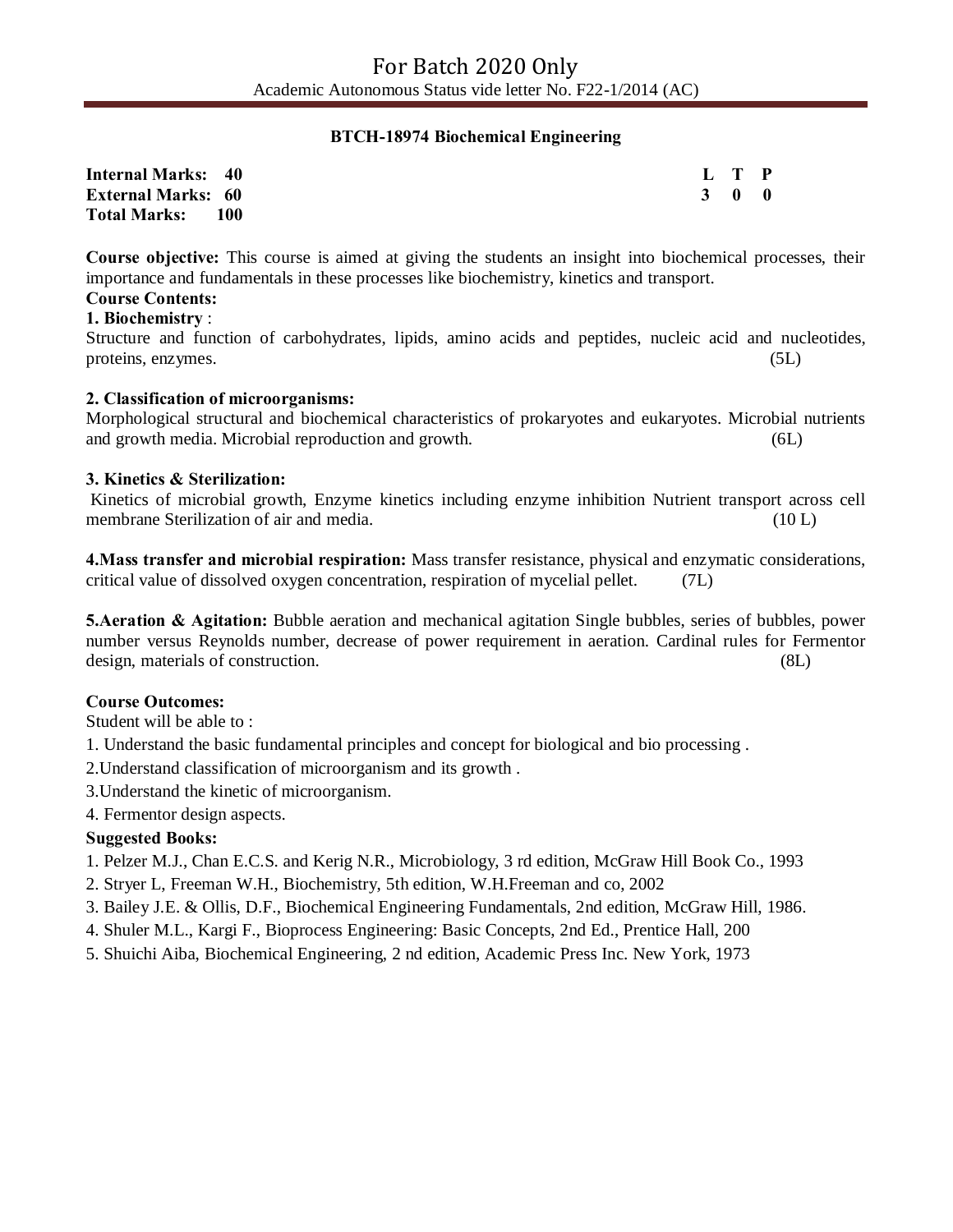# BTCH-18974 Biochemical Engineering

**Internal Marks: 40**
**External Marks: 60**
**Total Marks: 100**

| L | T | P |
|---|---|---|
| 3 | 0 | 0 |

**Course objective:** This course is aimed at giving the students an insight into biochemical processes, their importance and fundamentals in these processes like biochemistry, kinetics and transport.

**Course Contents:**

**1. Biochemistry** :
Structure and function of carbohydrates, lipids, amino acids and peptides, nucleic acid and nucleotides, proteins, enzymes. (5L)

**2. Classification of microorganisms:**
Morphological structural and biochemical characteristics of prokaryotes and eukaryotes. Microbial nutrients and growth media. Microbial reproduction and growth. (6L)

**3. Kinetics & Sterilization:**
Kinetics of microbial growth, Enzyme kinetics including enzyme inhibition Nutrient transport across cell membrane Sterilization of air and media. (10 L)

**4.Mass transfer and microbial respiration:** Mass transfer resistance, physical and enzymatic considerations, critical value of dissolved oxygen concentration, respiration of mycelial pellet. (7L)

**5.Aeration & Agitation:** Bubble aeration and mechanical agitation Single bubbles, series of bubbles, power number versus Reynolds number, decrease of power requirement in aeration. Cardinal rules for Fermentor design, materials of construction. (8L)

**Course Outcomes:**

Student will be able to :

1. Understand the basic fundamental principles and concept for biological and bio processing .
2. Understand classification of microorganism and its growth .
3. Understand the kinetic of microorganism.
4. Fermentor design aspects.

**Suggested Books:**

1. Pelzer M.J., Chan E.C.S. and Kerig N.R., Microbiology, 3 rd edition, McGraw Hill Book Co., 1993
2. Stryer L, Freeman W.H., Biochemistry, 5th edition, W.H.Freeman and co, 2002
3. Bailey J.E. & Ollis, D.F., Biochemical Engineering Fundamentals, 2nd edition, McGraw Hill, 1986.
4. Shuler M.L., Kargi F., Bioprocess Engineering: Basic Concepts, 2nd Ed., Prentice Hall, 200
5. Shuichi Aiba, Biochemical Engineering, 2 nd edition, Academic Press Inc. New York, 1973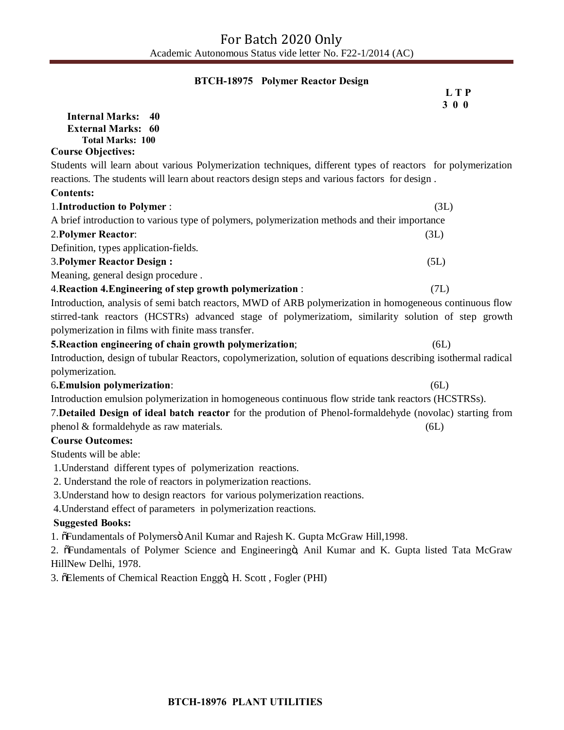## BTCH-18975 Polymer Reactor Design

| L | T | P |
|---|---|---|
| 3 | 0 | 0 |

**Internal Marks: 40**
**External Marks: 60**
**Total Marks: 100**

**Course Objectives:**

Students will learn about various Polymerization techniques, different types of reactors for polymerization reactions. The students will learn about reactors design steps and various factors for design .

**Contents:**

1.**Introduction to Polymer** : (3L)

A brief introduction to various type of polymers, polymerization methods and their importance

2.**Polymer Reactor**: (3L)

Definition, types application-fields.

3.**Polymer Reactor Design :** (5L)

Meaning, general design procedure .

4.**Reaction 4.Engineering of step growth polymerization** : (7L)

Introduction, analysis of semi batch reactors, MWD of ARB polymerization in homogeneous continuous flow stirred-tank reactors (HCSTRs) advanced stage of polymerizatiom, similarity solution of step growth polymerization in films with finite mass transfer.

**5.Reaction engineering of chain growth polymerization**; (6L)

Introduction, design of tubular Reactors, copolymerization, solution of equations describing isothermal radical polymerization.

6**.Emulsion polymerization**: (6L)

Introduction emulsion polymerization in homogeneous continuous flow stride tank reactors (HCSTRSs).

7.**Detailed Design of ideal batch reactor** for the prodution of Phenol-formaldehyde (novolac) starting from phenol & formaldehyde as raw materials. (6L)

**Course Outcomes:**

Students will be able:

1.Understand different types of polymerization reactions.
2. Understand the role of reactors in polymerization reactions.
3.Understand how to design reactors for various polymerization reactions.
4.Understand effect of parameters in polymerization reactions.

**Suggested Books:**

1. õFundamentals of Polymersö Anil Kumar and Rajesh K. Gupta McGraw Hill,1998.
2. õFundamentals of Polymer Science and Engineeringö, Anil Kumar and K. Gupta listed Tata McGraw HillNew Delhi, 1978.
3. õElements of Chemical Reaction Enggö, H. Scott , Fogler (PHI)

## BTCH-18976 PLANT UTILITIES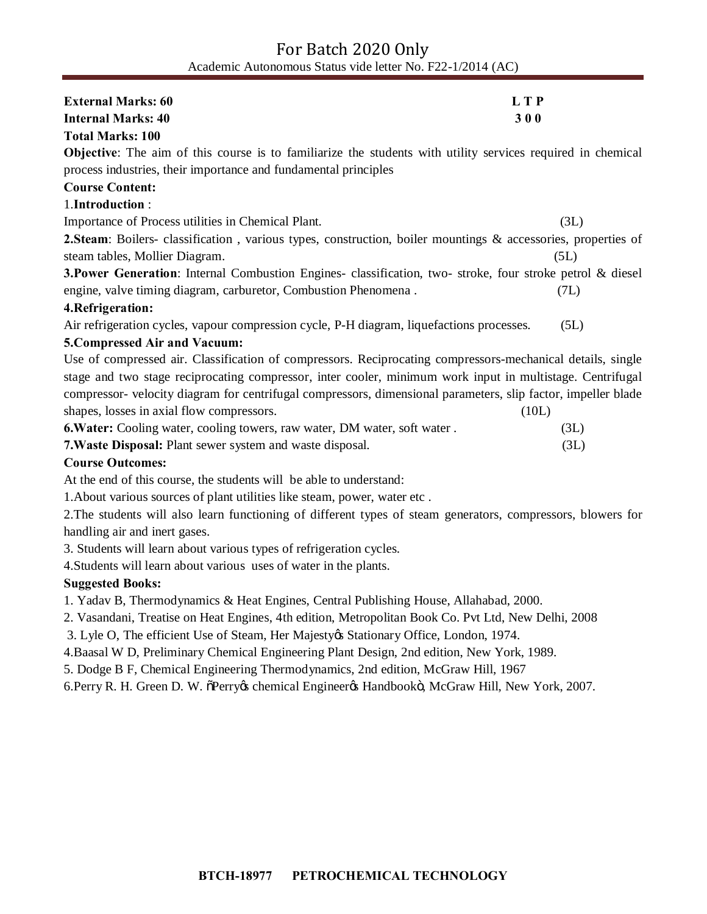**External Marks: 60** **L T P**

**Internal Marks: 40** **3 0 0**

**Total Marks: 100**

**Objective**: The aim of this course is to familiarize the students with utility services required in chemical process industries, their importance and fundamental principles

**Course Content:**

1.**Introduction** :

Importance of Process utilities in Chemical Plant. (3L)

**2.Steam**: Boilers- classification , various types, construction, boiler mountings & accessories, properties of steam tables, Mollier Diagram. (5L)

**3.Power Generation**: Internal Combustion Engines- classification, two- stroke, four stroke petrol & diesel engine, valve timing diagram, carburetor, Combustion Phenomena . (7L)

**4.Refrigeration:**

Air refrigeration cycles, vapour compression cycle, P-H diagram, liquefactions processes. (5L)

**5.Compressed Air and Vacuum:**

Use of compressed air. Classification of compressors. Reciprocating compressors-mechanical details, single stage and two stage reciprocating compressor, inter cooler, minimum work input in multistage. Centrifugal compressor- velocity diagram for centrifugal compressors, dimensional parameters, slip factor, impeller blade shapes, losses in axial flow compressors. (10L)

**6.Water:** Cooling water, cooling towers, raw water, DM water, soft water . (3L)

**7.Waste Disposal:** Plant sewer system and waste disposal. (3L)

**Course Outcomes:**

At the end of this course, the students will be able to understand:

1.About various sources of plant utilities like steam, power, water etc .

2.The students will also learn functioning of different types of steam generators, compressors, blowers for handling air and inert gases.

3. Students will learn about various types of refrigeration cycles.

4.Students will learn about various uses of water in the plants.

**Suggested Books:**

1. Yadav B, Thermodynamics & Heat Engines, Central Publishing House, Allahabad, 2000.
2. Vasandani, Treatise on Heat Engines, 4th edition, Metropolitan Book Co. Pvt Ltd, New Delhi, 2008
3. Lyle O, The efficient Use of Steam, Her Majesty's Stationary Office, London, 1974.
4. Baasal W D, Preliminary Chemical Engineering Plant Design, 2nd edition, New York, 1989.
5. Dodge B F, Chemical Engineering Thermodynamics, 2nd edition, McGraw Hill, 1967
6. Perry R. H. Green D. W. "Perry's chemical Engineer's Handbook", McGraw Hill, New York, 2007.

**BTCH-18977 PETROCHEMICAL TECHNOLOGY**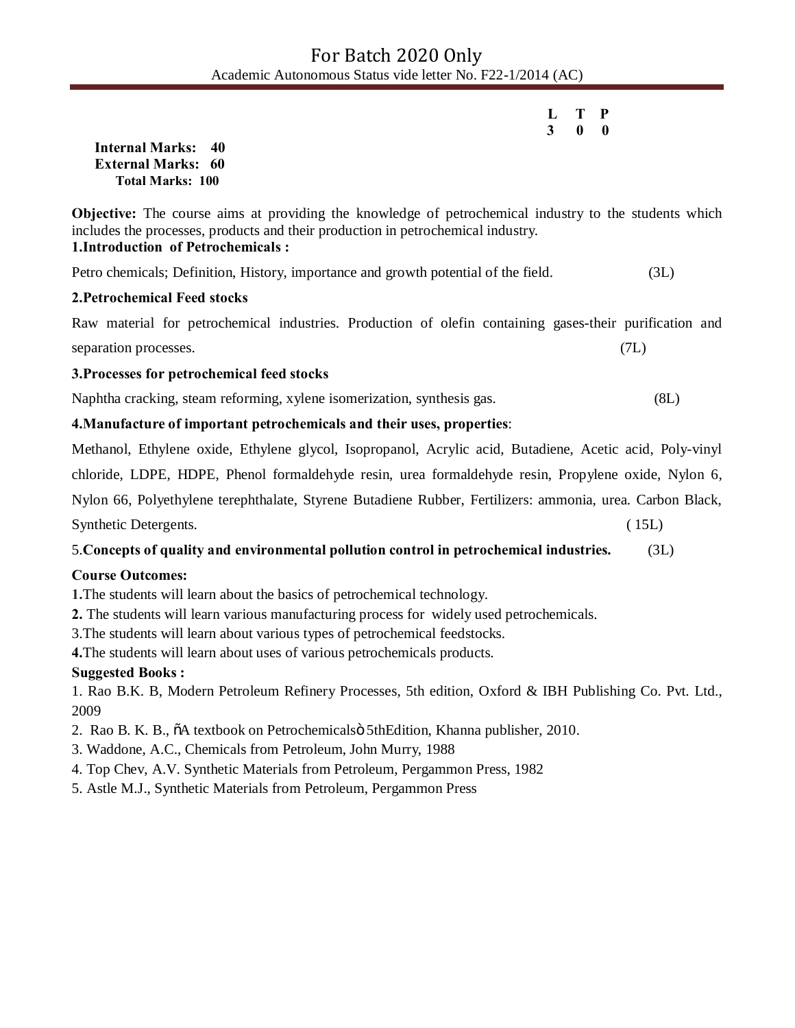| L | T | P |
|---|---|---|
| 3 | 0 | 0 |

**Internal Marks: 40**
**External Marks: 60**
**Total Marks: 100**

**Objective:** The course aims at providing the knowledge of petrochemical industry to the students which includes the processes, products and their production in petrochemical industry.

**1.Introduction of Petrochemicals :**

Petro chemicals; Definition, History, importance and growth potential of the field. (3L)

**2.Petrochemical Feed stocks**

Raw material for petrochemical industries. Production of olefin containing gases-their purification and separation processes. (7L)

**3.Processes for petrochemical feed stocks**

Naphtha cracking, steam reforming, xylene isomerization, synthesis gas. (8L)

**4.Manufacture of important petrochemicals and their uses, properties**:

Methanol, Ethylene oxide, Ethylene glycol, Isopropanol, Acrylic acid, Butadiene, Acetic acid, Poly-vinyl chloride, LDPE, HDPE, Phenol formaldehyde resin, urea formaldehyde resin, Propylene oxide, Nylon 6, Nylon 66, Polyethylene terephthalate, Styrene Butadiene Rubber, Fertilizers: ammonia, urea. Carbon Black, Synthetic Detergents. ( 15L)

5.**Concepts of quality and environmental pollution control in petrochemical industries.** (3L)

**Course Outcomes:**

**1.**The students will learn about the basics of petrochemical technology.
**2.** The students will learn various manufacturing process for widely used petrochemicals.
3.The students will learn about various types of petrochemical feedstocks.
**4.**The students will learn about uses of various petrochemicals products.

**Suggested Books :**

1. Rao B.K. B, Modern Petroleum Refinery Processes, 5th edition, Oxford & IBH Publishing Co. Pvt. Ltd., 2009
2. Rao B. K. B., õA textbook on Petrochemicalsò 5thEdition, Khanna publisher, 2010.
3. Waddone, A.C., Chemicals from Petroleum, John Murry, 1988
4. Top Chev, A.V. Synthetic Materials from Petroleum, Pergammon Press, 1982
5. Astle M.J., Synthetic Materials from Petroleum, Pergammon Press